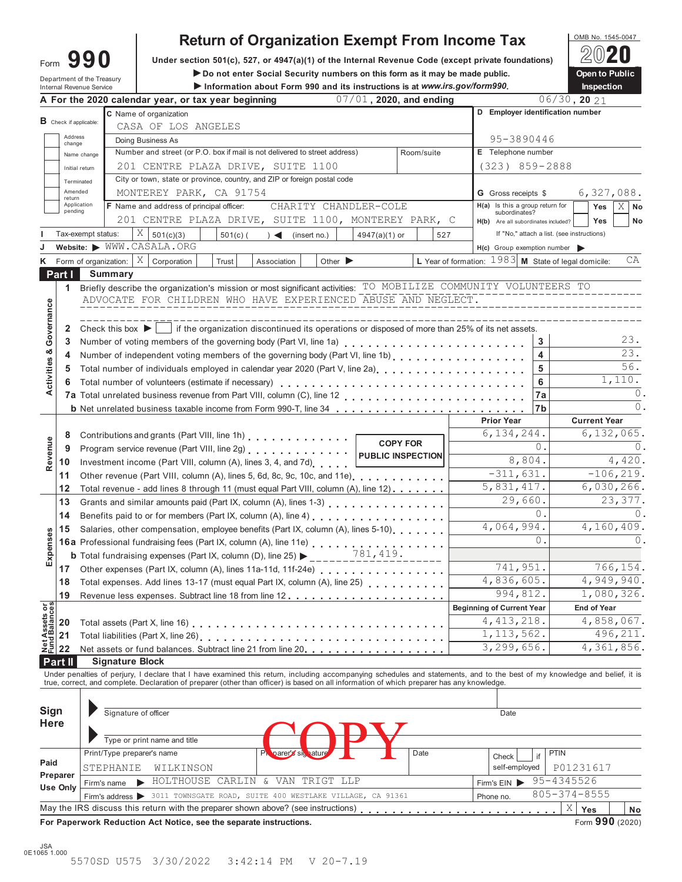# Form 990 — Return of Organization Exempt From Income Tax

OMB No. 1545-0047

**2020**

Under section 501(c), 527, or 4947(a)(1) of the Internal Revenue Code (except private foundations)

▶ Do not enter Social Security numbers on this form as it may be made public.

▶ Information about Form 990 and its instructions is at *www.irs.gov/form990*.

Department of the Treasury
Internal Revenue Service

**Open to Public Inspection**

**A** For the 2020 calendar year, or tax year beginning 07/01, 2020, and ending 06/30, 20 21

**B** Check if applicable: Address change, Name change, Initial return, Terminated, Amended return, Application pending

**C** Name of organization: CASA OF LOS ANGELES

Doing Business As

Number and street (or P.O. box if mail is not delivered to street address): 201 CENTRE PLAZA DRIVE, SUITE 1100 — Room/suite

City or town, state or province, country, and ZIP or foreign postal code: MONTEREY PARK, CA 91754

**D** Employer identification number: 95-3890446

**E** Telephone number: (323) 859-2888

**G** Gross receipts $ 6,327,088.

**F** Name and address of principal officer: CHARITY CHANDLER-COLE, 201 CENTRE PLAZA DRIVE, SUITE 1100, MONTEREY PARK, C

**H(a)** Is this a group return for subordinates? Yes [ ] No [X]

**H(b)** Are all subordinates included? Yes [ ] No [ ]

If "No," attach a list. (see instructions)

**I** Tax-exempt status: [X] 501(c)(3) [ ] 501(c) ( ) ◀ (insert no.) [ ] 4947(a)(1) or [ ] 527

**J** Website: ▶ WWW.CASALA.ORG

**H(c)** Group exemption number ▶

**K** Form of organization: [X] Corporation [ ] Trust [ ] Association [ ] Other ▶

**L** Year of formation: 1983 **M** State of legal domicile: CA

## Part I Summary

**Activities & Governance**

1. Briefly describe the organization's mission or most significant activities: TO MOBILIZE COMMUNITY VOLUNTEERS TO ADVOCATE FOR CHILDREN WHO HAVE EXPERIENCED ABUSE AND NEGLECT.

2. Check this box ▶ [ ] if the organization discontinued its operations or disposed of more than 25% of its net assets.

| | | | |
|---|---|---|---|
| 3 | Number of voting members of the governing body (Part VI, line 1a) | 3 | 23. |
| 4 | Number of independent voting members of the governing body (Part VI, line 1b) | 4 | 23. |
| 5 | Total number of individuals employed in calendar year 2020 (Part V, line 2a) | 5 | 56. |
| 6 | Total number of volunteers (estimate if necessary) | 6 | 1,110. |
| 7a | Total unrelated business revenue from Part VIII, column (C), line 12 | 7a | 0. |
| b | Net unrelated business taxable income from Form 990-T, line 34 | 7b | 0. |

| | | Prior Year | Current Year |
|---|---|---|---|
| **Revenue** | | | |
| 8 | Contributions and grants (Part VIII, line 1h) | 6,134,244. | 6,132,065. |
| 9 | Program service revenue (Part VIII, line 2g) | 0. | 0. |
| 10 | Investment income (Part VIII, column (A), lines 3, 4, and 7d) | 8,804. | 4,420. |
| 11 | Other revenue (Part VIII, column (A), lines 5, 6d, 8c, 9c, 10c, and 11e) | -311,631. | -106,219. |
| 12 | Total revenue - add lines 8 through 11 (must equal Part VIII, column (A), line 12) | 5,831,417. | 6,030,266. |
| **Expenses** | | | |
| 13 | Grants and similar amounts paid (Part IX, column (A), lines 1-3) | 29,660. | 23,377. |
| 14 | Benefits paid to or for members (Part IX, column (A), line 4) | 0. | 0. |
| 15 | Salaries, other compensation, employee benefits (Part IX, column (A), lines 5-10) | 4,064,994. | 4,160,409. |
| 16a | Professional fundraising fees (Part IX, column (A), line 11e) | 0. | 0. |
| b | Total fundraising expenses (Part IX, column (D), line 25) ▶ 781,419. | | |
| 17 | Other expenses (Part IX, column (A), lines 11a-11d, 11f-24e) | 741,951. | 766,154. |
| 18 | Total expenses. Add lines 13-17 (must equal Part IX, column (A), line 25) | 4,836,605. | 4,949,940. |
| 19 | Revenue less expenses. Subtract line 18 from line 12 | 994,812. | 1,080,326. |

COPY FOR PUBLIC INSPECTION

| **Net Assets or Fund Balances** | | Beginning of Current Year | End of Year |
|---|---|---|---|
| 20 | Total assets (Part X, line 16) | 4,413,218. | 4,858,067. |
| 21 | Total liabilities (Part X, line 26) | 1,113,562. | 496,211. |
| 22 | Net assets or fund balances. Subtract line 21 from line 20 | 3,299,656. | 4,361,856. |

## Part II Signature Block

Under penalties of perjury, I declare that I have examined this return, including accompanying schedules and statements, and to the best of my knowledge and belief, it is true, correct, and complete. Declaration of preparer (other than officer) is based on all information of which preparer has any knowledge.

**Sign Here**

Signature of officer — Date

Type or print name and title

COPY

**Paid Preparer Use Only**

| Print/Type preparer's name | Preparer's signature | Date | Check [ ] if self-employed | PTIN |
|---|---|---|---|---|
| STEPHANIE WILKINSON | | | | P01231617 |

Firm's name ▶ HOLTHOUSE CARLIN & VAN TRIGT LLP — Firm's EIN ▶ 95-4345526

Firm's address ▶ 3011 TOWNSGATE ROAD, SUITE 400 WESTLAKE VILLAGE, CA 91361 — Phone no. 805-374-8555

May the IRS discuss this return with the preparer shown above? (see instructions) [X] Yes [ ] No

**For Paperwork Reduction Act Notice, see the separate instructions.** Form **990** (2020)

JSA 0E1065 1.000

5570SD U575 3/30/2022 3:42:14 PM V 20-7.19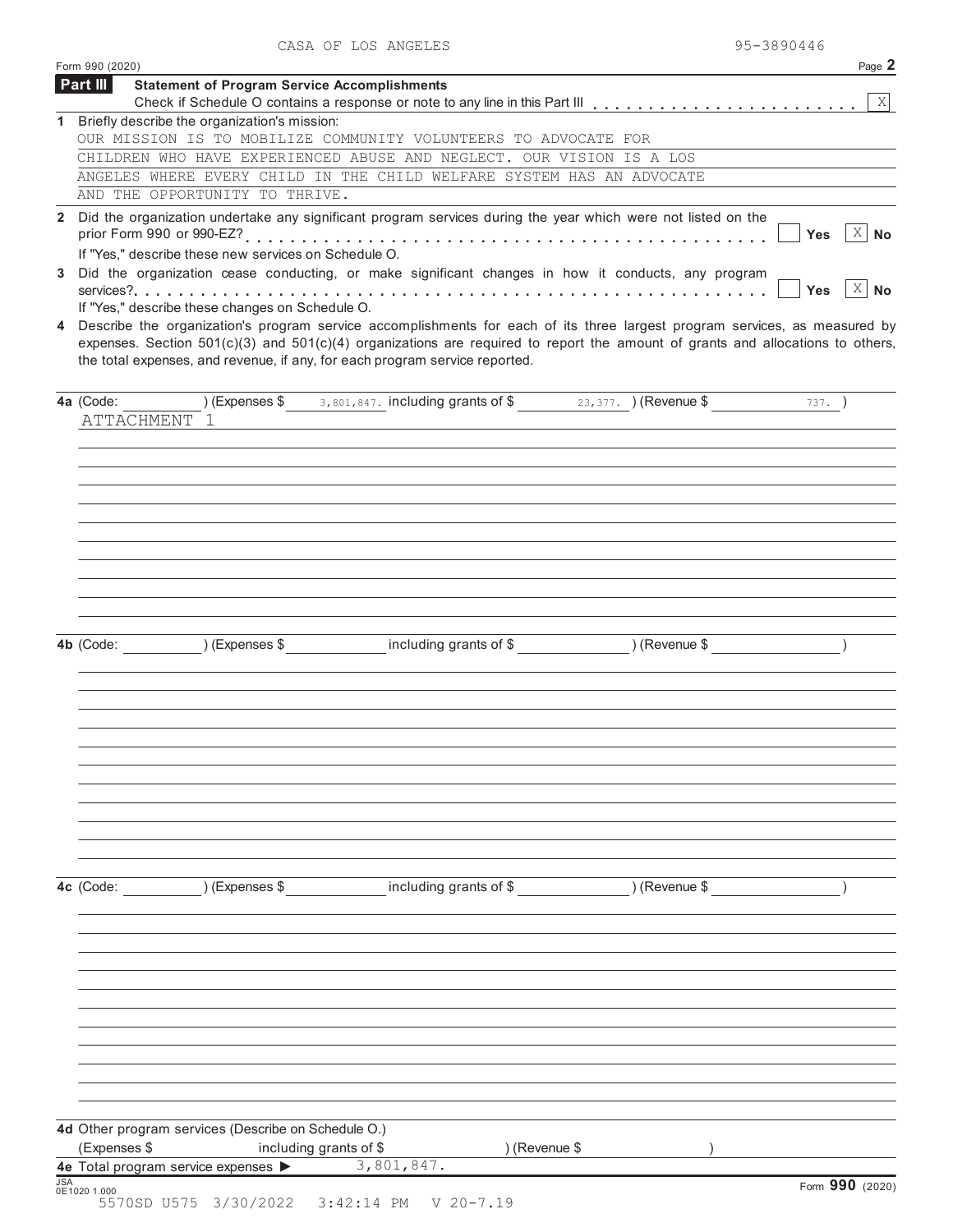CASA OF LOS ANGELES 95-3890446

Form 990 (2020)

## Part III Statement of Program Service Accomplishments

Check if Schedule O contains a response or note to any line in this Part III . . . . . . . . . . . . . . . . . . . . . . . . [X]

**1** Briefly describe the organization's mission:

OUR MISSION IS TO MOBILIZE COMMUNITY VOLUNTEERS TO ADVOCATE FOR CHILDREN WHO HAVE EXPERIENCED ABUSE AND NEGLECT. OUR VISION IS A LOS ANGELES WHERE EVERY CHILD IN THE CHILD WELFARE SYSTEM HAS AN ADVOCATE AND THE OPPORTUNITY TO THRIVE.

**2** Did the organization undertake any significant program services during the year which were not listed on the prior Form 990 or 990-EZ? . . . . . . . . . . . . . . . . . . . . . . . . . . . . . . . . . . . . . . . . [ ] Yes [X] No

If "Yes," describe these new services on Schedule O.

**3** Did the organization cease conducting, or make significant changes in how it conducts, any program services? . . . . . . . . . . . . . . . . . . . . . . . . . . . . . . . . . . . . . . . . . . . . . . . . . . . [ ] Yes [X] No

If "Yes," describe these changes on Schedule O.

**4** Describe the organization's program service accomplishments for each of its three largest program services, as measured by expenses. Section 501(c)(3) and 501(c)(4) organizations are required to report the amount of grants and allocations to others, the total expenses, and revenue, if any, for each program service reported.

**4a** (Code: ) (Expenses $ 3,801,847. including grants of $ 23,377. ) (Revenue $ 737. )

ATTACHMENT 1

**4b** (Code: ) (Expenses $ including grants of $ ) (Revenue $ )

**4c** (Code: ) (Expenses $ including grants of $ ) (Revenue $ )

**4d** Other program services (Describe on Schedule O.)

(Expenses $ including grants of $ ) (Revenue $ )

**4e** Total program service expenses ▶ 3,801,847.

JSA 0E1020 1.000

Form **990** (2020)

5570SD U575 3/30/2022 3:42:14 PM V 20-7.19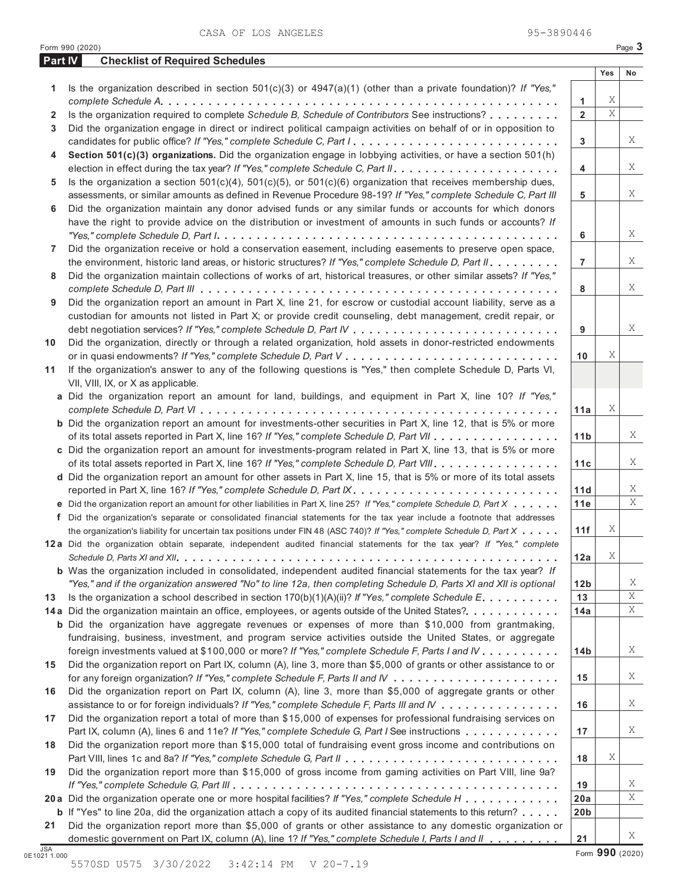CASA OF LOS ANGELES 95-3890446

Form 990 (2020)

## Part IV Checklist of Required Schedules

| | | | Yes | No |
|---|---|---|---|---|
| 1 | Is the organization described in section 501(c)(3) or 4947(a)(1) (other than a private foundation)? *If "Yes," complete Schedule A* | 1 | X | |
| 2 | Is the organization required to complete *Schedule B, Schedule of Contributors* See instructions? | 2 | X | |
| 3 | Did the organization engage in direct or indirect political campaign activities on behalf of or in opposition to candidates for public office? *If "Yes," complete Schedule C, Part I* | 3 | | X |
| 4 | **Section 501(c)(3) organizations.** Did the organization engage in lobbying activities, or have a section 501(h) election in effect during the tax year? *If "Yes," complete Schedule C, Part II* | 4 | | X |
| 5 | Is the organization a section 501(c)(4), 501(c)(5), or 501(c)(6) organization that receives membership dues, assessments, or similar amounts as defined in Revenue Procedure 98-19? *If "Yes," complete Schedule C, Part III* | 5 | | X |
| 6 | Did the organization maintain any donor advised funds or any similar funds or accounts for which donors have the right to provide advice on the distribution or investment of amounts in such funds or accounts? *If "Yes," complete Schedule D, Part I* | 6 | | X |
| 7 | Did the organization receive or hold a conservation easement, including easements to preserve open space, the environment, historic land areas, or historic structures? *If "Yes," complete Schedule D, Part II* | 7 | | X |
| 8 | Did the organization maintain collections of works of art, historical treasures, or other similar assets? *If "Yes," complete Schedule D, Part III* | 8 | | X |
| 9 | Did the organization report an amount in Part X, line 21, for escrow or custodial account liability, serve as a custodian for amounts not listed in Part X; or provide credit counseling, debt management, credit repair, or debt negotiation services? *If "Yes," complete Schedule D, Part IV* | 9 | | X |
| 10 | Did the organization, directly or through a related organization, hold assets in donor-restricted endowments or in quasi endowments? *If "Yes," complete Schedule D, Part V* | 10 | X | |
| 11 | If the organization's answer to any of the following questions is "Yes," then complete Schedule D, Parts VI, VII, VIII, IX, or X as applicable. | | | |
| a | Did the organization report an amount for land, buildings, and equipment in Part X, line 10? *If "Yes," complete Schedule D, Part VI* | 11a | X | |
| b | Did the organization report an amount for investments-other securities in Part X, line 12, that is 5% or more of its total assets reported in Part X, line 16? *If "Yes," complete Schedule D, Part VII* | 11b | | X |
| c | Did the organization report an amount for investments-program related in Part X, line 13, that is 5% or more of its total assets reported in Part X, line 16? *If "Yes," complete Schedule D, Part VIII* | 11c | | X |
| d | Did the organization report an amount for other assets in Part X, line 15, that is 5% or more of its total assets reported in Part X, line 16? *If "Yes," complete Schedule D, Part IX* | 11d | | X |
| e | Did the organization report an amount for other liabilities in Part X, line 25? *If "Yes," complete Schedule D, Part X* | 11e | | X |
| f | Did the organization's separate or consolidated financial statements for the tax year include a footnote that addresses the organization's liability for uncertain tax positions under FIN 48 (ASC 740)? *If "Yes," complete Schedule D, Part X* | 11f | X | |
| 12a | Did the organization obtain separate, independent audited financial statements for the tax year? *If "Yes," complete Schedule D, Parts XI and XII* | 12a | X | |
| b | Was the organization included in consolidated, independent audited financial statements for the tax year? *If "Yes," and if the organization answered "No" to line 12a, then completing Schedule D, Parts XI and XII is optional* | 12b | | X |
| 13 | Is the organization a school described in section 170(b)(1)(A)(ii)? *If "Yes," complete Schedule E* | 13 | | X |
| 14a | Did the organization maintain an office, employees, or agents outside of the United States? | 14a | | X |
| b | Did the organization have aggregate revenues or expenses of more than $10,000 from grantmaking, fundraising, business, investment, and program service activities outside the United States, or aggregate foreign investments valued at $100,000 or more? *If "Yes," complete Schedule F, Parts I and IV* | 14b | | X |
| 15 | Did the organization report on Part IX, column (A), line 3, more than $5,000 of grants or other assistance to or for any foreign organization? *If "Yes," complete Schedule F, Parts II and IV* | 15 | | X |
| 16 | Did the organization report on Part IX, column (A), line 3, more than $5,000 of aggregate grants or other assistance to or for foreign individuals? *If "Yes," complete Schedule F, Parts III and IV* | 16 | | X |
| 17 | Did the organization report a total of more than $15,000 of expenses for professional fundraising services on Part IX, column (A), lines 6 and 11e? *If "Yes," complete Schedule G, Part I* See instructions | 17 | | X |
| 18 | Did the organization report more than $15,000 total of fundraising event gross income and contributions on Part VIII, lines 1c and 8a? *If "Yes," complete Schedule G, Part II* | 18 | X | |
| 19 | Did the organization report more than $15,000 of gross income from gaming activities on Part VIII, line 9a? *If "Yes," complete Schedule G, Part III* | 19 | | X |
| 20a | Did the organization operate one or more hospital facilities? *If "Yes," complete Schedule H* | 20a | | X |
| b | If "Yes" to line 20a, did the organization attach a copy of its audited financial statements to this return? | 20b | | |
| 21 | Did the organization report more than $5,000 of grants or other assistance to any domestic organization or domestic government on Part IX, column (A), line 1? *If "Yes," complete Schedule I, Parts I and II* | 21 | | X |

Form **990** (2020)

5570SD U575 3/30/2022 3:42:14 PM V 20-7.19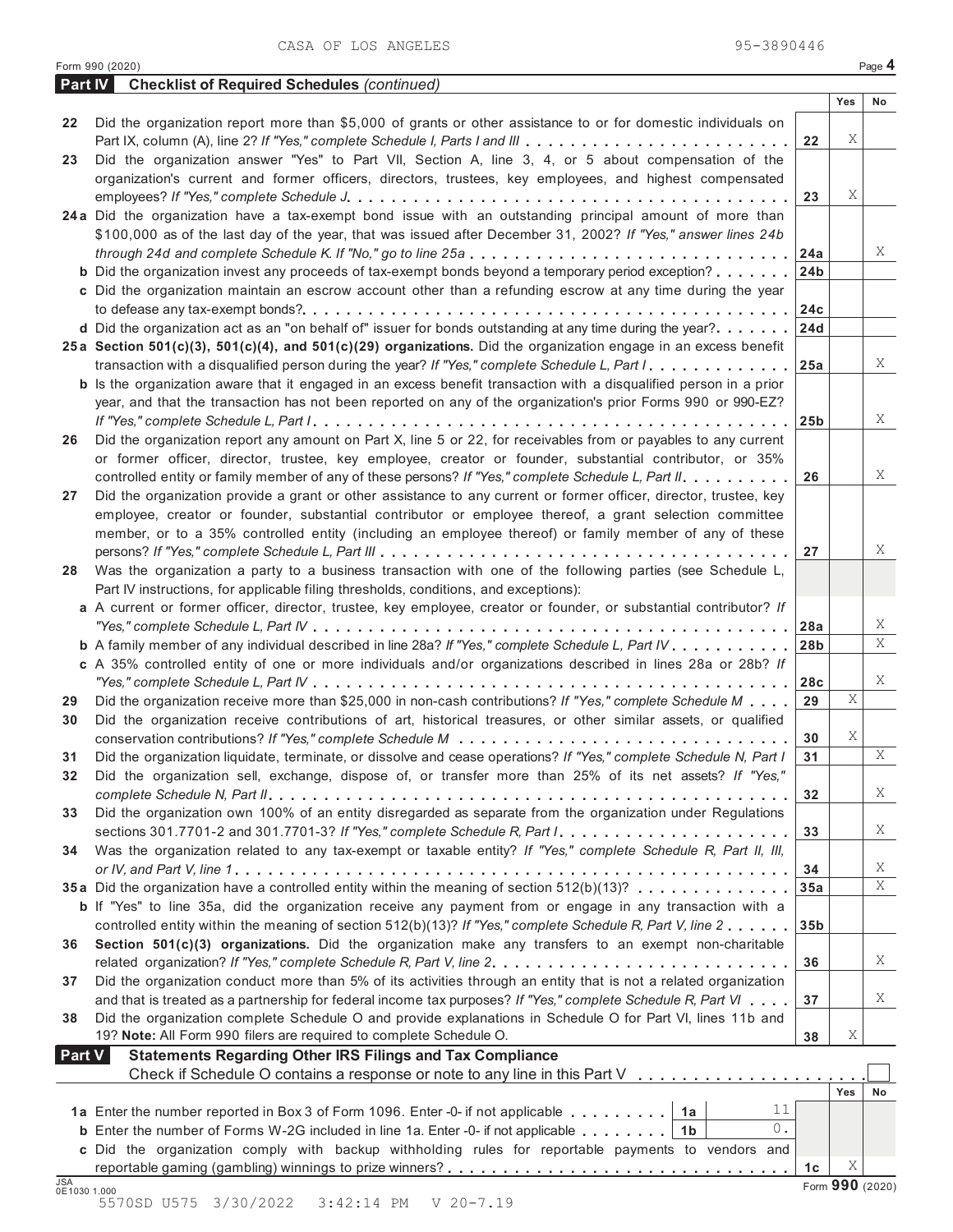CASA OF LOS ANGELES 95-3890446

Form 990 (2020) Page 4

**Part IV Checklist of Required Schedules** *(continued)*

| | | | Yes | No |
|---|---|---|---|---|
| 22 | Did the organization report more than $5,000 of grants or other assistance to or for domestic individuals on Part IX, column (A), line 2? *If "Yes," complete Schedule I, Parts I and III* | 22 | X | |
| 23 | Did the organization answer "Yes" to Part VII, Section A, line 3, 4, or 5 about compensation of the organization's current and former officers, directors, trustees, key employees, and highest compensated employees? *If "Yes," complete Schedule J* | 23 | X | |
| 24a | Did the organization have a tax-exempt bond issue with an outstanding principal amount of more than $100,000 as of the last day of the year, that was issued after December 31, 2002? *If "Yes," answer lines 24b through 24d and complete Schedule K. If "No," go to line 25a* | 24a | | X |
| b | Did the organization invest any proceeds of tax-exempt bonds beyond a temporary period exception? | 24b | | |
| c | Did the organization maintain an escrow account other than a refunding escrow at any time during the year to defease any tax-exempt bonds? | 24c | | |
| d | Did the organization act as an "on behalf of" issuer for bonds outstanding at any time during the year? | 24d | | |
| 25a | **Section 501(c)(3), 501(c)(4), and 501(c)(29) organizations.** Did the organization engage in an excess benefit transaction with a disqualified person during the year? *If "Yes," complete Schedule L, Part I* | 25a | | X |
| b | Is the organization aware that it engaged in an excess benefit transaction with a disqualified person in a prior year, and that the transaction has not been reported on any of the organization's prior Forms 990 or 990-EZ? *If "Yes," complete Schedule L, Part I* | 25b | | X |
| 26 | Did the organization report any amount on Part X, line 5 or 22, for receivables from or payables to any current or former officer, director, trustee, key employee, creator or founder, substantial contributor, or 35% controlled entity or family member of any of these persons? *If "Yes," complete Schedule L, Part II* | 26 | | X |
| 27 | Did the organization provide a grant or other assistance to any current or former officer, director, trustee, key employee, creator or founder, substantial contributor or employee thereof, a grant selection committee member, or to a 35% controlled entity (including an employee thereof) or family member of any of these persons? *If "Yes," complete Schedule L, Part III* | 27 | | X |
| 28 | Was the organization a party to a business transaction with one of the following parties (see Schedule L, Part IV instructions, for applicable filing thresholds, conditions, and exceptions): | | | |
| a | A current or former officer, director, trustee, key employee, creator or founder, or substantial contributor? *If "Yes," complete Schedule L, Part IV* | 28a | | X |
| b | A family member of any individual described in line 28a? *If "Yes," complete Schedule L, Part IV* | 28b | | X |
| c | A 35% controlled entity of one or more individuals and/or organizations described in lines 28a or 28b? *If "Yes," complete Schedule L, Part IV* | 28c | | X |
| 29 | Did the organization receive more than $25,000 in non-cash contributions? *If "Yes," complete Schedule M* | 29 | X | |
| 30 | Did the organization receive contributions of art, historical treasures, or other similar assets, or qualified conservation contributions? *If "Yes," complete Schedule M* | 30 | X | |
| 31 | Did the organization liquidate, terminate, or dissolve and cease operations? *If "Yes," complete Schedule N, Part I* | 31 | | X |
| 32 | Did the organization sell, exchange, dispose of, or transfer more than 25% of its net assets? *If "Yes," complete Schedule N, Part II* | 32 | | X |
| 33 | Did the organization own 100% of an entity disregarded as separate from the organization under Regulations sections 301.7701-2 and 301.7701-3? *If "Yes," complete Schedule R, Part I* | 33 | | X |
| 34 | Was the organization related to any tax-exempt or taxable entity? *If "Yes," complete Schedule R, Part II, III, or IV, and Part V, line 1* | 34 | | X |
| 35a | Did the organization have a controlled entity within the meaning of section 512(b)(13)? | 35a | | X |
| b | If "Yes" to line 35a, did the organization receive any payment from or engage in any transaction with a controlled entity within the meaning of section 512(b)(13)? *If "Yes," complete Schedule R, Part V, line 2* | 35b | | |
| 36 | **Section 501(c)(3) organizations.** Did the organization make any transfers to an exempt non-charitable related organization? *If "Yes," complete Schedule R, Part V, line 2* | 36 | | X |
| 37 | Did the organization conduct more than 5% of its activities through an entity that is not a related organization and that is treated as a partnership for federal income tax purposes? *If "Yes," complete Schedule R, Part VI* | 37 | | X |
| 38 | Did the organization complete Schedule O and provide explanations in Schedule O for Part VI, lines 11b and 19? **Note:** All Form 990 filers are required to complete Schedule O. | 38 | X | |

**Part V Statements Regarding Other IRS Filings and Tax Compliance**

Check if Schedule O contains a response or note to any line in this Part V ☐

| | | | | | Yes | No |
|---|---|---|---|---|---|---|
| 1a | Enter the number reported in Box 3 of Form 1096. Enter -0- if not applicable | 1a | 11 | | | |
| b | Enter the number of Forms W-2G included in line 1a. Enter -0- if not applicable | 1b | 0. | | | |
| c | Did the organization comply with backup withholding rules for reportable payments to vendors and reportable gaming (gambling) winnings to prize winners? | | | 1c | X | |

JSA 0E1030 1.000

Form **990** (2020)

5570SD U575 3/30/2022 3:42:14 PM V 20-7.19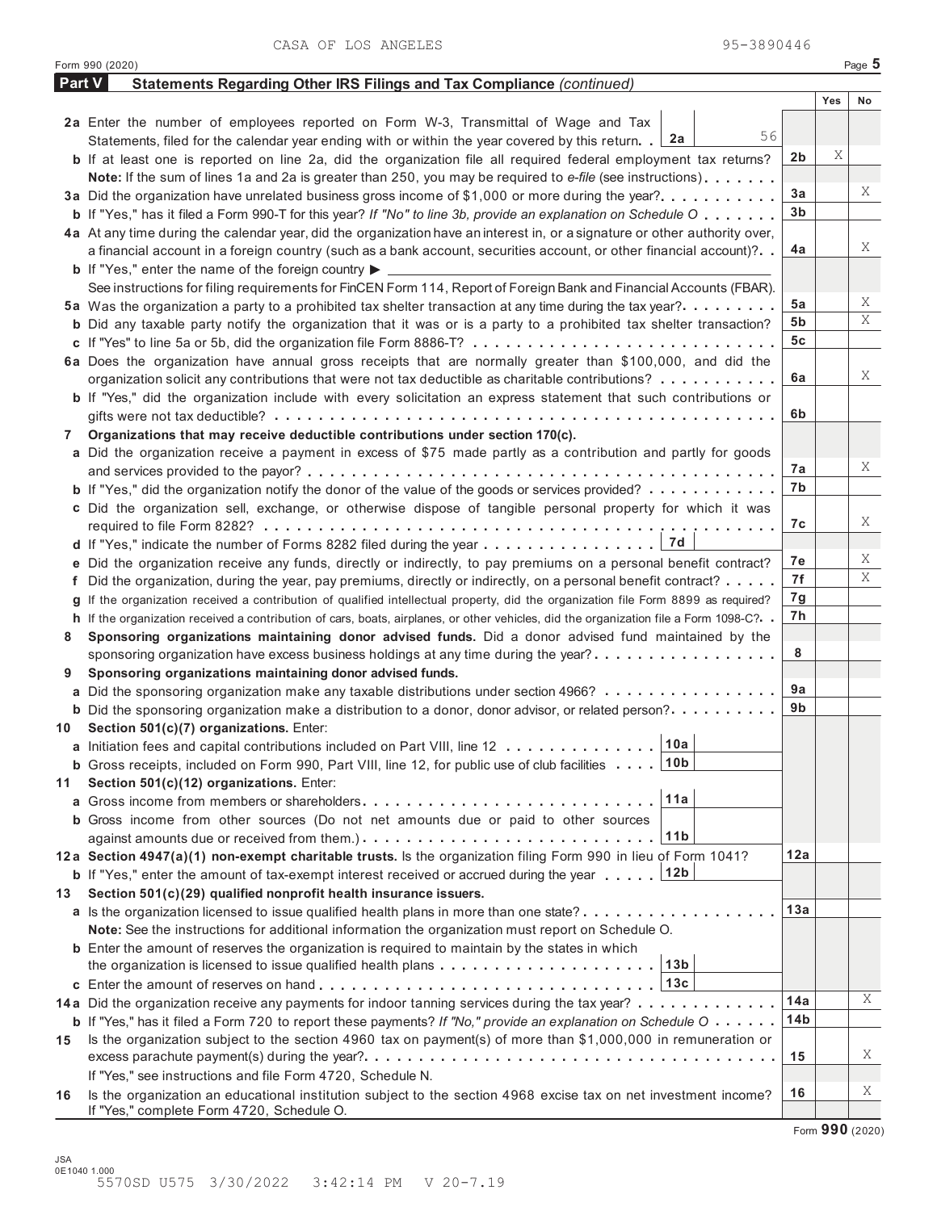CASA OF LOS ANGELES 95-3890446

## Part V Statements Regarding Other IRS Filings and Tax Compliance *(continued)*

| | | | Yes | No |
|---|---|---|---|---|
| **2a** | Enter the number of employees reported on Form W-3, Transmittal of Wage and Tax Statements, filed for the calendar year ending with or within the year covered by this return. **2a** 56 | | | |
| **b** | If at least one is reported on line 2a, did the organization file all required federal employment tax returns? | 2b | X | |
| | **Note:** If the sum of lines 1a and 2a is greater than 250, you may be required to *e-file* (see instructions) | | | |
| **3a** | Did the organization have unrelated business gross income of $1,000 or more during the year? | 3a | | X |
| **b** | If "Yes," has it filed a Form 990-T for this year? *If "No" to line 3b, provide an explanation on Schedule O* | 3b | | |
| **4a** | At any time during the calendar year, did the organization have an interest in, or a signature or other authority over, a financial account in a foreign country (such as a bank account, securities account, or other financial account)? | 4a | | X |
| **b** | If "Yes," enter the name of the foreign country ▶ | | | |
| | See instructions for filing requirements for FinCEN Form 114, Report of Foreign Bank and Financial Accounts (FBAR). | | | |
| **5a** | Was the organization a party to a prohibited tax shelter transaction at any time during the tax year? | 5a | | X |
| **b** | Did any taxable party notify the organization that it was or is a party to a prohibited tax shelter transaction? | 5b | | X |
| **c** | If "Yes" to line 5a or 5b, did the organization file Form 8886-T? | 5c | | |
| **6a** | Does the organization have annual gross receipts that are normally greater than $100,000, and did the organization solicit any contributions that were not tax deductible as charitable contributions? | 6a | | X |
| **b** | If "Yes," did the organization include with every solicitation an express statement that such contributions or gifts were not tax deductible? | 6b | | |
| **7** | **Organizations that may receive deductible contributions under section 170(c).** | | | |
| **a** | Did the organization receive a payment in excess of $75 made partly as a contribution and partly for goods and services provided to the payor? | 7a | | X |
| **b** | If "Yes," did the organization notify the donor of the value of the goods or services provided? | 7b | | |
| **c** | Did the organization sell, exchange, or otherwise dispose of tangible personal property for which it was required to file Form 8282? | 7c | | X |
| **d** | If "Yes," indicate the number of Forms 8282 filed during the year **7d** | | | |
| **e** | Did the organization receive any funds, directly or indirectly, to pay premiums on a personal benefit contract? | 7e | | X |
| **f** | Did the organization, during the year, pay premiums, directly or indirectly, on a personal benefit contract? | 7f | | X |
| **g** | If the organization received a contribution of qualified intellectual property, did the organization file Form 8899 as required? | 7g | | |
| **h** | If the organization received a contribution of cars, boats, airplanes, or other vehicles, did the organization file a Form 1098-C? | 7h | | |
| **8** | **Sponsoring organizations maintaining donor advised funds.** Did a donor advised fund maintained by the sponsoring organization have excess business holdings at any time during the year? | 8 | | |
| **9** | **Sponsoring organizations maintaining donor advised funds.** | | | |
| **a** | Did the sponsoring organization make any taxable distributions under section 4966? | 9a | | |
| **b** | Did the sponsoring organization make a distribution to a donor, donor advisor, or related person? | 9b | | |
| **10** | **Section 501(c)(7) organizations.** Enter: | | | |
| **a** | Initiation fees and capital contributions included on Part VIII, line 12 **10a** | | | |
| **b** | Gross receipts, included on Form 990, Part VIII, line 12, for public use of club facilities **10b** | | | |
| **11** | **Section 501(c)(12) organizations.** Enter: | | | |
| **a** | Gross income from members or shareholders **11a** | | | |
| **b** | Gross income from other sources (Do not net amounts due or paid to other sources against amounts due or received from them.) **11b** | | | |
| **12a** | **Section 4947(a)(1) non-exempt charitable trusts.** Is the organization filing Form 990 in lieu of Form 1041? | 12a | | |
| **b** | If "Yes," enter the amount of tax-exempt interest received or accrued during the year **12b** | | | |
| **13** | **Section 501(c)(29) qualified nonprofit health insurance issuers.** | | | |
| **a** | Is the organization licensed to issue qualified health plans in more than one state? | 13a | | |
| | **Note:** See the instructions for additional information the organization must report on Schedule O. | | | |
| **b** | Enter the amount of reserves the organization is required to maintain by the states in which the organization is licensed to issue qualified health plans **13b** | | | |
| **c** | Enter the amount of reserves on hand **13c** | | | |
| **14a** | Did the organization receive any payments for indoor tanning services during the tax year? | 14a | | X |
| **b** | If "Yes," has it filed a Form 720 to report these payments? *If "No," provide an explanation on Schedule O* | 14b | | |
| **15** | Is the organization subject to the section 4960 tax on payment(s) of more than $1,000,000 in remuneration or excess parachute payment(s) during the year? | 15 | | X |
| | If "Yes," see instructions and file Form 4720, Schedule N. | | | |
| **16** | Is the organization an educational institution subject to the section 4968 excise tax on net investment income? If "Yes," complete Form 4720, Schedule O. | 16 | | X |

Form **990** (2020)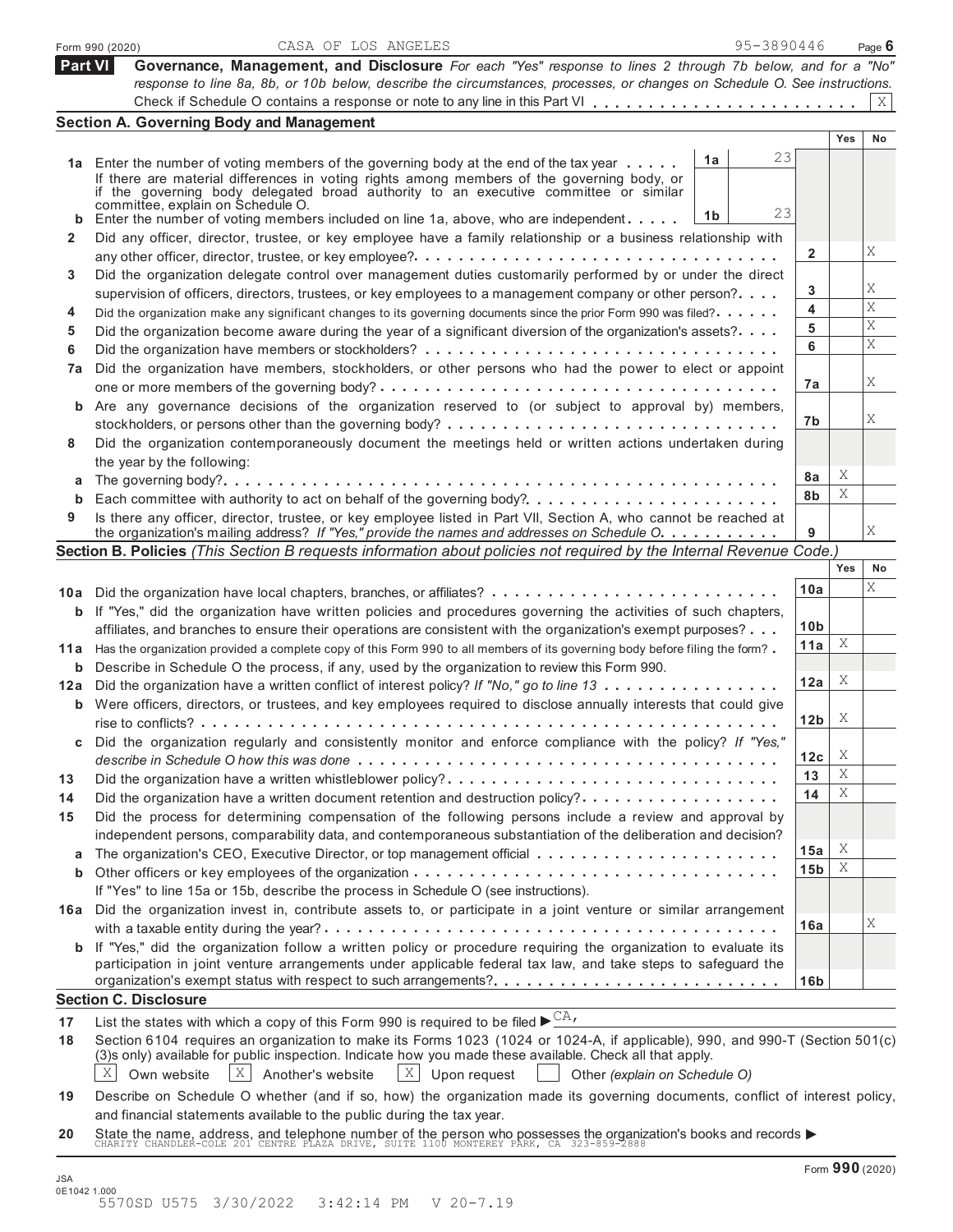Form 990 (2020) CASA OF LOS ANGELES 95-3890446 Page **6**

## Part VI Governance, Management, and Disclosure

*For each "Yes" response to lines 2 through 7b below, and for a "No" response to line 8a, 8b, or 10b below, describe the circumstances, processes, or changes on Schedule O. See instructions.*

Check if Schedule O contains a response or note to any line in this Part VI . . . . . . . . . . . . . . . . . . . . . . . . X

### Section A. Governing Body and Management

| | | | Yes | No |
|---|---|---|---|---|
| **1a** | Enter the number of voting members of the governing body at the end of the tax year . . . . . **1a** 23<br>If there are material differences in voting rights among members of the governing body, or if the governing body delegated broad authority to an executive committee or similar committee, explain on Schedule O. | | | |
| **b** | Enter the number of voting members included on line 1a, above, who are independent . . . . . **1b** 23 | | | |
| **2** | Did any officer, director, trustee, or key employee have a family relationship or a business relationship with any other officer, director, trustee, or key employee? | **2** | | X |
| **3** | Did the organization delegate control over management duties customarily performed by or under the direct supervision of officers, directors, trustees, or key employees to a management company or other person? | **3** | | X |
| **4** | Did the organization make any significant changes to its governing documents since the prior Form 990 was filed? | **4** | | X |
| **5** | Did the organization become aware during the year of a significant diversion of the organization's assets? | **5** | | X |
| **6** | Did the organization have members or stockholders? | **6** | | X |
| **7a** | Did the organization have members, stockholders, or other persons who had the power to elect or appoint one or more members of the governing body? | **7a** | | X |
| **b** | Are any governance decisions of the organization reserved to (or subject to approval by) members, stockholders, or persons other than the governing body? | **7b** | | X |
| **8** | Did the organization contemporaneously document the meetings held or written actions undertaken during the year by the following: | | | |
| **a** | The governing body? | **8a** | X | |
| **b** | Each committee with authority to act on behalf of the governing body? | **8b** | X | |
| **9** | Is there any officer, director, trustee, or key employee listed in Part VII, Section A, who cannot be reached at the organization's mailing address? *If "Yes," provide the names and addresses on Schedule O.* | **9** | | X |

### Section B. Policies *(This Section B requests information about policies not required by the Internal Revenue Code.)*

| | | | Yes | No |
|---|---|---|---|---|
| **10a** | Did the organization have local chapters, branches, or affiliates? | **10a** | | X |
| **b** | If "Yes," did the organization have written policies and procedures governing the activities of such chapters, affiliates, and branches to ensure their operations are consistent with the organization's exempt purposes? | **10b** | | |
| **11a** | Has the organization provided a complete copy of this Form 990 to all members of its governing body before filing the form? | **11a** | X | |
| **b** | Describe in Schedule O the process, if any, used by the organization to review this Form 990. | | | |
| **12a** | Did the organization have a written conflict of interest policy? *If "No," go to line 13* | **12a** | X | |
| **b** | Were officers, directors, or trustees, and key employees required to disclose annually interests that could give rise to conflicts? | **12b** | X | |
| **c** | Did the organization regularly and consistently monitor and enforce compliance with the policy? *If "Yes," describe in Schedule O how this was done* | **12c** | X | |
| **13** | Did the organization have a written whistleblower policy? | **13** | X | |
| **14** | Did the organization have a written document retention and destruction policy? | **14** | X | |
| **15** | Did the process for determining compensation of the following persons include a review and approval by independent persons, comparability data, and contemporaneous substantiation of the deliberation and decision? | | | |
| **a** | The organization's CEO, Executive Director, or top management official | **15a** | X | |
| **b** | Other officers or key employees of the organization<br>If "Yes" to line 15a or 15b, describe the process in Schedule O (see instructions). | **15b** | X | |
| **16a** | Did the organization invest in, contribute assets to, or participate in a joint venture or similar arrangement with a taxable entity during the year? | **16a** | | X |
| **b** | If "Yes," did the organization follow a written policy or procedure requiring the organization to evaluate its participation in joint venture arrangements under applicable federal tax law, and take steps to safeguard the organization's exempt status with respect to such arrangements? | **16b** | | |

### Section C. Disclosure

**17** List the states with which a copy of this Form 990 is required to be filed ▶ CA,

**18** Section 6104 requires an organization to make its Forms 1023 (1024 or 1024-A, if applicable), 990, and 990-T (Section 501(c)(3)s only) available for public inspection. Indicate how you made these available. Check all that apply.

[X] Own website [X] Another's website [X] Upon request [ ] Other *(explain on Schedule O)*

**19** Describe on Schedule O whether (and if so, how) the organization made its governing documents, conflict of interest policy, and financial statements available to the public during the tax year.

**20** State the name, address, and telephone number of the person who possesses the organization's books and records ▶
CHARITY CHANDLER-COLE 201 CENTRE PLAZA DRIVE, SUITE 1100 MONTEREY PARK, CA 323-859-2888

Form **990** (2020)

JSA
0E1042 1.000
5570SD U575 3/30/2022 3:42:14 PM V 20-7.19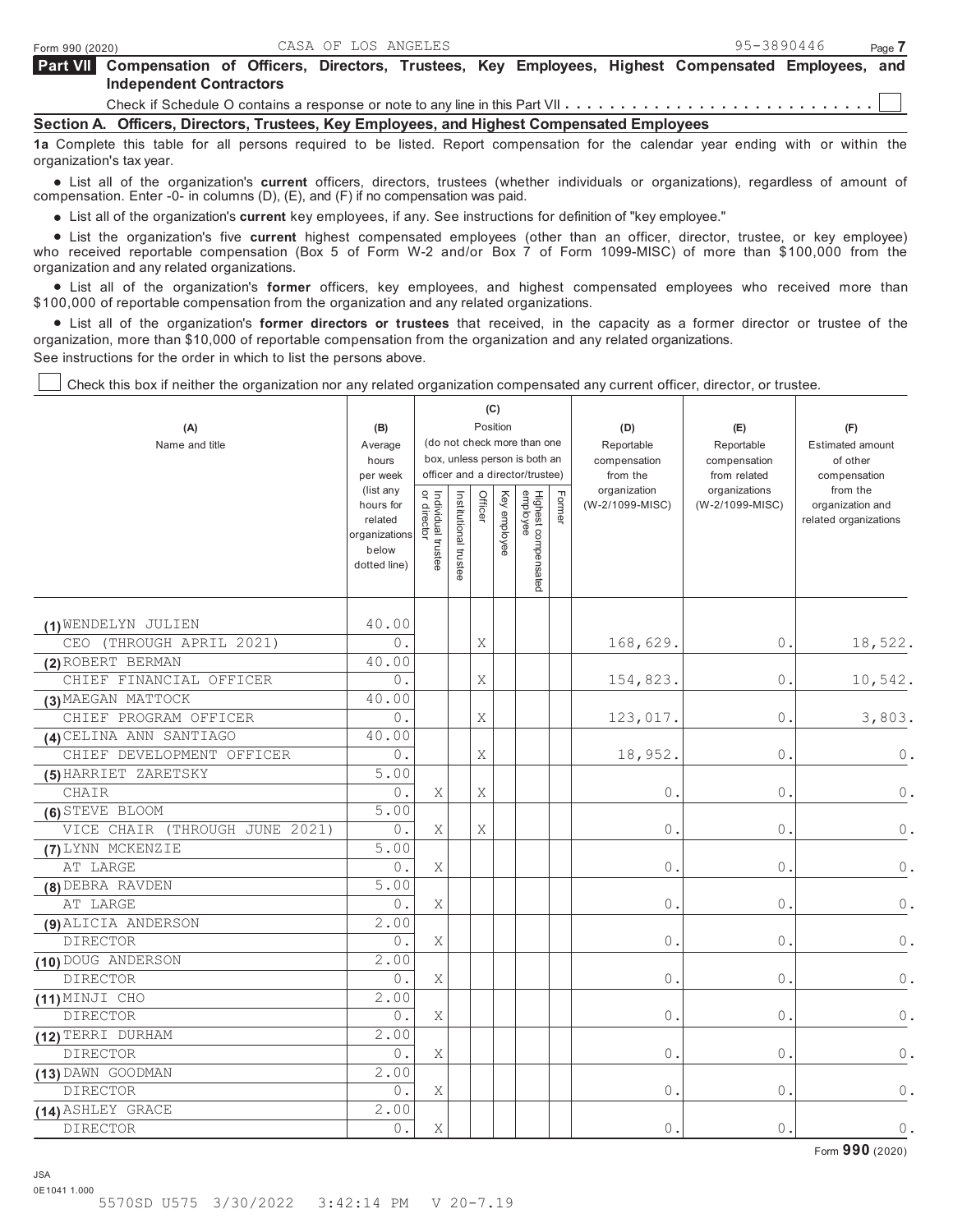Form 990 (2020) CASA OF LOS ANGELES 95-3890446

## Part VII Compensation of Officers, Directors, Trustees, Key Employees, Highest Compensated Employees, and Independent Contractors

Check if Schedule O contains a response or note to any line in this Part VII . . . . . . . . . . . . . . . . . . . . . . . . . . . ☐

### Section A. Officers, Directors, Trustees, Key Employees, and Highest Compensated Employees

**1a** Complete this table for all persons required to be listed. Report compensation for the calendar year ending with or within the organization's tax year.

- List all of the organization's **current** officers, directors, trustees (whether individuals or organizations), regardless of amount of compensation. Enter -0- in columns (D), (E), and (F) if no compensation was paid.
- List all of the organization's **current** key employees, if any. See instructions for definition of "key employee."
- List the organization's five **current** highest compensated employees (other than an officer, director, trustee, or key employee) who received reportable compensation (Box 5 of Form W-2 and/or Box 7 of Form 1099-MISC) of more than $100,000 from the organization and any related organizations.
- List all of the organization's **former** officers, key employees, and highest compensated employees who received more than $100,000 of reportable compensation from the organization and any related organizations.
- List all of the organization's **former directors or trustees** that received, in the capacity as a former director or trustee of the organization, more than $10,000 of reportable compensation from the organization and any related organizations.

See instructions for the order in which to list the persons above.

☐ Check this box if neither the organization nor any related organization compensated any current officer, director, or trustee.

| (A) Name and title | (B) Average hours per week (list any hours for related organizations below dotted line) | (C) Position (do not check more than one box, unless person is both an officer and a director/trustee) | | | | | | (D) Reportable compensation from the organization (W-2/1099-MISC) | (E) Reportable compensation from related organizations (W-2/1099-MISC) | (F) Estimated amount of other compensation from the organization and related organizations |
|---|---|---|---|---|---|---|---|---|---|---|
| | | Individual trustee or director | Institutional trustee | Officer | Key employee | Highest compensated employee | Former | | | |
| (1) WENDELYN JULIEN<br>CEO (THROUGH APRIL 2021) | 40.00<br>0. | | | X | | | | 168,629. | 0. | 18,522. |
| (2) ROBERT BERMAN<br>CHIEF FINANCIAL OFFICER | 40.00<br>0. | | | X | | | | 154,823. | 0. | 10,542. |
| (3) MAEGAN MATTOCK<br>CHIEF PROGRAM OFFICER | 40.00<br>0. | | | X | | | | 123,017. | 0. | 3,803. |
| (4) CELINA ANN SANTIAGO<br>CHIEF DEVELOPMENT OFFICER | 40.00<br>0. | | | X | | | | 18,952. | 0. | 0. |
| (5) HARRIET ZARETSKY<br>CHAIR | 5.00<br>0. | X | | X | | | | 0. | 0. | 0. |
| (6) STEVE BLOOM<br>VICE CHAIR (THROUGH JUNE 2021) | 5.00<br>0. | X | | X | | | | 0. | 0. | 0. |
| (7) LYNN MCKENZIE<br>AT LARGE | 5.00<br>0. | X | | | | | | 0. | 0. | 0. |
| (8) DEBRA RAVDEN<br>AT LARGE | 5.00<br>0. | X | | | | | | 0. | 0. | 0. |
| (9) ALICIA ANDERSON<br>DIRECTOR | 2.00<br>0. | X | | | | | | 0. | 0. | 0. |
| (10) DOUG ANDERSON<br>DIRECTOR | 2.00<br>0. | X | | | | | | 0. | 0. | 0. |
| (11) MINJI CHO<br>DIRECTOR | 2.00<br>0. | X | | | | | | 0. | 0. | 0. |
| (12) TERRI DURHAM<br>DIRECTOR | 2.00<br>0. | X | | | | | | 0. | 0. | 0. |
| (13) DAWN GOODMAN<br>DIRECTOR | 2.00<br>0. | X | | | | | | 0. | 0. | 0. |
| (14) ASHLEY GRACE<br>DIRECTOR | 2.00<br>0. | X | | | | | | 0. | 0. | 0. |

Form **990** (2020)

JSA
0E1041 1.000
5570SD U575 3/30/2022 3:42:14 PM V 20-7.19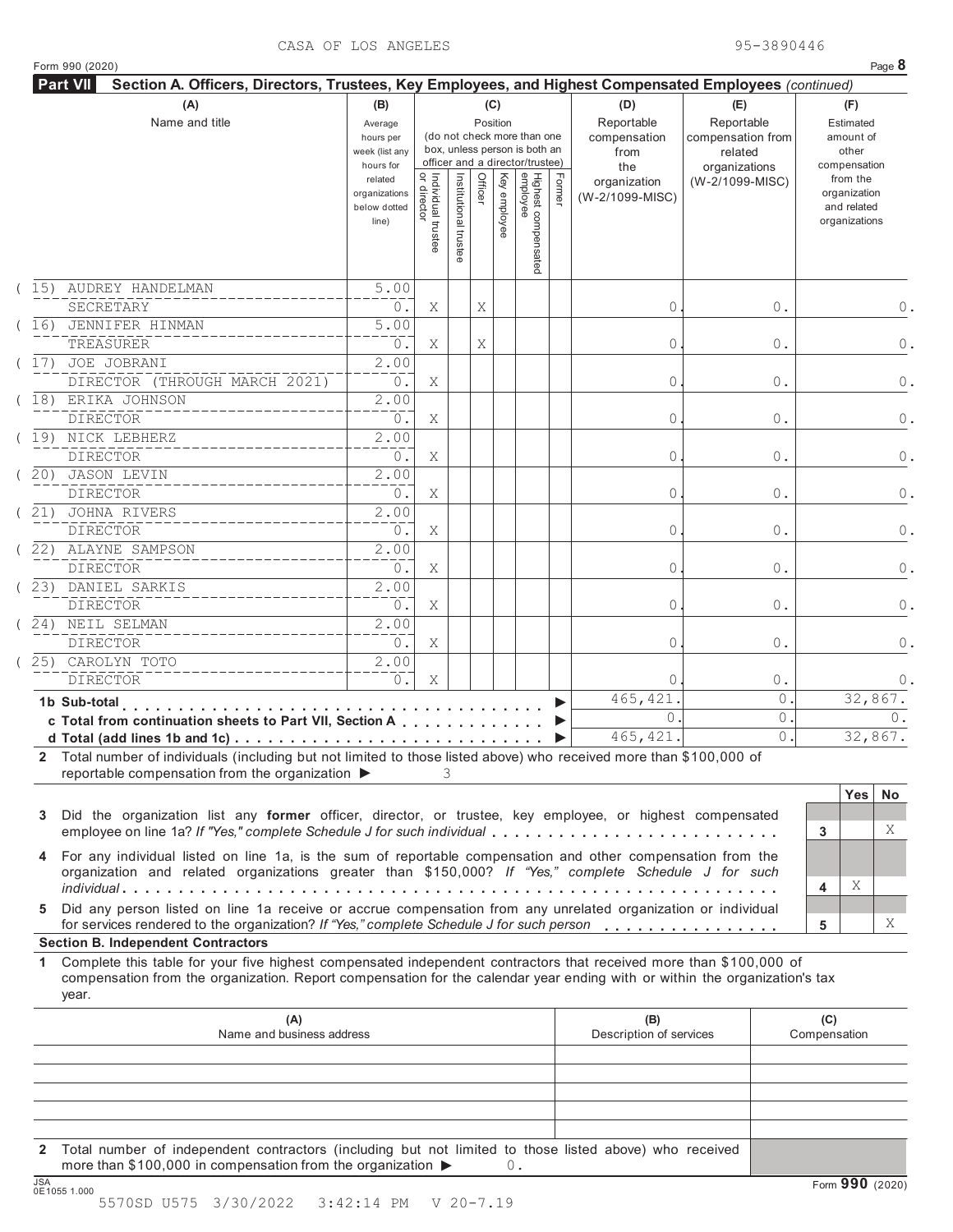CASA OF LOS ANGELES 95-3890446

Form 990 (2020) Page **8**

**Part VII Section A. Officers, Directors, Trustees, Key Employees, and Highest Compensated Employees** *(continued)*

| (A) Name and title | (B) Average hours per week (list any hours for related organizations below dotted line) | (C) Position: Individual trustee or director | Institutional trustee | Officer | Key employee | Highest compensated employee | Former | (D) Reportable compensation from the organization (W-2/1099-MISC) | (E) Reportable compensation from related organizations (W-2/1099-MISC) | (F) Estimated amount of other compensation from the organization and related organizations |
|---|---|---|---|---|---|---|---|---|---|---|
| (15) AUDREY HANDELMAN<br>SECRETARY | 5.00<br>0. | X | | X | | | | 0. | 0. | 0. |
| (16) JENNIFER HINMAN<br>TREASURER | 5.00<br>0. | X | | X | | | | 0. | 0. | 0. |
| (17) JOE JOBRANI<br>DIRECTOR (THROUGH MARCH 2021) | 2.00<br>0. | X | | | | | | 0. | 0. | 0. |
| (18) ERIKA JOHNSON<br>DIRECTOR | 2.00<br>0. | X | | | | | | 0. | 0. | 0. |
| (19) NICK LEBHERZ<br>DIRECTOR | 2.00<br>0. | X | | | | | | 0. | 0. | 0. |
| (20) JASON LEVIN<br>DIRECTOR | 2.00<br>0. | X | | | | | | 0. | 0. | 0. |
| (21) JOHNA RIVERS<br>DIRECTOR | 2.00<br>0. | X | | | | | | 0. | 0. | 0. |
| (22) ALAYNE SAMPSON<br>DIRECTOR | 2.00<br>0. | X | | | | | | 0. | 0. | 0. |
| (23) DANIEL SARKIS<br>DIRECTOR | 2.00<br>0. | X | | | | | | 0. | 0. | 0. |
| (24) NEIL SELMAN<br>DIRECTOR | 2.00<br>0. | X | | | | | | 0. | 0. | 0. |
| (25) CAROLYN TOTO<br>DIRECTOR | 2.00<br>0. | X | | | | | | 0. | 0. | 0. |
| **1b Sub-total** | | | | | | | | 465,421. | 0. | 32,867. |
| **c Total from continuation sheets to Part VII, Section A** | | | | | | | | 0. | 0. | 0. |
| **d Total (add lines 1b and 1c)** | | | | | | | | 465,421. | 0. | 32,867. |

**2** Total number of individuals (including but not limited to those listed above) who received more than $100,000 of reportable compensation from the organization ▶ 3

| | | Yes | No |
|---|---|---|---|
| **3** Did the organization list any **former** officer, director, or trustee, key employee, or highest compensated employee on line 1a? *If "Yes," complete Schedule J for such individual* | 3 | | X |
| **4** For any individual listed on line 1a, is the sum of reportable compensation and other compensation from the organization and related organizations greater than $150,000? *If "Yes," complete Schedule J for such individual* | 4 | X | |
| **5** Did any person listed on line 1a receive or accrue compensation from any unrelated organization or individual for services rendered to the organization? *If "Yes," complete Schedule J for such person* | 5 | | X |

**Section B. Independent Contractors**

**1** Complete this table for your five highest compensated independent contractors that received more than $100,000 of compensation from the organization. Report compensation for the calendar year ending with or within the organization's tax year.

| (A) Name and business address | (B) Description of services | (C) Compensation |
|---|---|---|
| | | |
| | | |
| | | |
| | | |
| | | |

**2** Total number of independent contractors (including but not limited to those listed above) who received more than $100,000 in compensation from the organization ▶ 0.

JSA 0E1055 1.000

Form **990** (2020)

5570SD U575 3/30/2022 3:42:14 PM V 20-7.19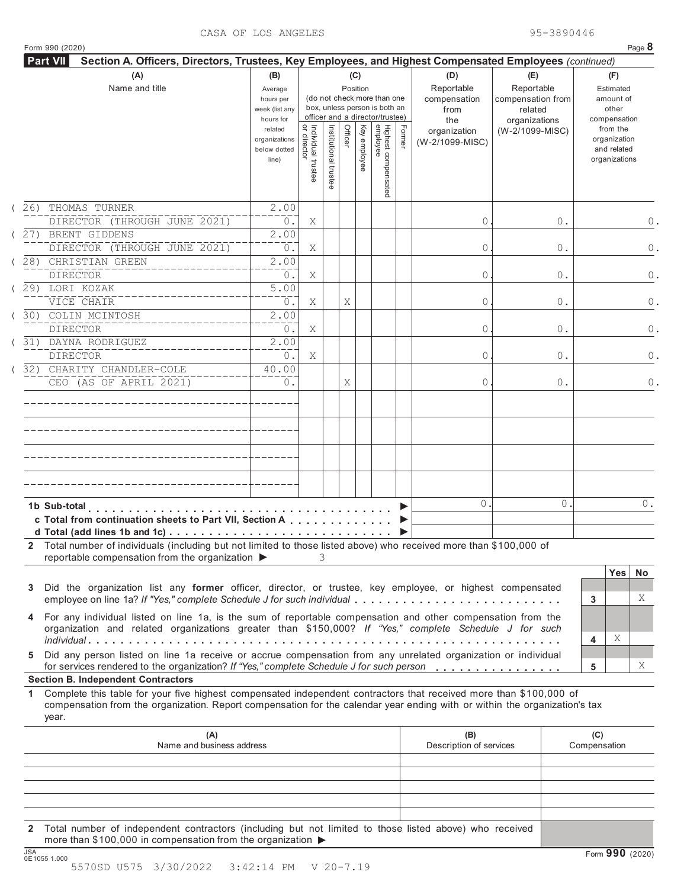CASA OF LOS ANGELES 95-3890446

Form 990 (2020)

**Part VII Section A. Officers, Directors, Trustees, Key Employees, and Highest Compensated Employees** *(continued)*

| (A) Name and title | (B) Average hours per week (list any hours for related organizations below dotted line) | (C) Position: Individual trustee or director | Institutional trustee | Officer | Key employee | Highest compensated employee | Former | (D) Reportable compensation from the organization (W-2/1099-MISC) | (E) Reportable compensation from related organizations (W-2/1099-MISC) | (F) Estimated amount of other compensation from the organization and related organizations |
|---|---|---|---|---|---|---|---|---|---|---|
| (26) THOMAS TURNER<br>DIRECTOR (THROUGH JUNE 2021) | 2.00<br>0. | X | | | | | | 0. | 0. | 0. |
| (27) BRENT GIDDENS<br>DIRECTOR (THROUGH JUNE 2021) | 2.00<br>0. | X | | | | | | 0. | 0. | 0. |
| (28) CHRISTIAN GREEN<br>DIRECTOR | 2.00<br>0. | X | | | | | | 0. | 0. | 0. |
| (29) LORI KOZAK<br>VICE CHAIR | 5.00<br>0. | X | | X | | | | 0. | 0. | 0. |
| (30) COLIN MCINTOSH<br>DIRECTOR | 2.00<br>0. | X | | | | | | 0. | 0. | 0. |
| (31) DAYNA RODRIGUEZ<br>DIRECTOR | 2.00<br>0. | X | | | | | | 0. | 0. | 0. |
| (32) CHARITY CHANDLER-COLE<br>CEO (AS OF APRIL 2021) | 40.00<br>0. | | | X | | | | 0. | 0. | 0. |
| | | | | | | | | | | |
| | | | | | | | | | | |
| | | | | | | | | | | |
| | | | | | | | | | | |

| | (D) | (E) | (F) |
|---|---|---|---|
| **1b Sub-total** ▶ | 0. | 0. | 0. |
| **c Total from continuation sheets to Part VII, Section A** ▶ | | | |
| **d Total (add lines 1b and 1c)** ▶ | | | |

**2** Total number of individuals (including but not limited to those listed above) who received more than $100,000 of reportable compensation from the organization ▶ 3

| | | Yes | No |
|---|---|---|---|
| **3** Did the organization list any **former** officer, director, or trustee, key employee, or highest compensated employee on line 1a? *If "Yes," complete Schedule J for such individual* | 3 | | X |
| **4** For any individual listed on line 1a, is the sum of reportable compensation and other compensation from the organization and related organizations greater than $150,000? *If "Yes," complete Schedule J for such individual* | 4 | X | |
| **5** Did any person listed on line 1a receive or accrue compensation from any unrelated organization or individual for services rendered to the organization? *If "Yes," complete Schedule J for such person* | 5 | | X |

**Section B. Independent Contractors**

**1** Complete this table for your five highest compensated independent contractors that received more than $100,000 of compensation from the organization. Report compensation for the calendar year ending with or within the organization's tax year.

| (A) Name and business address | (B) Description of services | (C) Compensation |
|---|---|---|
| | | |
| | | |
| | | |
| | | |
| | | |

**2** Total number of independent contractors (including but not limited to those listed above) who received more than $100,000 in compensation from the organization ▶

Form **990** (2020)

JSA 0E1055 1.000

5570SD U575 3/30/2022 3:42:14 PM V 20-7.19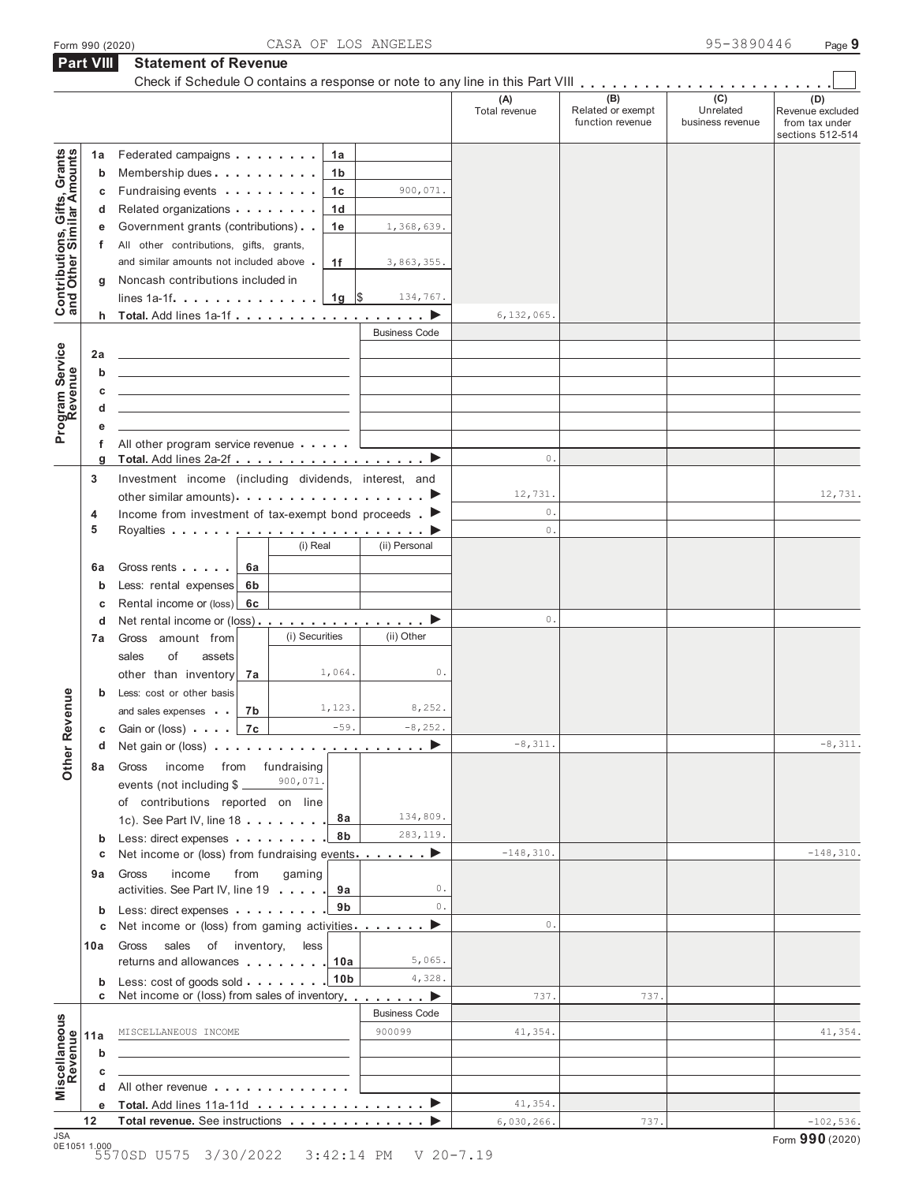Form 990 (2020) CASA OF LOS ANGELES 95-3890446

## Part VIII Statement of Revenue

Check if Schedule O contains a response or note to any line in this Part VIII

| | | | | (A) Total revenue | (B) Related or exempt function revenue | (C) Unrelated business revenue | (D) Revenue excluded from tax under sections 512-514 |
|---|---|---|---|---|---|---|---|
| **Contributions, Gifts, Grants and Other Similar Amounts** | 1a Federated campaigns | 1a | | | | | |
| | b Membership dues | 1b | | | | | |
| | c Fundraising events | 1c | 900,071. | | | | |
| | d Related organizations | 1d | | | | | |
| | e Government grants (contributions) | 1e | 1,368,639. | | | | |
| | f All other contributions, gifts, grants, and similar amounts not included above | 1f | 3,863,355. | | | | |
| | g Noncash contributions included in lines 1a-1f | 1g | $ 134,767. | | | | |
| | h **Total.** Add lines 1a-1f | | | 6,132,065. | | | |
| **Program Service Revenue** | | | Business Code | | | | |
| | 2a | | | | | | |
| | b | | | | | | |
| | c | | | | | | |
| | d | | | | | | |
| | e | | | | | | |
| | f All other program service revenue | | | | | | |
| | g **Total.** Add lines 2a-2f | | | 0. | | | |
| **Other Revenue** | 3 Investment income (including dividends, interest, and other similar amounts) | | | 12,731. | | | 12,731. |
| | 4 Income from investment of tax-exempt bond proceeds | | | 0. | | | |
| | 5 Royalties | | | 0. | | | |
| | | (i) Real | (ii) Personal | | | | |
| | 6a Gross rents | 6a | | | | | |
| | b Less: rental expenses | 6b | | | | | |
| | c Rental income or (loss) | 6c | | | | | |
| | d Net rental income or (loss) | | | 0. | | | |
| | 7a Gross amount from sales of assets other than inventory | (i) Securities 1,064. | (ii) Other 0. | | | | |
| | b Less: cost or other basis and sales expenses | 1,123. | 8,252. | | | | |
| | c Gain or (loss) | -59. | -8,252. | | | | |
| | d Net gain or (loss) | | | -8,311. | | | -8,311. |
| | 8a Gross income from fundraising events (not including $ 900,071. of contributions reported on line 1c). See Part IV, line 18 | 8a | 134,809. | | | | |
| | b Less: direct expenses | 8b | 283,119. | | | | |
| | c Net income or (loss) from fundraising events | | | -148,310. | | | -148,310. |
| | 9a Gross income from gaming activities. See Part IV, line 19 | 9a | 0. | | | | |
| | b Less: direct expenses | 9b | 0. | | | | |
| | c Net income or (loss) from gaming activities | | | 0. | | | |
| | 10a Gross sales of inventory, less returns and allowances | 10a | 5,065. | | | | |
| | b Less: cost of goods sold | 10b | 4,328. | | | | |
| | c Net income or (loss) from sales of inventory | | | 737. | 737. | | |
| **Miscellaneous Revenue** | | | Business Code | | | | |
| | 11a MISCELLANEOUS INCOME | | 900099 | 41,354. | | | 41,354. |
| | b | | | | | | |
| | c | | | | | | |
| | d All other revenue | | | | | | |
| | e **Total.** Add lines 11a-11d | | | 41,354. | | | |
| | 12 **Total revenue.** See instructions | | | 6,030,266. | 737. | | -102,536. |

JSA 0E1051 1.000

5570SD U575 3/30/2022 3:42:14 PM V 20-7.19

Form **990** (2020)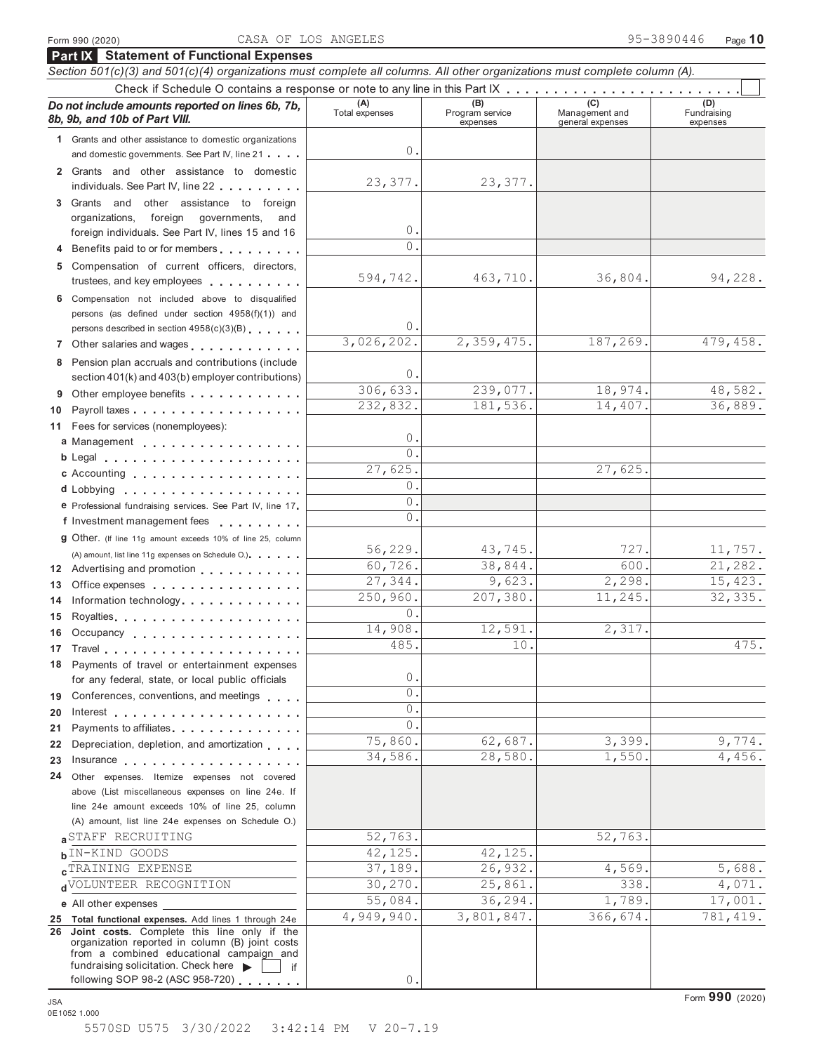Form 990 (2020) CASA OF LOS ANGELES 95-3890446

## Part IX Statement of Functional Expenses

*Section 501(c)(3) and 501(c)(4) organizations must complete all columns. All other organizations must complete column (A).*

Check if Schedule O contains a response or note to any line in this Part IX . . . . . . . . . . . . . . . . . . . . . . . . ☐

| *Do not include amounts reported on lines 6b, 7b, 8b, 9b, and 10b of Part VIII.* | (A) Total expenses | (B) Program service expenses | (C) Management and general expenses | (D) Fundraising expenses |
|---|---|---|---|---|
| **1** Grants and other assistance to domestic organizations and domestic governments. See Part IV, line 21 | 0. | | | |
| **2** Grants and other assistance to domestic individuals. See Part IV, line 22 | 23,377. | 23,377. | | |
| **3** Grants and other assistance to foreign organizations, foreign governments, and foreign individuals. See Part IV, lines 15 and 16 | 0. | | | |
| **4** Benefits paid to or for members | 0. | | | |
| **5** Compensation of current officers, directors, trustees, and key employees | 594,742. | 463,710. | 36,804. | 94,228. |
| **6** Compensation not included above to disqualified persons (as defined under section 4958(f)(1)) and persons described in section 4958(c)(3)(B) | 0. | | | |
| **7** Other salaries and wages | 3,026,202. | 2,359,475. | 187,269. | 479,458. |
| **8** Pension plan accruals and contributions (include section 401(k) and 403(b) employer contributions) | 0. | | | |
| **9** Other employee benefits | 306,633. | 239,077. | 18,974. | 48,582. |
| **10** Payroll taxes | 232,832. | 181,536. | 14,407. | 36,889. |
| **11** Fees for services (nonemployees): | | | | |
| **a** Management | 0. | | | |
| **b** Legal | 0. | | | |
| **c** Accounting | 27,625. | | 27,625. | |
| **d** Lobbying | 0. | | | |
| **e** Professional fundraising services. See Part IV, line 17 | 0. | | | |
| **f** Investment management fees | 0. | | | |
| **g** Other. (If line 11g amount exceeds 10% of line 25, column (A) amount, list line 11g expenses on Schedule O.) | 56,229. | 43,745. | 727. | 11,757. |
| **12** Advertising and promotion | 60,726. | 38,844. | 600. | 21,282. |
| **13** Office expenses | 27,344. | 9,623. | 2,298. | 15,423. |
| **14** Information technology | 250,960. | 207,380. | 11,245. | 32,335. |
| **15** Royalties | 0. | | | |
| **16** Occupancy | 14,908. | 12,591. | 2,317. | |
| **17** Travel | 485. | 10. | | 475. |
| **18** Payments of travel or entertainment expenses for any federal, state, or local public officials | 0. | | | |
| **19** Conferences, conventions, and meetings | 0. | | | |
| **20** Interest | 0. | | | |
| **21** Payments to affiliates | 0. | | | |
| **22** Depreciation, depletion, and amortization | 75,860. | 62,687. | 3,399. | 9,774. |
| **23** Insurance | 34,586. | 28,580. | 1,550. | 4,456. |
| **24** Other expenses. Itemize expenses not covered above (List miscellaneous expenses on line 24e. If line 24e amount exceeds 10% of line 25, column (A) amount, list line 24e expenses on Schedule O.) | | | | |
| **a** STAFF RECRUITING | 52,763. | | 52,763. | |
| **b** IN-KIND GOODS | 42,125. | 42,125. | | |
| **c** TRAINING EXPENSE | 37,189. | 26,932. | 4,569. | 5,688. |
| **d** VOLUNTEER RECOGNITION | 30,270. | 25,861. | 338. | 4,071. |
| **e** All other expenses | 55,084. | 36,294. | 1,789. | 17,001. |
| **25 Total functional expenses.** Add lines 1 through 24e | 4,949,940. | 3,801,847. | 366,674. | 781,419. |
| **26 Joint costs.** Complete this line only if the organization reported in column (B) joint costs from a combined educational campaign and fundraising solicitation. Check here ▶ ☐ if following SOP 98-2 (ASC 958-720) | 0. | | | |

Form **990** (2020)

JSA
0E1052 1.000

5570SD U575 3/30/2022 3:42:14 PM V 20-7.19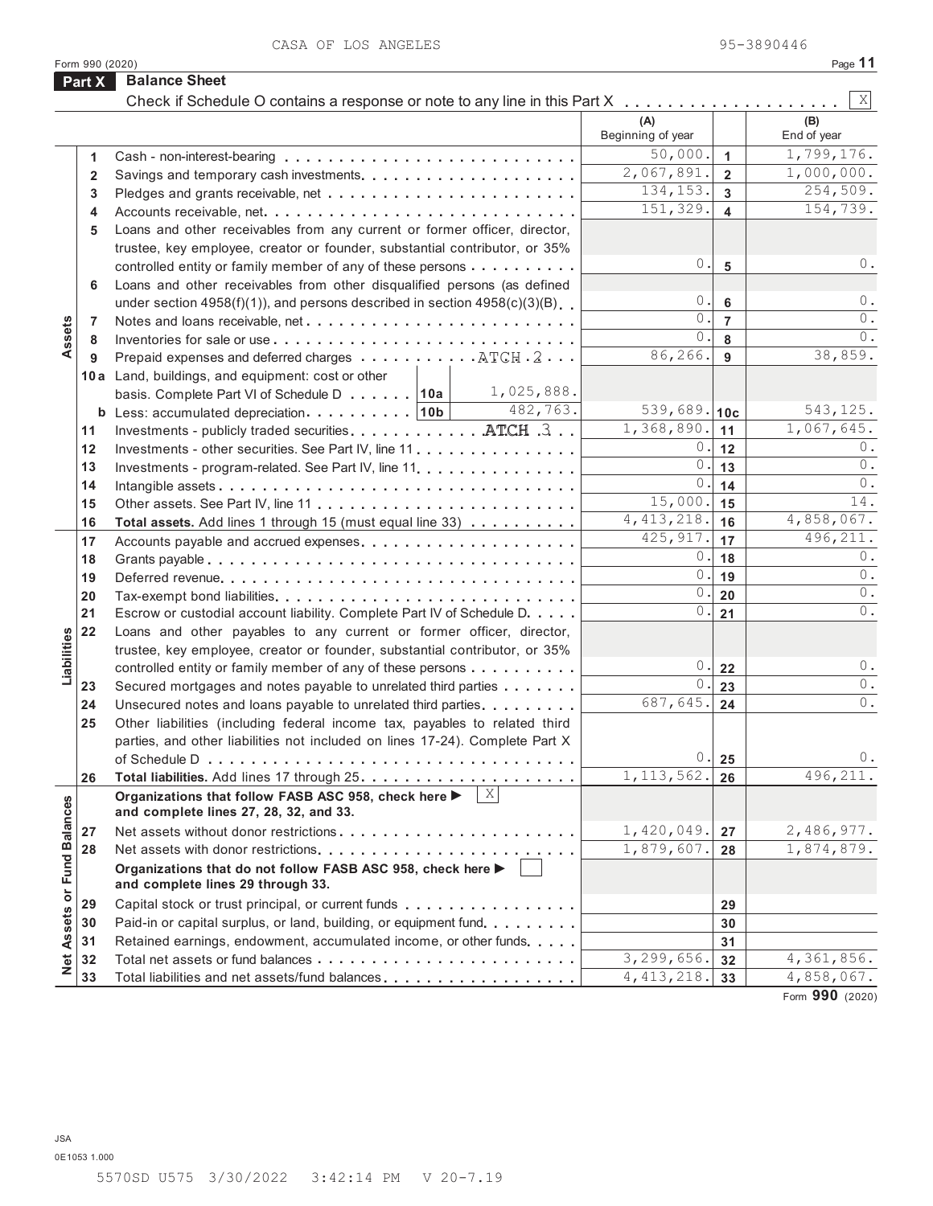CASA OF LOS ANGELES 95-3890446

Form 990 (2020)

## Part X Balance Sheet

Check if Schedule O contains a response or note to any line in this Part X . . . . . . . . . . . . . . . . . . . . [X]

| Section | Line | Description | | (A) Beginning of year | Line | (B) End of year |
|---|---|---|---|---|---|---|
| Assets | 1 | Cash - non-interest-bearing | | 50,000. | 1 | 1,799,176. |
| | 2 | Savings and temporary cash investments | | 2,067,891. | 2 | 1,000,000. |
| | 3 | Pledges and grants receivable, net | | 134,153. | 3 | 254,509. |
| | 4 | Accounts receivable, net | | 151,329. | 4 | 154,739. |
| | 5 | Loans and other receivables from any current or former officer, director, trustee, key employee, creator or founder, substantial contributor, or 35% controlled entity or family member of any of these persons | | 0. | 5 | 0. |
| | 6 | Loans and other receivables from other disqualified persons (as defined under section 4958(f)(1)), and persons described in section 4958(c)(3)(B) | | 0. | 6 | 0. |
| | 7 | Notes and loans receivable, net | | 0. | 7 | 0. |
| | 8 | Inventories for sale or use | | 0. | 8 | 0. |
| | 9 | Prepaid expenses and deferred charges ATCH 2 | | 86,266. | 9 | 38,859. |
| | 10a | Land, buildings, and equipment: cost or other basis. Complete Part VI of Schedule D | 10a 1,025,888. | | | |
| | b | Less: accumulated depreciation | 10b 482,763. | 539,689. | 10c | 543,125. |
| | 11 | Investments - publicly traded securities ATCH 3 | | 1,368,890. | 11 | 1,067,645. |
| | 12 | Investments - other securities. See Part IV, line 11 | | 0. | 12 | 0. |
| | 13 | Investments - program-related. See Part IV, line 11 | | 0. | 13 | 0. |
| | 14 | Intangible assets | | 0. | 14 | 0. |
| | 15 | Other assets. See Part IV, line 11 | | 15,000. | 15 | 14. |
| | 16 | **Total assets.** Add lines 1 through 15 (must equal line 33) | | 4,413,218. | 16 | 4,858,067. |
| Liabilities | 17 | Accounts payable and accrued expenses | | 425,917. | 17 | 496,211. |
| | 18 | Grants payable | | 0. | 18 | 0. |
| | 19 | Deferred revenue | | 0. | 19 | 0. |
| | 20 | Tax-exempt bond liabilities | | 0. | 20 | 0. |
| | 21 | Escrow or custodial account liability. Complete Part IV of Schedule D | | 0. | 21 | 0. |
| | 22 | Loans and other payables to any current or former officer, director, trustee, key employee, creator or founder, substantial contributor, or 35% controlled entity or family member of any of these persons | | 0. | 22 | 0. |
| | 23 | Secured mortgages and notes payable to unrelated third parties | | 0. | 23 | 0. |
| | 24 | Unsecured notes and loans payable to unrelated third parties | | 687,645. | 24 | 0. |
| | 25 | Other liabilities (including federal income tax, payables to related third parties, and other liabilities not included on lines 17-24). Complete Part X of Schedule D | | 0. | 25 | 0. |
| | 26 | **Total liabilities.** Add lines 17 through 25 | | 1,113,562. | 26 | 496,211. |
| Net Assets or Fund Balances | | **Organizations that follow FASB ASC 958, check here ▶ [X] and complete lines 27, 28, 32, and 33.** | | | | |
| | 27 | Net assets without donor restrictions | | 1,420,049. | 27 | 2,486,977. |
| | 28 | Net assets with donor restrictions | | 1,879,607. | 28 | 1,874,879. |
| | | **Organizations that do not follow FASB ASC 958, check here ▶ [ ] and complete lines 29 through 33.** | | | | |
| | 29 | Capital stock or trust principal, or current funds | | | 29 | |
| | 30 | Paid-in or capital surplus, or land, building, or equipment fund | | | 30 | |
| | 31 | Retained earnings, endowment, accumulated income, or other funds | | | 31 | |
| | 32 | Total net assets or fund balances | | 3,299,656. | 32 | 4,361,856. |
| | 33 | Total liabilities and net assets/fund balances | | 4,413,218. | 33 | 4,858,067. |

Form **990** (2020)

JSA
0E1053 1.000

5570SD U575 3/30/2022 3:42:14 PM V 20-7.19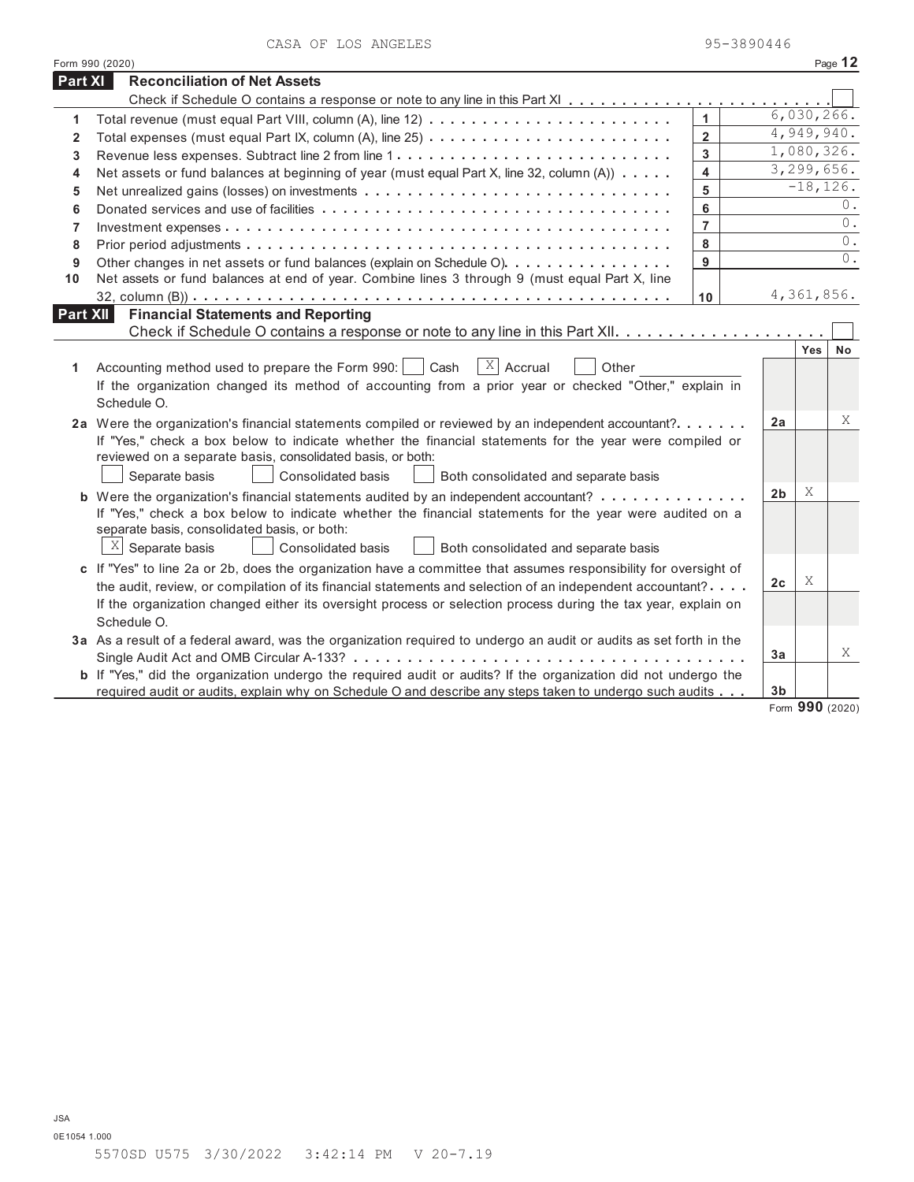CASA OF LOS ANGELES 95-3890446

Form 990 (2020) Page 12

## Part XI Reconciliation of Net Assets

Check if Schedule O contains a response or note to any line in this Part XI . . . . . . . . . . . . . . . . . . . . . . . . ☐

| | | | |
|---|---|---|---|
| 1 | Total revenue (must equal Part VIII, column (A), line 12) | 1 | 6,030,266. |
| 2 | Total expenses (must equal Part IX, column (A), line 25) | 2 | 4,949,940. |
| 3 | Revenue less expenses. Subtract line 2 from line 1 | 3 | 1,080,326. |
| 4 | Net assets or fund balances at beginning of year (must equal Part X, line 32, column (A)) | 4 | 3,299,656. |
| 5 | Net unrealized gains (losses) on investments | 5 | -18,126. |
| 6 | Donated services and use of facilities | 6 | 0. |
| 7 | Investment expenses | 7 | 0. |
| 8 | Prior period adjustments | 8 | 0. |
| 9 | Other changes in net assets or fund balances (explain on Schedule O) | 9 | 0. |
| 10 | Net assets or fund balances at end of year. Combine lines 3 through 9 (must equal Part X, line 32, column (B)) | 10 | 4,361,856. |

## Part XII Financial Statements and Reporting

Check if Schedule O contains a response or note to any line in this Part XII . . . . . . . . . . . . . . . . . . . . ☐

| | | | Yes | No |
|---|---|---|---|---|
| 1 | Accounting method used to preparethe Form 990: ☐ Cash ☒ Accrual ☐ Other ______<br>If the organization changed its method of accounting from a prior year or checked "Other," explain in Schedule O. | | | |
| 2a | Were the organization's financial statements compiled or reviewed by an independent accountant?<br>If "Yes," check a box below to indicate whether the financial statements for the year were compiled or reviewed on a separate basis, consolidated basis, or both:<br>☐ Separate basis ☐ Consolidated basis ☐ Both consolidated and separate basis | 2a | | X |
| b | Were the organization's financial statements audited by an independent accountant?<br>If "Yes," check a box below to indicate whether the financial statements for the year were audited on a separate basis, consolidated basis, or both:<br>☒ Separate basis ☐ Consolidated basis ☐ Both consolidated and separate basis | 2b | X | |
| c | If "Yes" to line 2a or 2b, does the organization have a committee that assumes responsibility for oversight of the audit, review, or compilation of its financial statements and selection of an independent accountant?<br>If the organization changed either its oversight process or selection process during the tax year, explain on Schedule O. | 2c | X | |
| 3a | As a result of a federal award, was the organization required to undergo an audit or audits as set forth in the Single Audit Act and OMB Circular A-133? | 3a | | X |
| b | If "Yes," did the organization undergo the required audit or audits? If the organization did not undergo the required audit or audits, explain why on Schedule O and describe any steps taken to undergo such audits | 3b | | |

Form **990** (2020)

JSA
0E1054 1.000
5570SD U575 3/30/2022 3:42:14 PM V 20-7.19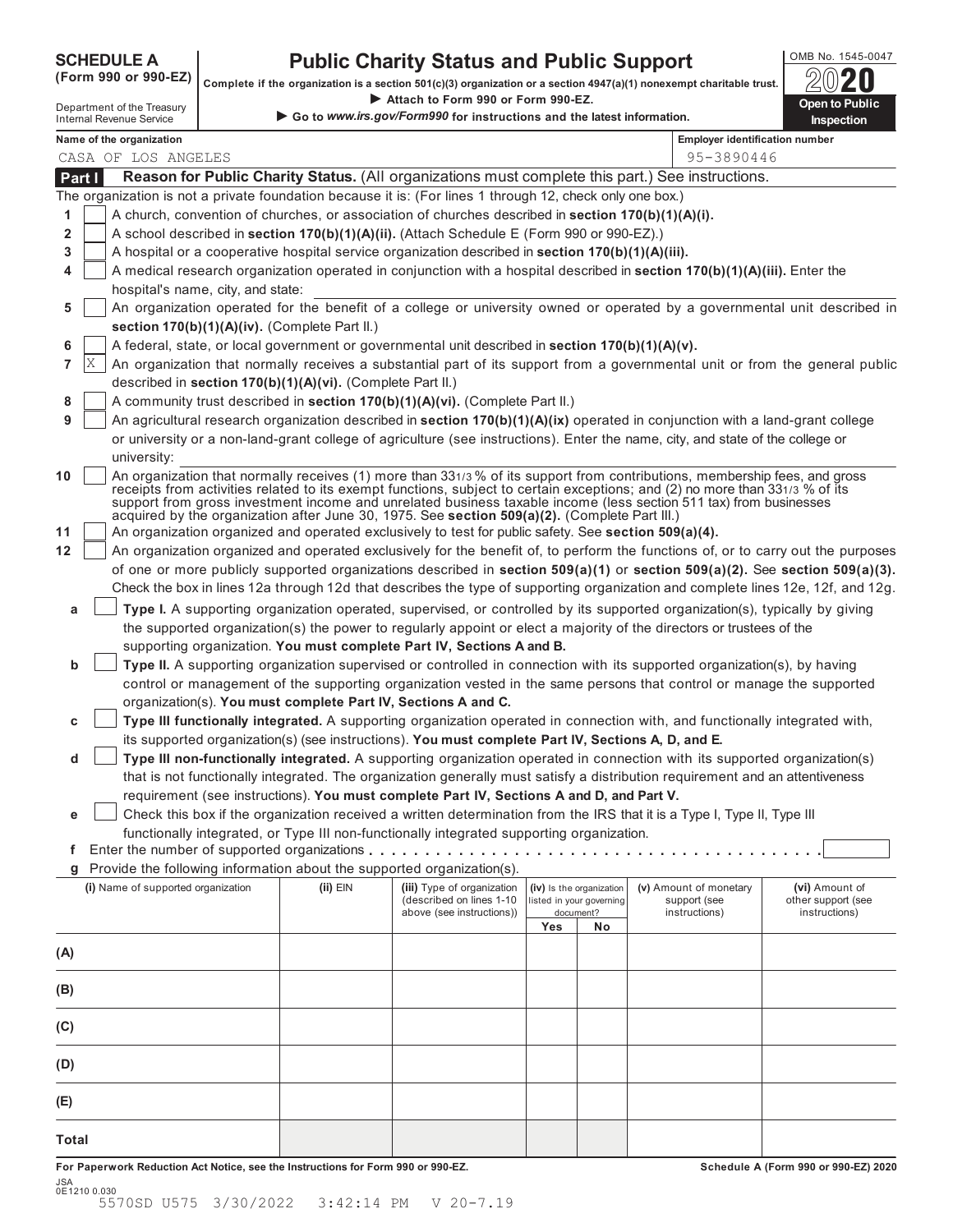**SCHEDULE A**
**(Form 990 or 990-EZ)**

Department of the Treasury
Internal Revenue Service

# Public Charity Status and Public Support

**Complete if the organization is a section 501(c)(3) organization or a section 4947(a)(1) nonexempt charitable trust.**
▶ **Attach to Form 990 or Form 990-EZ.**
▶ **Go to *www.irs.gov/Form990* for instructions and the latest information.**

OMB No. 1545-0047
**2020**
**Open to Public Inspection**

**Name of the organization**
CASA OF LOS ANGELES

**Employer identification number**
95-3890446

## Part I — Reason for Public Charity Status. (All organizations must complete this part.) See instructions.

The organization is not a private foundation because it is: (For lines 1 through 12, check only one box.)

1. [ ] A church, convention of churches, or association of churches described in **section 170(b)(1)(A)(i).**
2. [ ] A school described in **section 170(b)(1)(A)(ii).** (Attach Schedule E (Form 990 or 990-EZ).)
3. [ ] A hospital or a cooperative hospital service organization described in **section 170(b)(1)(A)(iii).**
4. [ ] A medical research organization operated in conjunction with a hospital described in **section 170(b)(1)(A)(iii).** Enter the hospital's name, city, and state:
5. [ ] An organization operated for the benefit of a college or university owned or operated by a governmental unit described in **section 170(b)(1)(A)(iv).** (Complete Part II.)
6. [ ] A federal, state, or local government or governmental unit described in **section 170(b)(1)(A)(v).**
7. [X] An organization that normally receives a substantial part of its support from a governmental unit or from the general public described in **section 170(b)(1)(A)(vi).** (Complete Part II.)
8. [ ] A community trust described in **section 170(b)(1)(A)(vi).** (Complete Part II.)
9. [ ] An agricultural research organization described in **section 170(b)(1)(A)(ix)** operated in conjunction with a land-grant college or university or a non-land-grant college of agriculture (see instructions). Enter the name, city, and state of the college or university:
10. [ ] An organization that normally receives (1) more than 33 1/3 % of its support from contributions, membership fees, and gross receipts from activities related to its exempt functions, subject to certain exceptions; and (2) no more than 33 1/3 % of its support from gross investment income and unrelated business taxable income (less section 511 tax) from businesses acquired by the organization after June 30, 1975. See **section 509(a)(2).** (Complete Part III.)
11. [ ] An organization organized and operated exclusively to test for public safety. See **section 509(a)(4).**
12. [ ] An organization organized and operated exclusively for the benefit of, to perform the functions of, or to carry out the purposes of one or more publicly supported organizations described in **section 509(a)(1)** or **section 509(a)(2).** See **section 509(a)(3).** Check the box in lines 12a through 12d that describes the type of supporting organization and complete lines 12e, 12f, and 12g.
   - **a** [ ] **Type I.** A supporting organization operated, supervised, or controlled by its supported organization(s), typically by giving the supported organization(s) the power to regularly appoint or elect a majority of the directors or trustees of the supporting organization. **You must complete Part IV, Sections A and B.**
   - **b** [ ] **Type II.** A supporting organization supervised or controlled in connection with its supported organization(s), by having control or management of the supporting organization vested in the same persons that control or manage the supported organization(s). **You must complete Part IV, Sections A and C.**
   - **c** [ ] **Type III functionally integrated.** A supporting organization operated in connection with, and functionally integrated with, its supported organization(s) (see instructions). **You must complete Part IV, Sections A, D, and E.**
   - **d** [ ] **Type III non-functionally integrated.** A supporting organization operated in connection with its supported organization(s) that is not functionally integrated. The organization generally must satisfy a distribution requirement and an attentiveness requirement (see instructions). **You must complete Part IV, Sections A and D, and Part V.**
   - **e** [ ] Check this box if the organization received a written determination from the IRS that it is a Type I, Type II, Type III functionally integrated, or Type III non-functionally integrated supporting organization.
   - **f** Enter the number of supported organizations
   - **g** Provide the following information about the supported organization(s).

| (i) Name of supported organization | (ii) EIN | (iii) Type of organization (described on lines 1-10 above (see instructions)) | (iv) Is the organization listed in your governing document? Yes | No | (v) Amount of monetary support (see instructions) | (vi) Amount of other support (see instructions) |
|---|---|---|---|---|---|---|
| (A) | | | | | | |
| (B) | | | | | | |
| (C) | | | | | | |
| (D) | | | | | | |
| (E) | | | | | | |
| Total | | | | | | |

**For Paperwork Reduction Act Notice, see the Instructions for Form 990 or 990-EZ.** **Schedule A (Form 990 or 990-EZ) 2020**

JSA
0E1210 0.030
5570SD U575 3/30/2022 3:42:14 PM V 20-7.19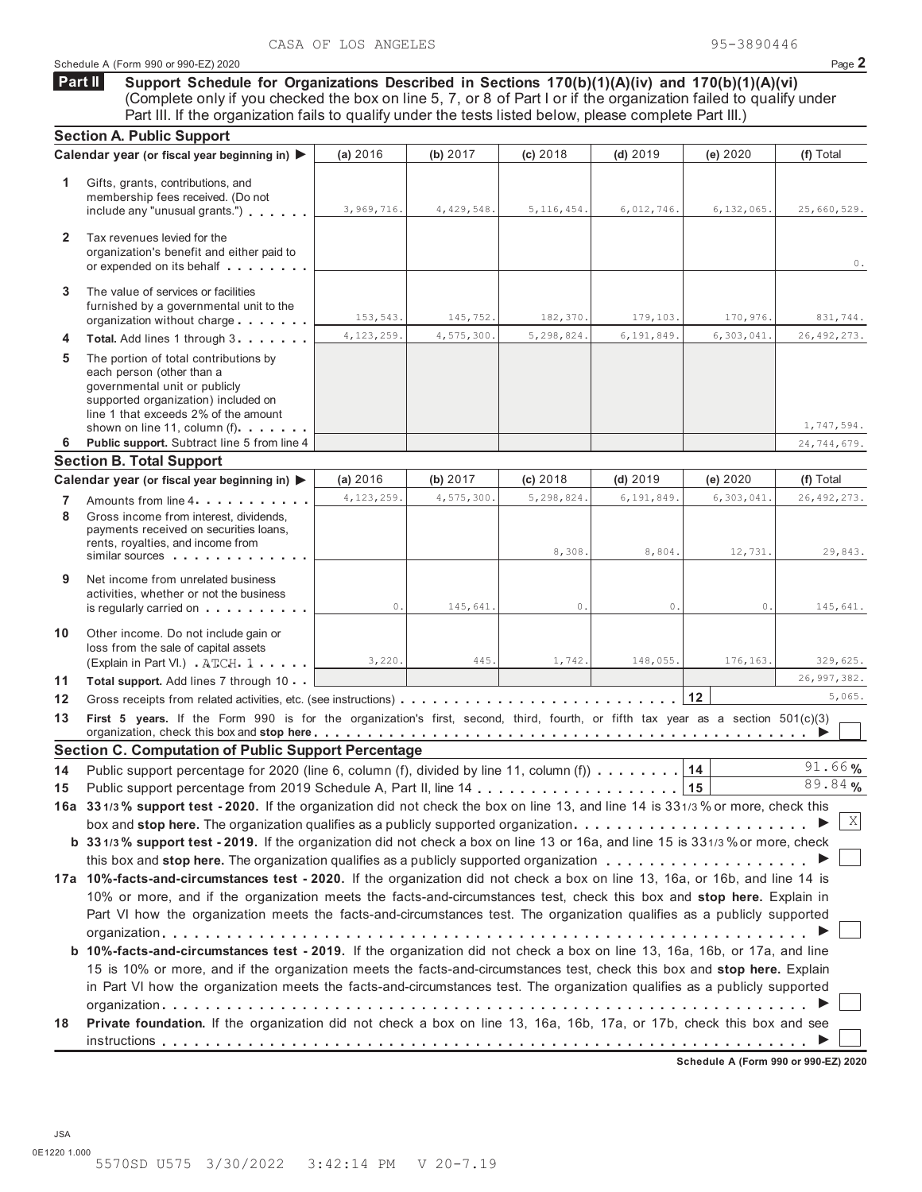CASA OF LOS ANGELES 95-3890446

Schedule A (Form 990 or 990-EZ) 2020

**Part II** **Support Schedule for Organizations Described in Sections 170(b)(1)(A)(iv) and 170(b)(1)(A)(vi)** (Complete only if you checked the box on line 5, 7, or 8 of Part I or if the organization failed to qualify under Part III. If the organization fails to qualify under the tests listed below, please complete Part III.)

### Section A. Public Support

| Calendar year (or fiscal year beginning in) ▶ | (a) 2016 | (b) 2017 | (c) 2018 | (d) 2019 | (e) 2020 | (f) Total |
|---|---|---|---|---|---|---|
| **1** Gifts, grants, contributions, and membership fees received. (Do not include any "unusual grants.") | 3,969,716. | 4,429,548. | 5,116,454. | 6,012,746. | 6,132,065. | 25,660,529. |
| **2** Tax revenues levied for the organization's benefit and either paid to or expended on its behalf | | | | | | 0. |
| **3** The value of services or facilities furnished by a governmental unit to the organization without charge | 153,543. | 145,752. | 182,370. | 179,103. | 170,976. | 831,744. |
| **4** **Total.** Add lines 1 through 3 | 4,123,259. | 4,575,300. | 5,298,824. | 6,191,849. | 6,303,041. | 26,492,273. |
| **5** The portion of total contributions by each person (other than a governmental unit or publicly supported organization) included on line 1 that exceeds 2% of the amount shown on line 11, column (f) | | | | | | 1,747,594. |
| **6** **Public support.** Subtract line 5 from line 4 | | | | | | 24,744,679. |

### Section B. Total Support

| Calendar year (or fiscal year beginning in) ▶ | (a) 2016 | (b) 2017 | (c) 2018 | (d) 2019 | (e) 2020 | (f) Total |
|---|---|---|---|---|---|---|
| **7** Amounts from line 4 | 4,123,259. | 4,575,300. | 5,298,824. | 6,191,849. | 6,303,041. | 26,492,273. |
| **8** Gross income from interest, dividends, payments received on securities loans, rents, royalties, and income from similar sources | | | 8,308. | 8,804. | 12,731. | 29,843. |
| **9** Net income from unrelated business activities, whether or not the business is regularly carried on | 0. | 145,641. | 0. | 0. | 0. | 145,641. |
| **10** Other income. Do not include gain or loss from the sale of capital assets (Explain in Part VI.) ATCH 1 | 3,220. | 445. | 1,742. | 148,055. | 176,163. | 329,625. |
| **11** **Total support.** Add lines 7 through 10 | | | | | | 26,997,382. |
| **12** Gross receipts from related activities, etc. (see instructions) | | | | | 12 | 5,065. |

**13** **First 5 years.** If the Form 990 is for the organization's first, second, third, fourth, or fifth tax year as a section 501(c)(3) organization, check this box and **stop here** ▶ ☐

### Section C. Computation of Public Support Percentage

**14** Public support percentage for 2020 (line 6, column (f), divided by line 11, column (f)) **14** 91.66 %

**15** Public support percentage from 2019 Schedule A, Part II, line 14 **15** 89.84 %

**16a** **33 1/3 % support test - 2020.** If the organization did not check the box on line 13, and line 14 is 33 1/3 % or more, check this box and **stop here.** The organization qualifies as a publicly supported organization ▶ ☒

**b** **33 1/3 % support test - 2019.** If the organization did not check a box on line 13 or 16a, and line 15 is 33 1/3 % or more, check this box and **stop here.** The organization qualifies as a publicly supported organization ▶ ☐

**17a** **10%-facts-and-circumstances test - 2020.** If the organization did not check a box on line 13, 16a, or 16b, and line 14 is 10% or more, and if the organization meets the facts-and-circumstances test, check this box and **stop here.** Explain in Part VI how the organization meets the facts-and-circumstances test. The organization qualifies as a publicly supported organization ▶ ☐

**b** **10%-facts-and-circumstances test - 2019.** If the organization did not check a box on line 13, 16a, 16b, or 17a, and line 15 is 10% or more, and if the organization meets the facts-and-circumstances test, check this box and **stop here.** Explain in Part VI how the organization meets the facts-and-circumstances test. The organization qualifies as a publicly supported organization ▶ ☐

**18** **Private foundation.** If the organization did not check a box on line 13, 16a, 16b, 17a, or 17b, check this box and see instructions ▶ ☐

**Schedule A (Form 990 or 990-EZ) 2020**

JSA
0E1220 1.000
5570SD U575 3/30/2022 3:42:14 PM V 20-7.19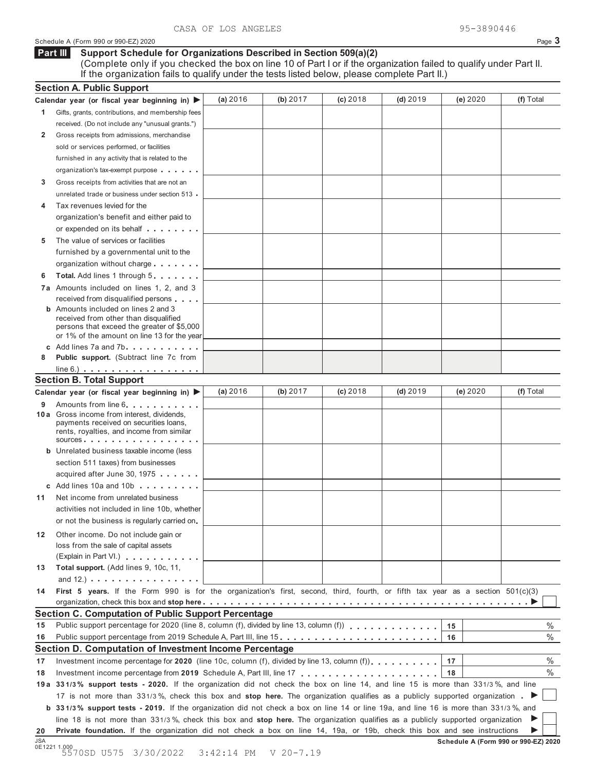CASA OF LOS ANGELES 95-3890446

Schedule A (Form 990 or 990-EZ) 2020

## Part III Support Schedule for Organizations Described in Section 509(a)(2)

(Complete only if you checked the box on line 10 of Part I or if the organization failed to qualify under Part II. If the organization fails to qualify under the tests listed below, please complete Part II.)

### Section A. Public Support

| Calendar year (or fiscal year beginning in) ▶ | (a) 2016 | (b) 2017 | (c) 2018 | (d) 2019 | (e) 2020 | (f) Total |
|---|---|---|---|---|---|---|
| 1 Gifts, grants, contributions, and membership fees received. (Do not include any "unusual grants.") | | | | | | |
| 2 Gross receipts from admissions, merchandise sold or services performed, or facilities furnished in any activity that is related to the organization's tax-exempt purpose | | | | | | |
| 3 Gross receipts from activities that are not an unrelated trade or business under section 513 | | | | | | |
| 4 Tax revenues levied for the organization's benefit and either paid to or expended on its behalf | | | | | | |
| 5 The value of services or facilities furnished by a governmental unit to the organization without charge | | | | | | |
| 6 **Total.** Add lines 1 through 5 | | | | | | |
| 7a Amounts included on lines 1, 2, and 3 received from disqualified persons | | | | | | |
| b Amounts included on lines 2 and 3 received from other than disqualified persons that exceed the greater of $5,000 or 1% of the amount on line 13 for the year | | | | | | |
| c Add lines 7a and 7b | | | | | | |
| 8 **Public support.** (Subtract line 7c from line 6.) | | | | | | |

### Section B. Total Support

| Calendar year (or fiscal year beginning in) ▶ | (a) 2016 | (b) 2017 | (c) 2018 | (d) 2019 | (e) 2020 | (f) Total |
|---|---|---|---|---|---|---|
| 9 Amounts from line 6 | | | | | | |
| 10a Gross income from interest, dividends, payments received on securities loans, rents, royalties, and income from similar sources | | | | | | |
| b Unrelated business taxable income (less section 511 taxes) from businesses acquired after June 30, 1975 | | | | | | |
| c Add lines 10a and 10b | | | | | | |
| 11 Net income from unrelated business activities not included in line 10b, whether or not the business is regularly carried on | | | | | | |
| 12 Other income. Do not include gain or loss from the sale of capital assets (Explain in Part VI.) | | | | | | |
| 13 **Total support.** (Add lines 9, 10c, 11, and 12.) | | | | | | |

14 **First 5 years.** If the Form 990 is for the organization's first, second, third, fourth, or fifth tax year as a section 501(c)(3) organization, check this box and **stop here** ▶ ☐

### Section C. Computation of Public Support Percentage

| | | | |
|---|---|---|---|
| 15 | Public support percentage for 2020 (line 8, column (f), divided by line 13, column (f)) | 15 | % |
| 16 | Public support percentage from 2019 Schedule A, Part III, line 15 | 16 | % |

### Section D. Computation of Investment Income Percentage

| | | | |
|---|---|---|---|
| 17 | Investment income percentage for **2020** (line 10c, column (f), divided by line 13, column (f)) | 17 | % |
| 18 | Investment income percentage from **2019** Schedule A, Part III, line 17 | 18 | % |

19a **33 1/3% support tests - 2020.** If the organization did not check the box on line 14, and line 15 is more than 33 1/3%, and line 17 is not more than 33 1/3%, check this box and **stop here.** The organization qualifies as a publicly supported organization ▶ ☐

b **33 1/3% support tests - 2019.** If the organization did not check a box on line 14 or line 19a, and line 16 is more than 33 1/3%, and line 18 is not more than 33 1/3%, check this box and **stop here.** The organization qualifies as a publicly supported organization ▶ ☐

20 **Private foundation.** If the organization did not check a box on line 14, 19a, or 19b, check this box and see instructions ▶ ☐

JSA 0E1221 1.000 5570SD U575 3/30/2022 3:42:14 PM V 20-7.19

Schedule A (Form 990 or 990-EZ) 2020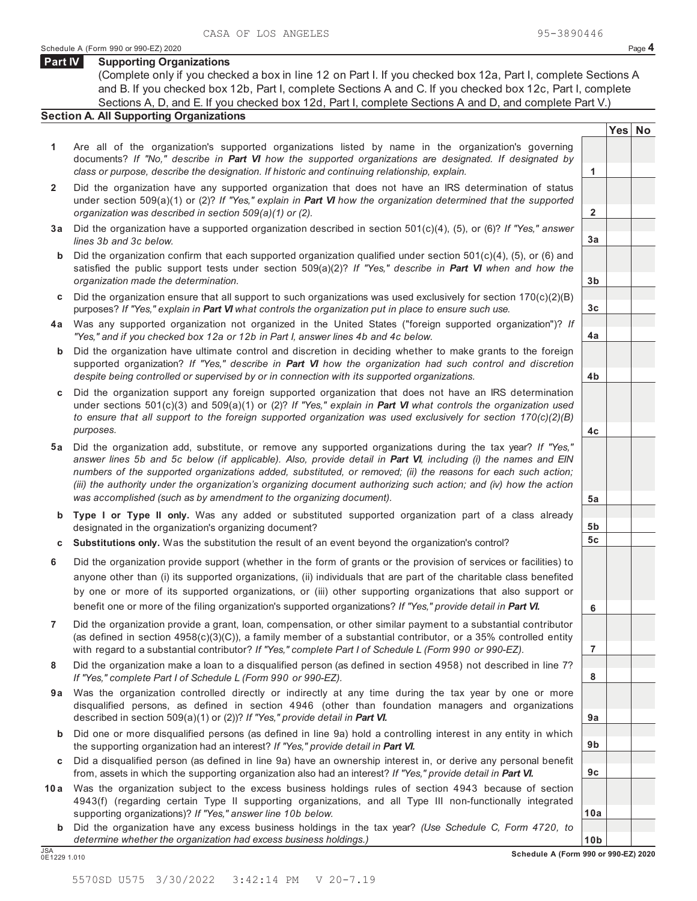CASA OF LOS ANGELES 95-3890446

## Part IV Supporting Organizations

(Complete only if you checked a box in line 12 on Part I. If you checked box 12a, Part I, complete Sections A and B. If you checked box 12b, Part I, complete Sections A and C. If you checked box 12c, Part I, complete Sections A, D, and E. If you checked box 12d, Part I, complete Sections A and D, and complete Part V.)

### Section A. All Supporting Organizations

| | | | Yes | No |
|---|---|---|---|---|
| **1** | Are all of the organization's supported organizations listed by name in the organization's governing documents? *If "No," describe in **Part VI** how the supported organizations are designated. If designated by class or purpose, describe the designation. If historic and continuing relationship, explain.* | 1 | | |
| **2** | Did the organization have any supported organization that does not have an IRS determination of status under section 509(a)(1) or (2)? *If "Yes," explain in **Part VI** how the organization determined that the supported organization was described in section 509(a)(1) or (2).* | 2 | | |
| **3a** | Did the organization have a supported organization described in section 501(c)(4), (5), or (6)? *If "Yes," answer lines 3b and 3c below.* | 3a | | |
| **b** | Did the organization confirm that each supported organization qualified under section 501(c)(4), (5), or (6) and satisfied the public support tests under section 509(a)(2)? *If "Yes," describe in **Part VI** when and how the organization made the determination.* | 3b | | |
| **c** | Did the organization ensure that all support to such organizations was used exclusively for section 170(c)(2)(B) purposes? *If "Yes," explain in **Part VI** what controls the organization put in place to ensure such use.* | 3c | | |
| **4a** | Was any supported organization not organized in the United States ("foreign supported organization")? *If "Yes," and if you checked box 12a or 12b in Part I, answer lines 4b and 4c below.* | 4a | | |
| **b** | Did the organization have ultimate control and discretion in deciding whether to make grants to the foreign supported organization? *If "Yes," describe in **Part VI** how the organization had such control and discretion despite being controlled or supervised by or in connection with its supported organizations.* | 4b | | |
| **c** | Did the organization support any foreign supported organization that does not have an IRS determination under sections 501(c)(3) and 509(a)(1) or (2)? *If "Yes," explain in **Part VI** what controls the organization used to ensure that all support to the foreign supported organization was used exclusively for section 170(c)(2)(B) purposes.* | 4c | | |
| **5a** | Did the organization add, substitute, or remove any supported organizations during the tax year? *If "Yes," answer lines 5b and 5c below (if applicable). Also, provide detail in **Part VI**, including (i) the names and EIN numbers of the supported organizations added, substituted, or removed; (ii) the reasons for each such action; (iii) the authority under the organization's organizing document authorizing such action; and (iv) how the action was accomplished (such as by amendment to the organizing document).* | 5a | | |
| **b** | **Type I or Type II only.** Was any added or substituted supported organization part of a class already designated in the organization's organizing document? | 5b | | |
| **c** | **Substitutions only.** Was the substitution the result of an event beyond the organization's control? | 5c | | |
| **6** | Did the organization provide support (whether in the form of grants or the provision of services or facilities) to anyone other than (i) its supported organizations, (ii) individuals that are part of the charitable class benefited by one or more of its supported organizations, or (iii) other supporting organizations that also support or benefit one or more of the filing organization's supported organizations? *If "Yes," provide detail in **Part VI.*** | 6 | | |
| **7** | Did the organization provide a grant, loan, compensation, or other similar payment to a substantial contributor (as defined in section 4958(c)(3)(C)), a family member of a substantial contributor, or a 35% controlled entity with regard to a substantial contributor? *If "Yes," complete Part I of Schedule L (Form 990 or 990-EZ).* | 7 | | |
| **8** | Did the organization make a loan to a disqualified person (as defined in section 4958) not described in line 7? *If "Yes," complete Part I of Schedule L (Form 990 or 990-EZ).* | 8 | | |
| **9a** | Was the organization controlled directly or indirectly at any time during the tax year by one or more disqualified persons, as defined in section 4946 (other than foundation managers and organizations described in section 509(a)(1) or (2))? *If "Yes," provide detail in **Part VI.*** | 9a | | |
| **b** | Did one or more disqualified persons (as defined in line 9a) hold a controlling interest in any entity in which the supporting organization had an interest? *If "Yes," provide detail in **Part VI.*** | 9b | | |
| **c** | Did a disqualified person (as defined in line 9a) have an ownership interest in, or derive any personal benefit from, assets in which the supporting organization also had an interest? *If "Yes," provide detail in **Part VI.*** | 9c | | |
| **10a** | Was the organization subject to the excess business holdings rules of section 4943 because of section 4943(f) (regarding certain Type II supporting organizations, and all Type III non-functionally integrated supporting organizations)? *If "Yes," answer line 10b below.* | 10a | | |
| **b** | Did the organization have any excess business holdings in the tax year? *(Use Schedule C, Form 4720, to determine whether the organization had excess business holdings.)* | 10b | | |

Schedule A (Form 990 or 990-EZ) 2020

5570SD U575 3/30/2022 3:42:14 PM V 20-7.19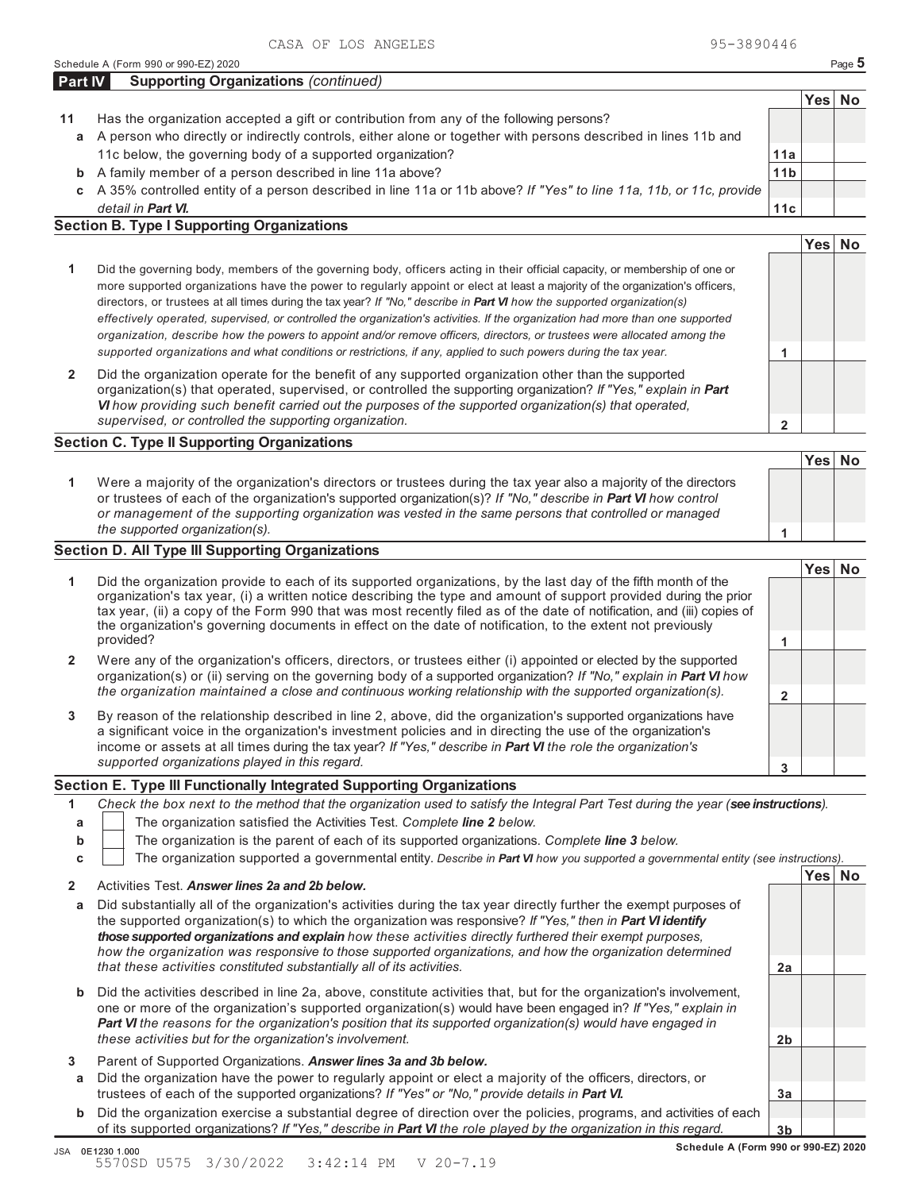CASA OF LOS ANGELES 95-3890446

Schedule A (Form 990 or 990-EZ) 2020

## Part IV Supporting Organizations *(continued)*

| | | | Yes | No |
|---|---|---|---|---|
| **11** | Has the organization accepted a gift or contribution from any of the following persons? | | | |
| **a** | A person who directly or indirectly controls, either alone or together with persons described in lines 11b and 11c below, the governing body of a supported organization? | **11a** | | |
| **b** | A family member of a person described in line 11a above? | **11b** | | |
| **c** | A 35% controlled entity of a person described in line 11a or 11b above? *If "Yes" to line 11a, 11b, or 11c, provide detail in* ***Part VI.*** | **11c** | | |

### Section B. Type I Supporting Organizations

| | | | Yes | No |
|---|---|---|---|---|
| **1** | Did the governing body, members of the governing body, officers acting in their official capacity, or membership of one or more supported organizations have the power to regularly appoint or elect at least a majority of the organization's officers, directors, or trustees at all times during the tax year? *If "No," describe in* ***Part VI*** *how the supported organization(s) effectively operated, supervised, or controlled the organization's activities. If the organization had more than one supported organization, describe how the powers to appoint and/or remove officers, directors, or trustees were allocated among the supported organizations and what conditions or restrictions, if any, applied to such powers during the tax year.* | **1** | | |
| **2** | Did the organization operate for the benefit of any supported organization other than the supported organization(s) that operated, supervised, or controlled the supporting organization? *If "Yes," explain in* ***Part VI*** *how providing such benefit carried out the purposes of the supported organization(s) that operated, supervised, or controlled the supporting organization.* | **2** | | |

### Section C. Type II Supporting Organizations

| | | | Yes | No |
|---|---|---|---|---|
| **1** | Were a majority of the organization's directors or trustees during the tax year also a majority of the directors or trustees of each of the organization's supported organization(s)? *If "No," describe in* ***Part VI*** *how control or management of the supporting organization was vested in the same persons that controlled or managed the supported organization(s).* | **1** | | |

### Section D. All Type III Supporting Organizations

| | | | Yes | No |
|---|---|---|---|---|
| **1** | Did the organization provide to each of its supported organizations, by the last day of the fifth month of the organization's tax year, (i) a written notice describing the type and amount of support provided during the prior tax year, (ii) a copy of the Form 990 that was most recently filed as of the date of notification, and (iii) copies of the organization's governing documents in effect on the date of notification, to the extent not previously provided? | **1** | | |
| **2** | Were any of the organization's officers, directors, or trustees either (i) appointed or elected by the supported organization(s) or (ii) serving on the governing body of a supported organization? *If "No," explain in* ***Part VI*** *how the organization maintained a close and continuous working relationship with the supported organization(s).* | **2** | | |
| **3** | By reason of the relationship described in line 2, above, did the organization's supported organizations have a significant voice in the organization's investment policies and in directing the use of the organization's income or assets at all times during the tax year? *If "Yes," describe in* ***Part VI*** *the role the organization's supported organizations played in this regard.* | **3** | | |

### Section E. Type III Functionally Integrated Supporting Organizations

**1** *Check the box next to the method that the organization used to satisfy the Integral Part Test during the year (**see instructions**).*

- **a** ☐ The organization satisfied the Activities Test. *Complete **line 2** below.*
- **b** ☐ The organization is the parent of each of its supported organizations. *Complete **line 3** below.*
- **c** ☐ The organization supported a governmental entity. *Describe in **Part VI** how you supported a governmental entity (see instructions).*

| | | | Yes | No |
|---|---|---|---|---|
| **2** | Activities Test. ***Answer lines 2a and 2b below.*** | | | |
| **a** | Did substantially all of the organization's activities during the tax year directly further the exempt purposes of the supported organization(s) to which the organization was responsive? *If "Yes," then in* ***Part VI identify those supported organizations and explain*** *how these activities directly furthered their exempt purposes, how the organization was responsive to those supported organizations, and how the organization determined that these activities constituted substantially all of its activities.* | **2a** | | |
| **b** | Did the activities described in line 2a, above, constitute activities that, but for the organization's involvement, one or more of the organization's supported organization(s) would have been engaged in? *If "Yes," explain in* ***Part VI*** *the reasons for the organization's position that its supported organization(s) would have engaged in these activities but for the organization's involvement.* | **2b** | | |
| **3** | Parent of Supported Organizations. ***Answer lines 3a and 3b below.*** | | | |
| **a** | Did the organization have the power to regularly appoint or elect a majority of the officers, directors, or trustees of each of the supported organizations? *If "Yes" or "No," provide details in* ***Part VI.*** | **3a** | | |
| **b** | Did the organization exercise a substantial degree of direction over the policies, programs, and activities of each of its supported organizations? *If "Yes," describe in* ***Part VI*** *the role played by the organization in this regard.* | **3b** | | |

JSA 0E1230 1.000 5570SD U575 3/30/2022 3:42:14 PM V 20-7.19

**Schedule A (Form 990 or 990-EZ) 2020**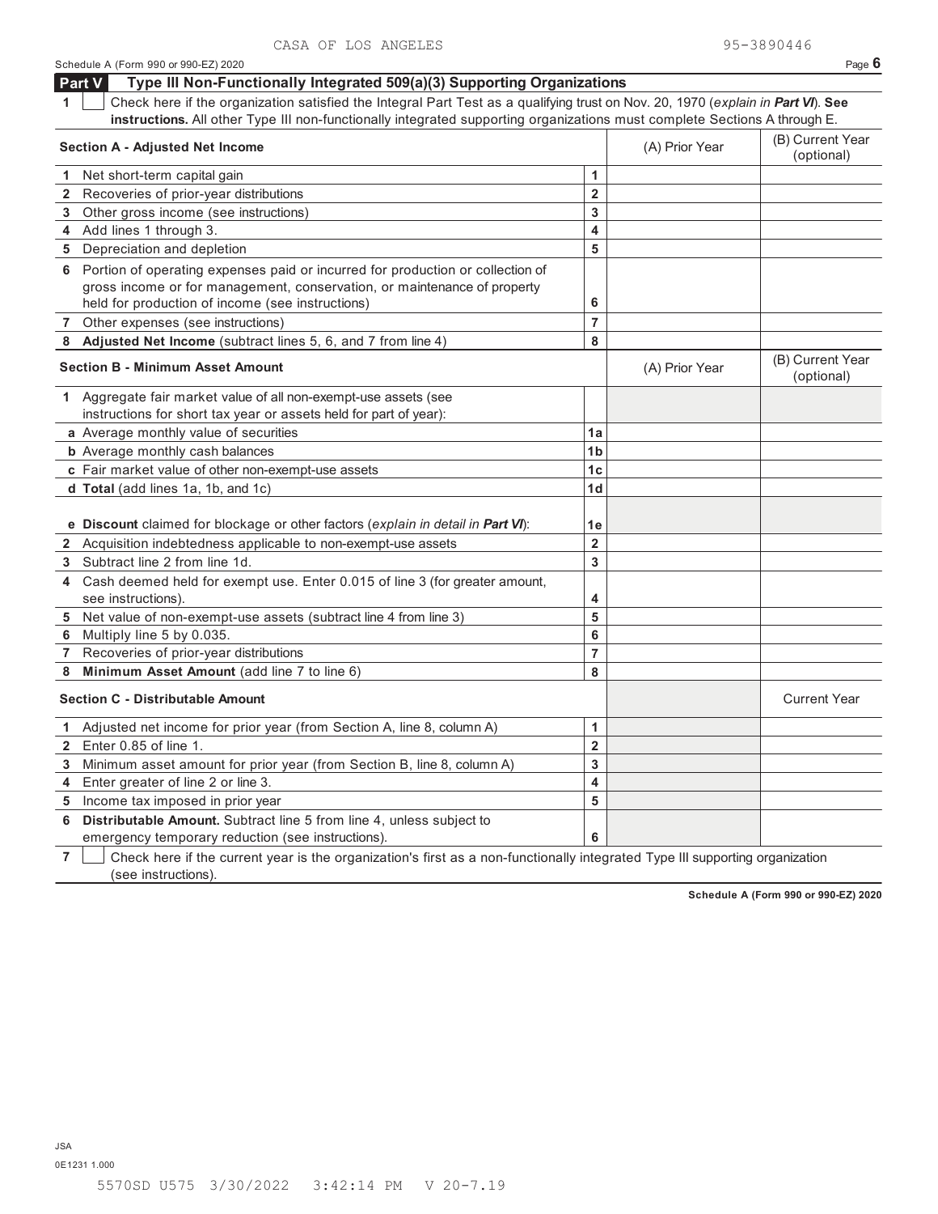CASA OF LOS ANGELES 95-3890446

## Part V Type III Non-Functionally Integrated 509(a)(3) Supporting Organizations

**1** ☐ Check here if the organization satisfied the Integral Part Test as a qualifying trust on Nov. 20, 1970 (*explain in **Part VI***). **See instructions.** All other Type III non-functionally integrated supporting organizations must complete Sections A through E.

| Section A - Adjusted Net Income | | (A) Prior Year | (B) Current Year (optional) |
|---|---|---|---|
| 1 Net short-term capital gain | 1 | | |
| 2 Recoveries of prior-year distributions | 2 | | |
| 3 Other gross income (see instructions) | 3 | | |
| 4 Add lines 1 through 3. | 4 | | |
| 5 Depreciation and depletion | 5 | | |
| 6 Portion of operating expenses paid or incurred for production or collection of gross income or for management, conservation, or maintenance of property held for production of income (see instructions) | 6 | | |
| 7 Other expenses (see instructions) | 7 | | |
| 8 **Adjusted Net Income** (subtract lines 5, 6, and 7 from line 4) | 8 | | |

| Section B - Minimum Asset Amount | | (A) Prior Year | (B) Current Year (optional) |
|---|---|---|---|
| 1 Aggregate fair market value of all non-exempt-use assets (see instructions for short tax year or assets held for part of year): | | | |
| **a** Average monthly value of securities | 1a | | |
| **b** Average monthly cash balances | 1b | | |
| **c** Fair market value of other non-exempt-use assets | 1c | | |
| **d Total** (add lines 1a, 1b, and 1c) | 1d | | |
| **e Discount** claimed for blockage or other factors (*explain in detail in **Part VI***): | 1e | | |
| 2 Acquisition indebtedness applicable to non-exempt-use assets | 2 | | |
| 3 Subtract line 2 from line 1d. | 3 | | |
| 4 Cash deemed held for exempt use. Enter 0.015 of line 3 (for greater amount, see instructions). | 4 | | |
| 5 Net value of non-exempt-use assets (subtract line 4 from line 3) | 5 | | |
| 6 Multiply line 5 by 0.035. | 6 | | |
| 7 Recoveries of prior-year distributions | 7 | | |
| 8 **Minimum Asset Amount** (add line 7 to line 6) | 8 | | |

| Section C - Distributable Amount | | | Current Year |
|---|---|---|---|
| 1 Adjusted net income for prior year (from Section A, line 8, column A) | 1 | | |
| 2 Enter 0.85 of line 1. | 2 | | |
| 3 Minimum asset amount for prior year (from Section B, line 8, column A) | 3 | | |
| 4 Enter greater of line 2 or line 3. | 4 | | |
| 5 Income tax imposed in prior year | 5 | | |
| 6 **Distributable Amount.** Subtract line 5 from line 4, unless subject to emergency temporary reduction (see instructions). | 6 | | |

**7** ☐ Check here if the current year is the organization's first as a non-functionally integrated Type III supporting organization (see instructions).

**Schedule A (Form 990 or 990-EZ) 2020**

JSA
0E1231 1.000

5570SD U575 3/30/2022 3:42:14 PM V 20-7.19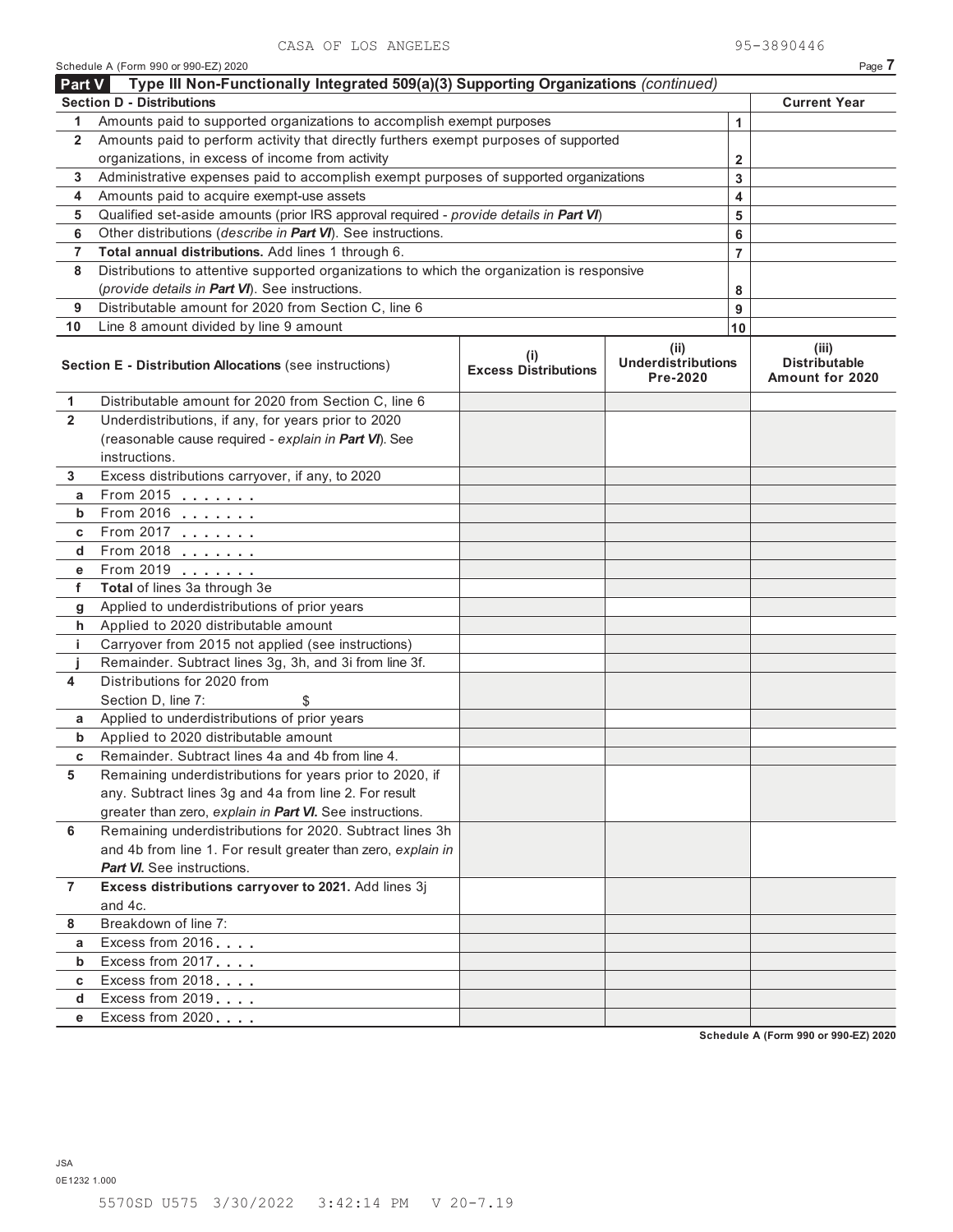CASA OF LOS ANGELES 95-3890446

Schedule A (Form 990 or 990-EZ) 2020 Page **7**

## Part V Type III Non-Functionally Integrated 509(a)(3) Supporting Organizations *(continued)*

| **Section D - Distributions** | | | **Current Year** |
|---|---|---|---|
| 1 | Amounts paid to supported organizations to accomplish exempt purposes | 1 | |
| 2 | Amounts paid to perform activity that directly furthers exempt purposes of supported organizations, in excess of income from activity | 2 | |
| 3 | Administrative expenses paid to accomplish exempt purposes of supported organizations | 3 | |
| 4 | Amounts paid to acquire exempt-use assets | 4 | |
| 5 | Qualified set-aside amounts (prior IRS approval required - *provide details in **Part VI***) | 5 | |
| 6 | Other distributions (*describe in **Part VI***). See instructions. | 6 | |
| 7 | **Total annual distributions.** Add lines 1 through 6. | 7 | |
| 8 | Distributions to attentive supported organizations to which the organization is responsive (*provide details in **Part VI***). See instructions. | 8 | |
| 9 | Distributable amount for 2020 from Section C, line 6 | 9 | |
| 10 | Line 8 amount divided by line 9 amount | 10 | |

| | **Section E - Distribution Allocations** (see instructions) | **(i) Excess Distributions** | **(ii) Underdistributions Pre-2020** | **(iii) Distributable Amount for 2020** |
|---|---|---|---|---|
| 1 | Distributable amount for 2020 from Section C, line 6 | | | |
| 2 | Underdistributions, if any, for years prior to 2020 (reasonable cause required - *explain in **Part VI***). See instructions. | | | |
| 3 | Excess distributions carryover, if any, to 2020 | | | |
| a | From 2015 | | | |
| b | From 2016 | | | |
| c | From 2017 | | | |
| d | From 2018 | | | |
| e | From 2019 | | | |
| f | **Total** of lines 3a through 3e | | | |
| g | Applied to underdistributions of prior years | | | |
| h | Applied to 2020 distributable amount | | | |
| i | Carryover from 2015 not applied (see instructions) | | | |
| j | Remainder. Subtract lines 3g, 3h, and 3i from line 3f. | | | |
| 4 | Distributions for 2020 from Section D, line 7: $ | | | |
| a | Applied to underdistributions of prior years | | | |
| b | Applied to 2020 distributable amount | | | |
| c | Remainder. Subtract lines 4a and 4b from line 4. | | | |
| 5 | Remaining underdistributions for years prior to 2020, if any. Subtract lines 3g and 4a from line 2. For result greater than zero, *explain in **Part VI***. See instructions. | | | |
| 6 | Remaining underdistributions for 2020. Subtract lines 3h and 4b from line 1. For result greater than zero, *explain in **Part VI***. See instructions. | | | |
| 7 | **Excess distributions carryover to 2021.** Add lines 3j and 4c. | | | |
| 8 | Breakdown of line 7: | | | |
| a | Excess from 2016 | | | |
| b | Excess from 2017 | | | |
| c | Excess from 2018 | | | |
| d | Excess from 2019 | | | |
| e | Excess from 2020 | | | |

**Schedule A (Form 990 or 990-EZ) 2020**

JSA
0E1232 1.000

5570SD U575 3/30/2022 3:42:14 PM V 20-7.19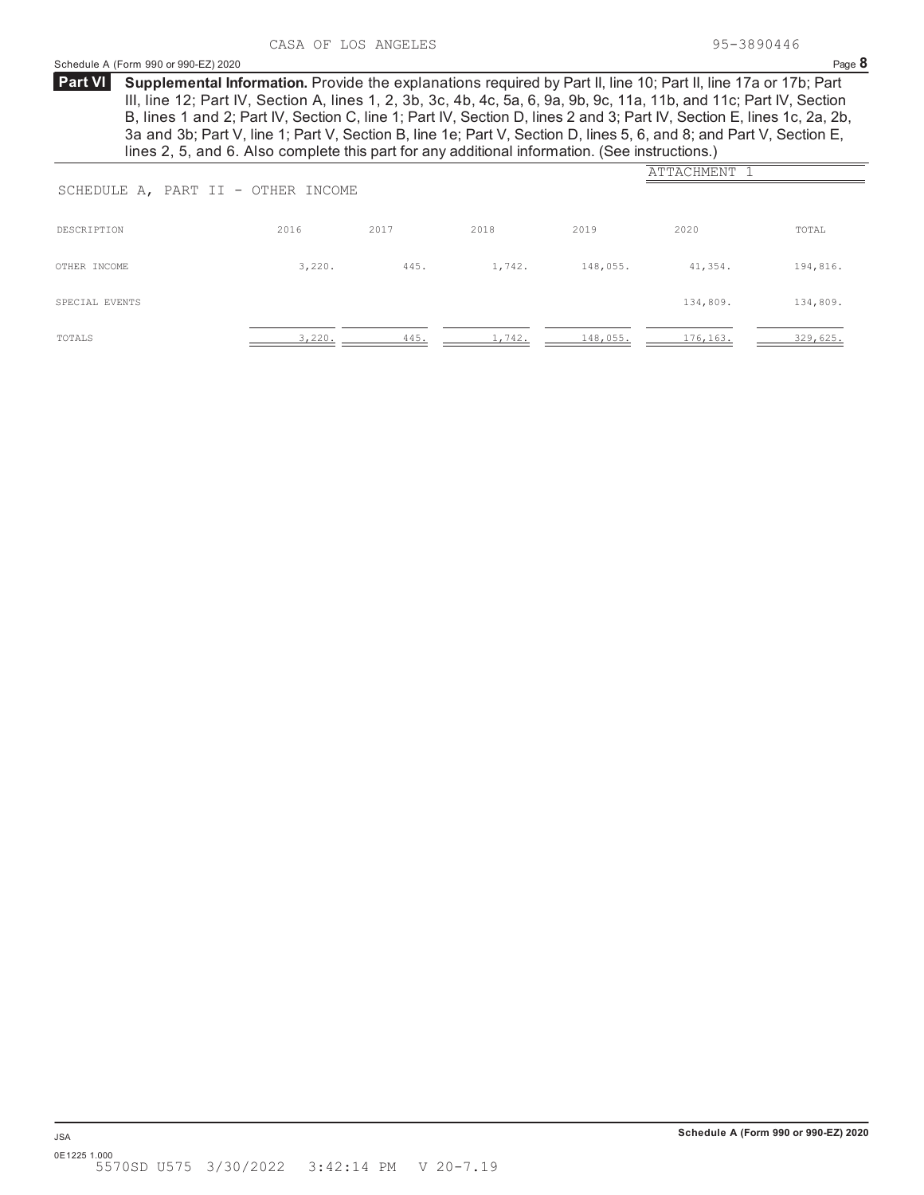CASA OF LOS ANGELES 95-3890446

## Part VI Supplemental Information.

**Supplemental Information.** Provide the explanations required by Part II, line 10; Part II, line 17a or 17b; Part III, line 12; Part IV, Section A, lines 1, 2, 3b, 3c, 4b, 4c, 5a, 6, 9a, 9b, 9c, 11a, 11b, and 11c; Part IV, Section B, lines 1 and 2; Part IV, Section C, line 1; Part IV, Section D, lines 2 and 3; Part IV, Section E, lines 1c, 2a, 2b, 3a and 3b; Part V, line 1; Part V, Section B, line 1e; Part V, Section D, lines 5, 6, and 8; and Part V, Section E, lines 2, 5, and 6. Also complete this part for any additional information. (See instructions.)

ATTACHMENT 1

SCHEDULE A, PART II - OTHER INCOME

| DESCRIPTION | 2016 | 2017 | 2018 | 2019 | 2020 | TOTAL |
|---|---|---|---|---|---|---|
| OTHER INCOME | 3,220. | 445. | 1,742. | 148,055. | 41,354. | 194,816. |
| SPECIAL EVENTS | | | | | 134,809. | 134,809. |
| TOTALS | 3,220. | 445. | 1,742. | 148,055. | 176,163. | 329,625. |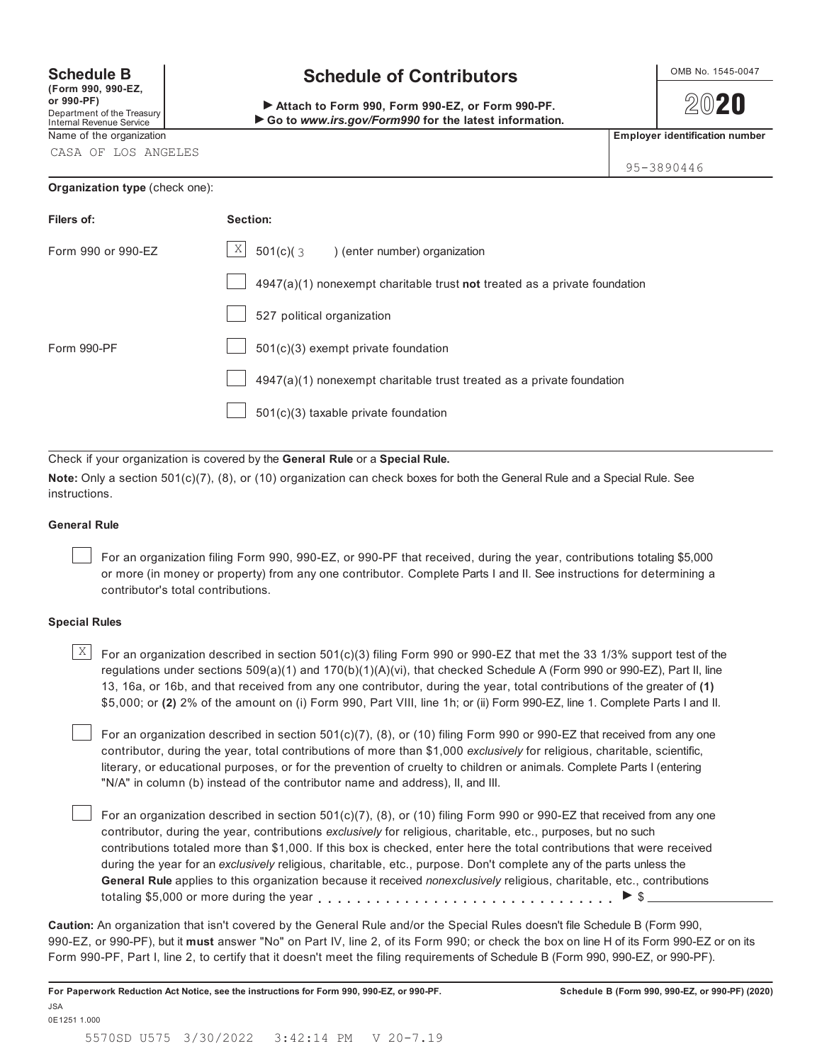**Schedule B**
**(Form 990, 990-EZ, or 990-PF)**
Department of the Treasury
Internal Revenue Service

# Schedule of Contributors

▶ **Attach to Form 990, Form 990-EZ, or Form 990-PF.**
▶ **Go to *www.irs.gov/Form990* for the latest information.**

OMB No. 1545-0047

**2020**

Name of the organization: CASA OF LOS ANGELES

**Employer identification number:** 95-3890446

**Organization type** (check one):

| **Filers of:** | **Section:** |
|---|---|
| Form 990 or 990-EZ | [X] 501(c)( 3 ) (enter number) organization |
| | [ ] 4947(a)(1) nonexempt charitable trust **not** treated as a private foundation |
| | [ ] 527 political organization |
| Form 990-PF | [ ] 501(c)(3) exempt private foundation |
| | [ ] 4947(a)(1) nonexempt charitable trust treated as a private foundation |
| | [ ] 501(c)(3) taxable private foundation |

Check if your organization is covered by the **General Rule** or a **Special Rule.**

**Note:** Only a section 501(c)(7), (8), or (10) organization can check boxes for both the General Rule and a Special Rule. See instructions.

### General Rule

[ ] For an organization filing Form 990, 990-EZ, or 990-PF that received, during the year, contributions totaling $5,000 or more (in money or property) from any one contributor. Complete Parts I and II. See instructions for determining a contributor's total contributions.

### Special Rules

[X] For an organization described in section 501(c)(3) filing Form 990 or 990-EZ that met the 33 1/3% support test of the regulations under sections 509(a)(1) and 170(b)(1)(A)(vi), that checked Schedule A (Form 990 or 990-EZ), Part II, line 13, 16a, or 16b, and that received from any one contributor, during the year, total contributions of the greater of **(1)** $5,000; or **(2)** 2% of the amount on (i) Form 990, Part VIII, line 1h; or (ii) Form 990-EZ, line 1. Complete Parts I and II.

[ ] For an organization described in section 501(c)(7), (8), or (10) filing Form 990 or 990-EZ that received from any one contributor, during the year, total contributions of more than $1,000 *exclusively* for religious, charitable, scientific, literary, or educational purposes, or for the prevention of cruelty to children or animals. Complete Parts I (entering "N/A" in column (b) instead of the contributor name and address), II, and III.

[ ] For an organization described in section 501(c)(7), (8), or (10) filing Form 990 or 990-EZ that received from any one contributor, during the year, contributions *exclusively* for religious, charitable, etc., purposes, but no such contributions totaled more than $1,000. If this box is checked, enter here the total contributions that were received during the year for an *exclusively* religious, charitable, etc., purpose. Don't complete any of the parts unless the **General Rule** applies to this organization because it received *nonexclusively* religious, charitable, etc., contributions totaling $5,000 or more during the year . . . . . . . . . . . . . . . . . . . . . . . . . . . . . . ▶ $ ____________

**Caution:** An organization that isn't covered by the General Rule and/or the Special Rules doesn't file Schedule B (Form 990, 990-EZ, or 990-PF), but it **must** answer "No" on Part IV, line 2, of its Form 990; or check the box on line H of its Form 990-EZ or on its Form 990-PF, Part I, line 2, to certify that it doesn't meet the filing requirements of Schedule B (Form 990, 990-EZ, or 990-PF).

**For Paperwork Reduction Act Notice, see the instructions for Form 990, 990-EZ, or 990-PF.** **Schedule B (Form 990, 990-EZ, or 990-PF) (2020)**

JSA
0E1251 1.000

5570SD U575 3/30/2022 3:42:14 PM V 20-7.19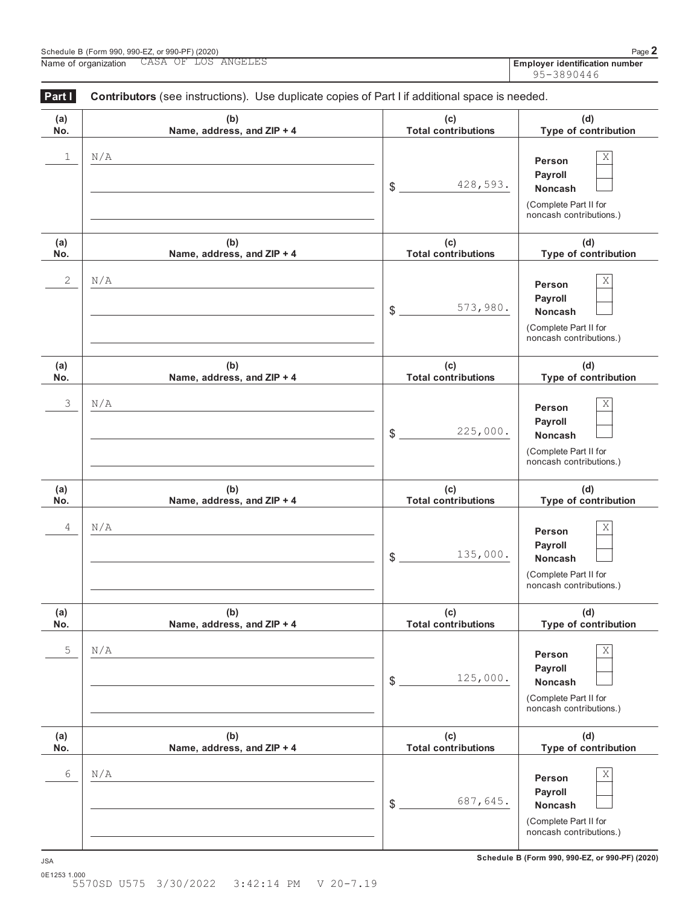Schedule B (Form 990, 990-EZ, or 990-PF) (2020)

Name of organization CASA OF LOS ANGELES

**Employer identification number** 95-3890446

**Part I** **Contributors** (see instructions). Use duplicate copies of Part I if additional space is needed.

| (a) No. | (b) Name, address, and ZIP + 4 | (c) Total contributions | (d) Type of contribution |
|---|---|---|---|
| 1 | N/A | $ 428,593. | Person X<br>Payroll ☐<br>Noncash ☐<br>(Complete Part II for noncash contributions.) |
| 2 | N/A | $ 573,980. | Person X<br>Payroll ☐<br>Noncash ☐<br>(Complete Part II for noncash contributions.) |
| 3 | N/A | $ 225,000. | Person X<br>Payroll ☐<br>Noncash ☐<br>(Complete Part II for noncash contributions.) |
| 4 | N/A | $ 135,000. | Person X<br>Payroll ☐<br>Noncash ☐<br>(Complete Part II for noncash contributions.) |
| 5 | N/A | $ 125,000. | Person X<br>Payroll ☐<br>Noncash ☐<br>(Complete Part II for noncash contributions.) |
| 6 | N/A | $ 687,645. | Person X<br>Payroll ☐<br>Noncash ☐<br>(Complete Part II for noncash contributions.) |

JSA
0E1253 1.000
5570SD U575 3/30/2022 3:42:14 PM V 20-7.19

**Schedule B (Form 990, 990-EZ, or 990-PF) (2020)**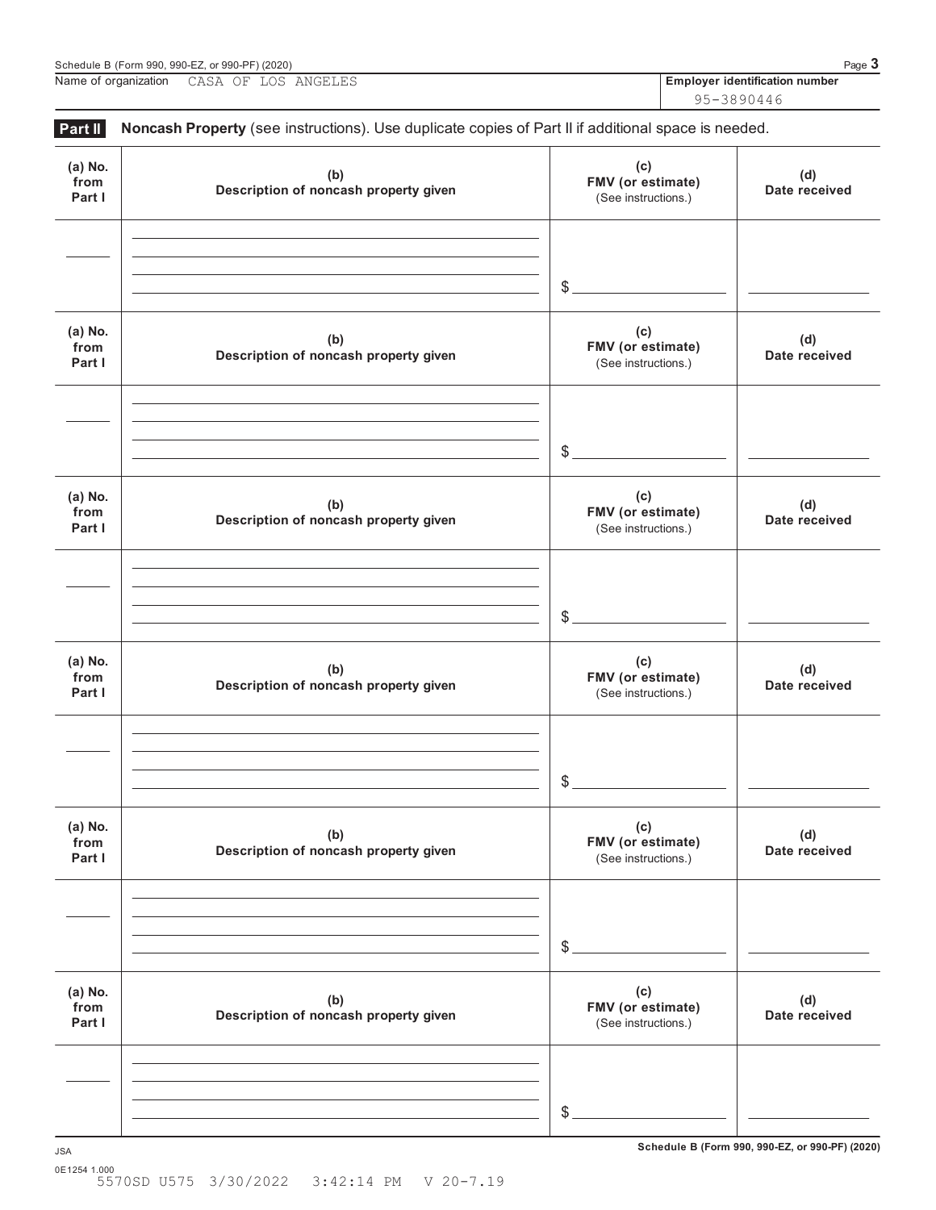Schedule B (Form 990, 990-EZ, or 990-PF) (2020)

Name of organization CASA OF LOS ANGELES

**Employer identification number** 95-3890446

**Part II** **Noncash Property** (see instructions). Use duplicate copies of Part II if additional space is needed.

| (a) No. from Part I | (b) Description of noncash property given | (c) FMV (or estimate) (See instructions.) | (d) Date received |
|---|---|---|---|
| | | $ | |

| (a) No. from Part I | (b) Description of noncash property given | (c) FMV (or estimate) (See instructions.) | (d) Date received |
|---|---|---|---|
| | | $ | |

| (a) No. from Part I | (b) Description of noncash property given | (c) FMV (or estimate) (See instructions.) | (d) Date received |
|---|---|---|---|
| | | $ | |

| (a) No. from Part I | (b) Description of noncash property given | (c) FMV (or estimate) (See instructions.) | (d) Date received |
|---|---|---|---|
| | | $ | |

| (a) No. from Part I | (b) Description of noncash property given | (c) FMV (or estimate) (See instructions.) | (d) Date received |
|---|---|---|---|
| | | $ | |

| (a) No. from Part I | (b) Description of noncash property given | (c) FMV (or estimate) (See instructions.) | (d) Date received |
|---|---|---|---|
| | | $ | |

JSA
0E1254 1.000
5570SD U575 3/30/2022 3:42:14 PM V 20-7.19

**Schedule B (Form 990, 990-EZ, or 990-PF) (2020)**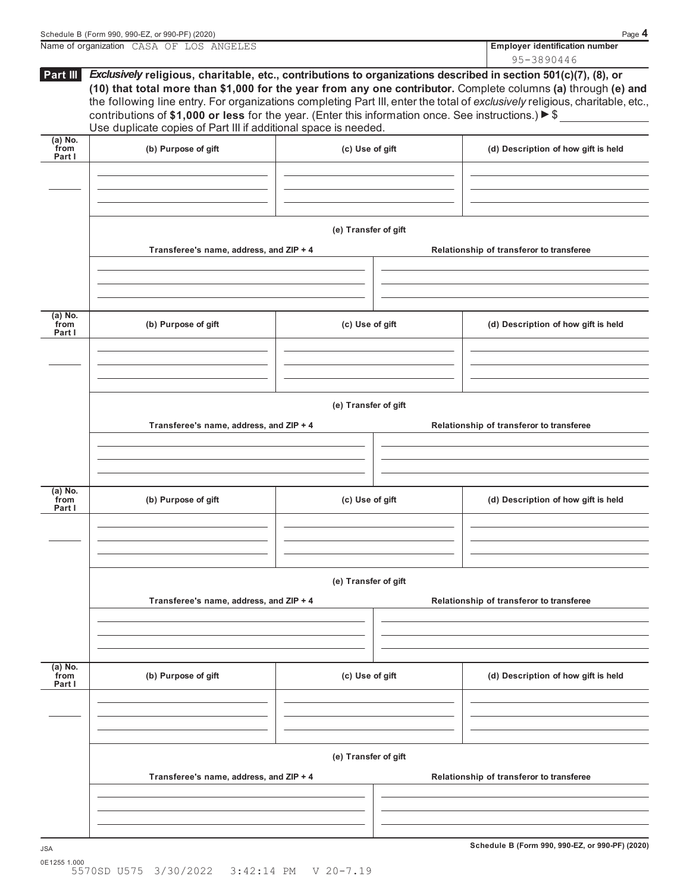Name of organization CASA OF LOS ANGELES

**Employer identification number** 95-3890446

## Part III

***Exclusively*** **religious, charitable, etc., contributions to organizations described in section 501(c)(7), (8), or (10) that total more than $1,000 for the year from any one contributor.** Complete columns **(a)** through **(e) and** the following line entry. For organizations completing Part III, enter the total of *exclusively* religious, charitable, etc., contributions of **$1,000 or less** for the year. (Enter this information once. See instructions.) ► $

Use duplicate copies of Part III if additional space is needed.

| (a) No. from Part I | (b) Purpose of gift | (c) Use of gift | (d) Description of how gift is held |
|---|---|---|---|
| | | | |

**(e) Transfer of gift**

| Transferee's name, address, and ZIP + 4 | Relationship of transferor to transferee |
|---|---|
| | |

| (a) No. from Part I | (b) Purpose of gift | (c) Use of gift | (d) Description of how gift is held |
|---|---|---|---|
| | | | |

**(e) Transfer of gift**

| Transferee's name, address, and ZIP + 4 | Relationship of transferor to transferee |
|---|---|
| | |

| (a) No. from Part I | (b) Purpose of gift | (c) Use of gift | (d) Description of how gift is held |
|---|---|---|---|
| | | | |

**(e) Transfer of gift**

| Transferee's name, address, and ZIP + 4 | Relationship of transferor to transferee |
|---|---|
| | |

| (a) No. from Part I | (b) Purpose of gift | (c) Use of gift | (d) Description of how gift is held |
|---|---|---|---|
| | | | |

**(e) Transfer of gift**

| Transferee's name, address, and ZIP + 4 | Relationship of transferor to transferee |
|---|---|
| | |

**Schedule B (Form 990, 990-EZ, or 990-PF) (2020)**

JSA
0E1255 1.000
5570SD U575 3/30/2022 3:42:14 PM V 20-7.19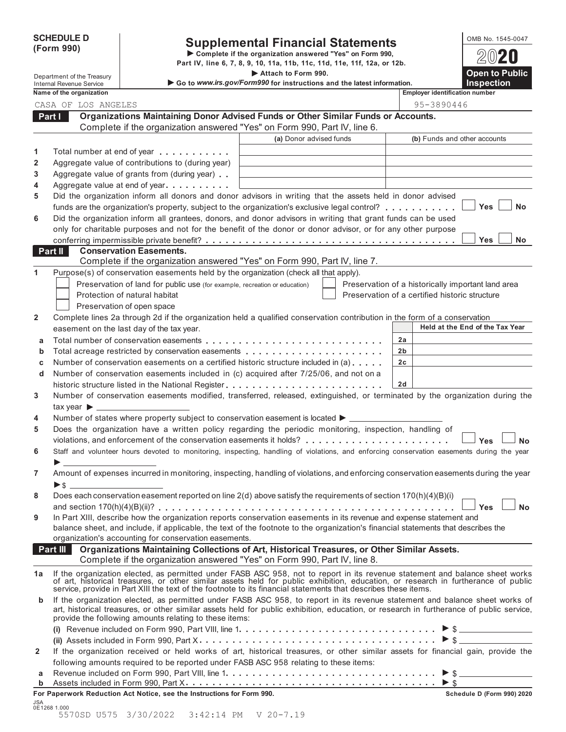**SCHEDULE D (Form 990)**

Department of the Treasury
Internal Revenue Service

# Supplemental Financial Statements

▶ Complete if the organization answered "Yes" on Form 990, Part IV, line 6, 7, 8, 9, 10, 11a, 11b, 11c, 11d, 11e, 11f, 12a, or 12b.
▶ Attach to Form 990.
▶ Go to *www.irs.gov/Form990* for instructions and the latest information.

OMB No. 1545-0047

**2020**

**Open to Public Inspection**

| Name of the organization | Employer identification number |
|---|---|
| CASA OF LOS ANGELES | 95-3890446 |

## Part I Organizations Maintaining Donor Advised Funds or Other Similar Funds or Accounts.
Complete if the organization answered "Yes" on Form 990, Part IV, line 6.

| | | (a) Donor advised funds | (b) Funds and other accounts |
|---|---|---|---|
| 1 | Total number at end of year | | |
| 2 | Aggregate value of contributions to (during year) | | |
| 3 | Aggregate value of grants from (during year) | | |
| 4 | Aggregate value at end of year | | |

5 Did the organization inform all donors and donor advisors in writing that the assets held in donor advised funds are the organization's property, subject to the organization's exclusive legal control? ☐ Yes ☐ No

6 Did the organization inform all grantees, donors, and donor advisors in writing that grant funds can be used only for charitable purposes and not for the benefit of the donor or donor advisor, or for any other purpose conferring impermissible private benefit? ☐ Yes ☐ No

## Part II Conservation Easements.
Complete if the organization answered "Yes" on Form 990, Part IV, line 7.

1 Purpose(s) of conservation easements held by the organization (check all that apply).
- ☐ Preservation of land for public use (for example, recreation or education)
- ☐ Protection of natural habitat
- ☐ Preservation of open space
- ☐ Preservation of a historically important land area
- ☐ Preservation of a certified historic structure

2 Complete lines 2a through 2d if the organization held a qualified conservation contribution in the form of a conservation easement on the last day of the tax year.

| | | | Held at the End of the Tax Year |
|---|---|---|---|
| a | Total number of conservation easements | 2a | |
| b | Total acreage restricted by conservation easements | 2b | |
| c | Number of conservation easements on a certified historic structure included in (a) | 2c | |
| d | Number of conservation easements included in (c) acquired after 7/25/06, and not on a historic structure listed in the National Register | 2d | |

3 Number of conservation easements modified, transferred, released, extinguished, or terminated by the organization during the tax year ▶ \_\_\_\_\_\_\_\_

4 Number of states where property subject to conservation easement is located ▶ \_\_\_\_\_\_\_\_

5 Does the organization have a written policy regarding the periodic monitoring, inspection, handling of violations, and enforcement of the conservation easements it holds? ☐ Yes ☐ No

6 Staff and volunteer hours devoted to monitoring, inspecting, handling of violations, and enforcing conservation easements during the year ▶ \_\_\_\_\_\_\_\_

7 Amount of expenses incurred in monitoring, inspecting, handling of violations, and enforcing conservation easements during the year ▶ $ \_\_\_\_\_\_\_\_

8 Does each conservation easement reported on line 2(d) above satisfy the requirements of section 170(h)(4)(B)(i) and section 170(h)(4)(B)(ii)? ☐ Yes ☐ No

9 In Part XIII, describe how the organization reports conservation easements in its revenue and expense statement and balance sheet, and include, if applicable, the text of the footnote to the organization's financial statements that describes the organization's accounting for conservation easements.

## Part III Organizations Maintaining Collections of Art, Historical Treasures, or Other Similar Assets.
Complete if the organization answered "Yes" on Form 990, Part IV, line 8.

1a If the organization elected, as permitted under FASB ASC 958, not to report in its revenue statement and balance sheet works of art, historical treasures, or other similar assets held for public exhibition, education, or research in furtherance of public service, provide in Part XIII the text of the footnote to its financial statements that describes these items.

b If the organization elected, as permitted under FASB ASC 958, to report in its revenue statement and balance sheet works of art, historical treasures, or other similar assets held for public exhibition, education, or research in furtherance of public service, provide the following amounts relating to these items:

(i) Revenue included on Form 990, Part VIII, line 1 ▶ $ \_\_\_\_\_\_\_\_

(ii) Assets included in Form 990, Part X ▶ $ \_\_\_\_\_\_\_\_

2 If the organization received or held works of art, historical treasures, or other similar assets for financial gain, provide the following amounts required to be reported under FASB ASC 958 relating to these items:

a Revenue included on Form 990, Part VIII, line 1 ▶ $ \_\_\_\_\_\_\_\_

b Assets included in Form 990, Part X ▶ $ \_\_\_\_\_\_\_\_

**For Paperwork Reduction Act Notice, see the Instructions for Form 990.** **Schedule D (Form 990) 2020**

JSA
0E1268 1.000
5570SD U575 3/30/2022 3:42:14 PM V 20-7.19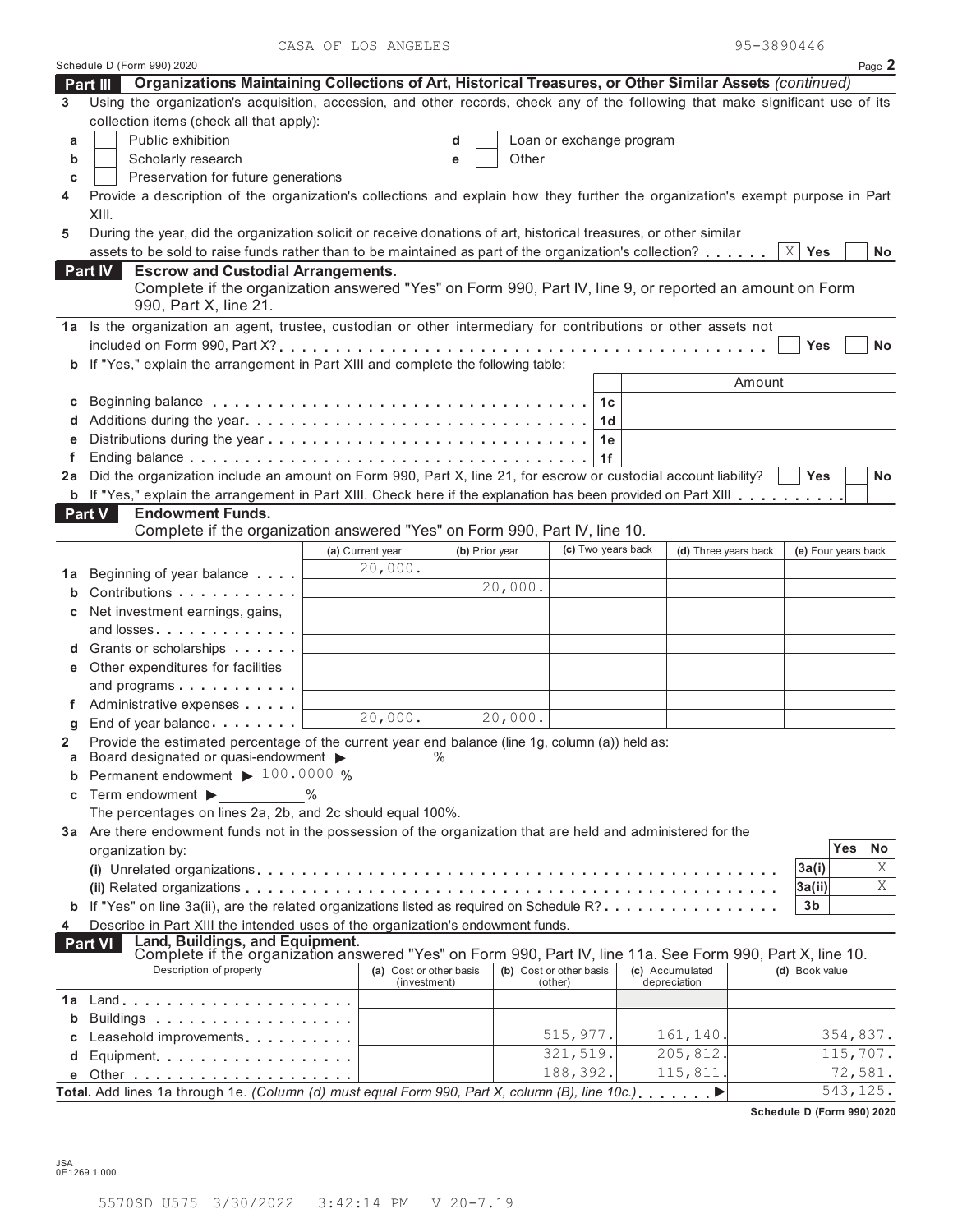CASA OF LOS ANGELES 95-3890446

Schedule D (Form 990) 2020 Page **2**

**Part III Organizations Maintaining Collections of Art, Historical Treasures, or Other Similar Assets** *(continued)*

**3** Using the organization's acquisition, accession, and other records, check any of the following that make significant use of its collection items (check all that apply):

- **a** ☐ Public exhibition
- **b** ☐ Scholarly research
- **c** ☐ Preservation for future generations
- **d** ☐ Loan or exchange program
- **e** ☐ Other ______________

**4** Provide a description of the organization's collections and explain how they further the organization's exempt purpose in Part XIII.

**5** During the year, did the organization solicit or receive donations of art, historical treasures, or other similar assets to be sold to raise funds rather than to be maintained as part of the organization's collection? . . . . . . [X] Yes ☐ No

**Part IV Escrow and Custodial Arrangements.**
Complete if the organization answered "Yes" on Form 990, Part IV, line 9, or reported an amount on Form 990, Part X, line 21.

**1a** Is the organization an agent, trustee, custodian or other intermediary for contributions or other assets not included on Form 990, Part X? . . . ☐ Yes ☐ No

**b** If "Yes," explain the arrangement in Part XIII and complete the following table:

| | | Amount |
|---|---|---|
| **c** Beginning balance | 1c | |
| **d** Additions during the year | 1d | |
| **e** Distributions during the year | 1e | |
| **f** Ending balance | 1f | |

**2a** Did the organization include an amount on Form 990, Part X, line 21, for escrow or custodial account liability? ☐ Yes ☐ No

**b** If "Yes," explain the arrangement in Part XIII. Check here if the explanation has been provided on Part XIII . . . ☐

**Part V Endowment Funds.**
Complete if the organization answered "Yes" on Form 990, Part IV, line 10.

| | (a) Current year | (b) Prior year | (c) Two years back | (d) Three years back | (e) Four years back |
|---|---|---|---|---|---|
| **1a** Beginning of year balance | 20,000. | | | | |
| **b** Contributions | | 20,000. | | | |
| **c** Net investment earnings, gains, and losses | | | | | |
| **d** Grants or scholarships | | | | | |
| **e** Other expenditures for facilities and programs | | | | | |
| **f** Administrative expenses | | | | | |
| **g** End of year balance | 20,000. | 20,000. | | | |

**2** Provide the estimated percentage of the current year end balance (line 1g, column (a)) held as:

- **a** Board designated or quasi-endowment ▶ ______ %
- **b** Permanent endowment ▶ 100.0000 %
- **c** Term endowment ▶ ______ %

The percentages on lines 2a, 2b, and 2c should equal 100%.

**3a** Are there endowment funds not in the possession of the organization that are held and administered for the organization by:

| | | Yes | No |
|---|---|---|---|
| **(i)** Unrelated organizations | 3a(i) | | X |
| **(ii)** Related organizations | 3a(ii) | | X |
| **b** If "Yes" on line 3a(ii), are the related organizations listed as required on Schedule R? | 3b | | |

**4** Describe in Part XIII the intended uses of the organization's endowment funds.

**Part VI Land, Buildings, and Equipment.**
Complete if the organization answered "Yes" on Form 990, Part IV, line 11a. See Form 990, Part X, line 10.

| Description of property | (a) Cost or other basis (investment) | (b) Cost or other basis (other) | (c) Accumulated depreciation | (d) Book value |
|---|---|---|---|---|
| **1a** Land | | | | |
| **b** Buildings | | | | |
| **c** Leasehold improvements | | 515,977. | 161,140. | 354,837. |
| **d** Equipment | | 321,519. | 205,812. | 115,707. |
| **e** Other | | 188,392. | 115,811. | 72,581. |
| **Total.** Add lines 1a through 1e. *(Column (d) must equal Form 990, Part X, column (B), line 10c.)* ▶ | | | | 543,125. |

**Schedule D (Form 990) 2020**

JSA
0E1269 1.000

5570SD U575 3/30/2022 3:42:14 PM V 20-7.19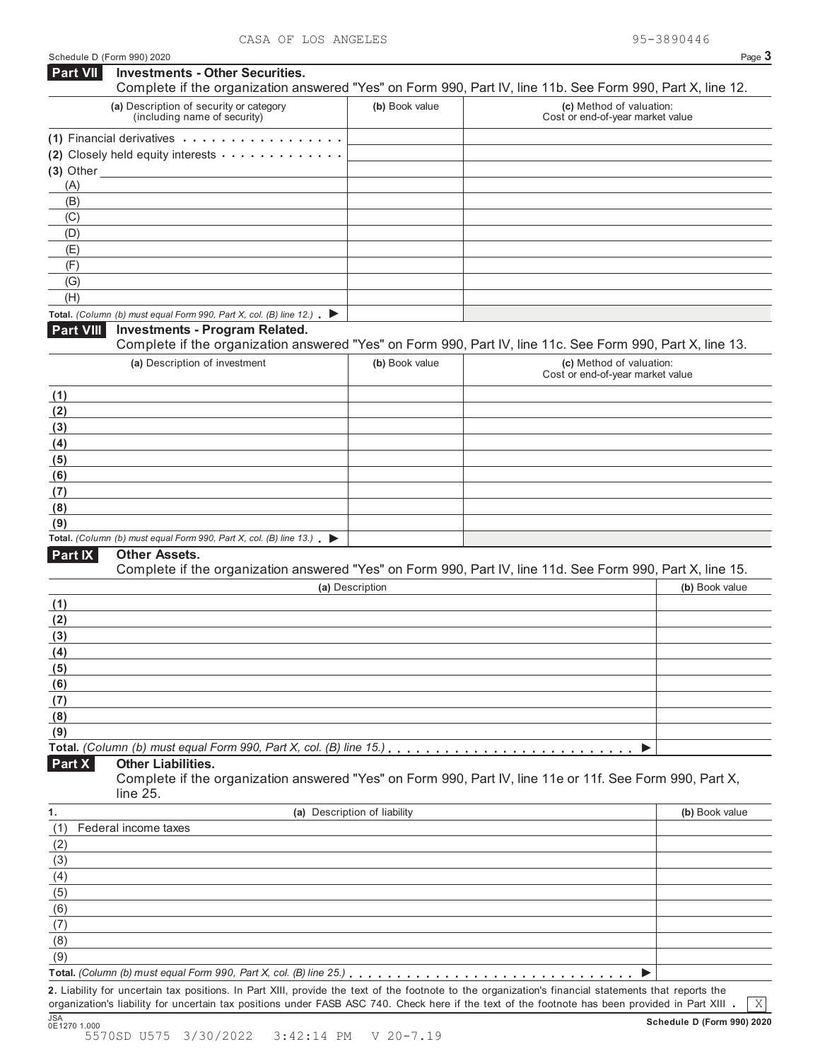CASA OF LOS ANGELES 95-3890446

Schedule D (Form 990) 2020

## Part VII Investments - Other Securities.

Complete if the organization answered "Yes" on Form 990, Part IV, line 11b. See Form 990, Part X, line 12.

| (a) Description of security or category (including name of security) | (b) Book value | (c) Method of valuation: Cost or end-of-year market value |
|---|---|---|
| (1) Financial derivatives | | |
| (2) Closely held equity interests | | |
| (3) Other | | |
| (A) | | |
| (B) | | |
| (C) | | |
| (D) | | |
| (E) | | |
| (F) | | |
| (G) | | |
| (H) | | |
| **Total.** *(Column (b) must equal Form 990, Part X, col. (B) line 12.)* ▶ | | |

## Part VIII Investments - Program Related.

Complete if the organization answered "Yes" on Form 990, Part IV, line 11c. See Form 990, Part X, line 13.

| (a) Description of investment | (b) Book value | (c) Method of valuation: Cost or end-of-year market value |
|---|---|---|
| (1) | | |
| (2) | | |
| (3) | | |
| (4) | | |
| (5) | | |
| (6) | | |
| (7) | | |
| (8) | | |
| (9) | | |
| **Total.** *(Column (b) must equal Form 990, Part X, col. (B) line 13.)* ▶ | | |

## Part IX Other Assets.

Complete if the organization answered "Yes" on Form 990, Part IV, line 11d. See Form 990, Part X, line 15.

| (a) Description | (b) Book value |
|---|---|
| (1) | |
| (2) | |
| (3) | |
| (4) | |
| (5) | |
| (6) | |
| (7) | |
| (8) | |
| (9) | |
| **Total.** *(Column (b) must equal Form 990, Part X, col. (B) line 15.)* ▶ | |

## Part X Other Liabilities.

Complete if the organization answered "Yes" on Form 990, Part IV, line 11e or 11f. See Form 990, Part X, line 25.

| 1. (a) Description of liability | (b) Book value |
|---|---|
| (1) Federal income taxes | |
| (2) | |
| (3) | |
| (4) | |
| (5) | |
| (6) | |
| (7) | |
| (8) | |
| (9) | |
| **Total.** *(Column (b) must equal Form 990, Part X, col. (B) line 25.)* ▶ | |

**2.** Liability for uncertain tax positions. In Part XIII, provide the text of the footnote to the organization's financial statements that reports the organization's liability for uncertain tax positions under FASB ASC 740. Check here if the text of the footnote has been provided in Part XIII . X

Schedule D (Form 990) 2020

5570SD U575 3/30/2022 3:42:14 PM V 20-7.19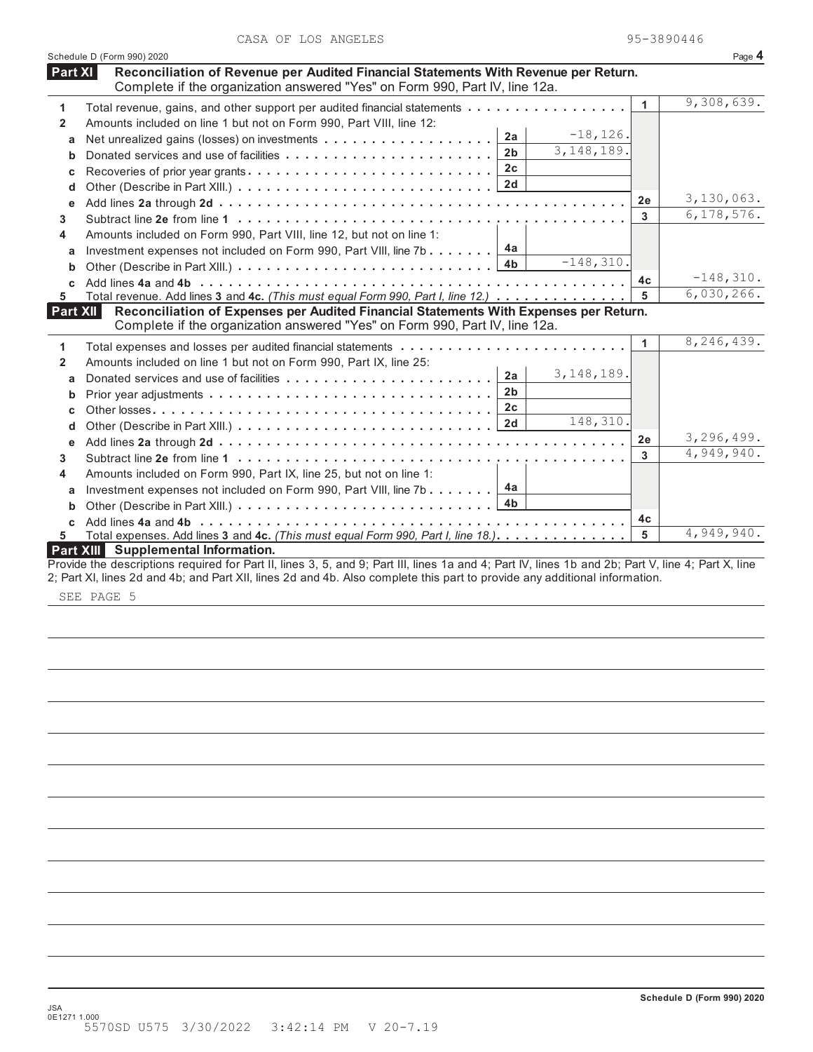CASA OF LOS ANGELES 95-3890446

Schedule D (Form 990) 2020 Page **4**

**Part XI Reconciliation of Revenue per Audited Financial Statements With Revenue per Return.** Complete if the organization answered "Yes" on Form 990, Part IV, line 12a.

| | | | | | |
|---|---|---|---|---|---|
| **1** | Total revenue, gains, and other support per audited financial statements | | | 1 | 9,308,639. |
| **2** | Amounts included on line 1 but not on Form 990, Part VIII, line 12: | | | | |
| a | Net unrealized gains (losses) on investments | 2a | -18,126. | | |
| b | Donated services and use of facilities | 2b | 3,148,189. | | |
| c | Recoveries of prior year grants | 2c | | | |
| d | Other (Describe in Part XIII.) | 2d | | | |
| e | Add lines **2a** through **2d** | | | 2e | 3,130,063. |
| **3** | Subtract line **2e** from line **1** | | | 3 | 6,178,576. |
| **4** | Amounts included on Form 990, Part VIII, line 12, but not on line 1: | | | | |
| a | Investment expenses not included on Form 990, Part VIII, line 7b | 4a | | | |
| b | Other (Describe in Part XIII.) | 4b | -148,310. | | |
| c | Add lines **4a** and **4b** | | | 4c | -148,310. |
| **5** | Total revenue. Add lines **3** and **4c.** *(This must equal Form 990, Part I, line 12.)* | | | 5 | 6,030,266. |

**Part XII Reconciliation of Expenses per Audited Financial Statements With Expenses per Return.** Complete if the organization answered "Yes" on Form 990, Part IV, line 12a.

| | | | | | |
|---|---|---|---|---|---|
| **1** | Total expenses and losses per audited financial statements | | | 1 | 8,246,439. |
| **2** | Amounts included on line 1 but not on Form 990, Part IX, line 25: | | | | |
| a | Donated services and use of facilities | 2a | 3,148,189. | | |
| b | Prior year adjustments | 2b | | | |
| c | Other losses | 2c | | | |
| d | Other (Describe in Part XIII.) | 2d | 148,310. | | |
| e | Add lines **2a** through **2d** | | | 2e | 3,296,499. |
| **3** | Subtract line **2e** from line **1** | | | 3 | 4,949,940. |
| **4** | Amounts included on Form 990, Part IX, line 25, but not on line 1: | | | | |
| a | Investment expenses not included on Form 990, Part VIII, line 7b | 4a | | | |
| b | Other (Describe in Part XIII.) | 4b | | | |
| c | Add lines **4a** and **4b** | | | 4c | |
| **5** | Total expenses. Add lines **3** and **4c.** *(This must equal Form 990, Part I, line 18.)* | | | 5 | 4,949,940. |

**Part XIII Supplemental Information.**

Provide the descriptions required for Part II, lines 3, 5, and 9; Part III, lines 1a and 4; Part IV, lines 1b and 2b; Part V, line 4; Part X, line 2; Part XI, lines 2d and 4b; and Part XII, lines 2d and 4b. Also complete this part to provide any additional information.

SEE PAGE 5

**Schedule D (Form 990) 2020**

JSA
0E1271 1.000
5570SD U575 3/30/2022 3:42:14 PM V 20-7.19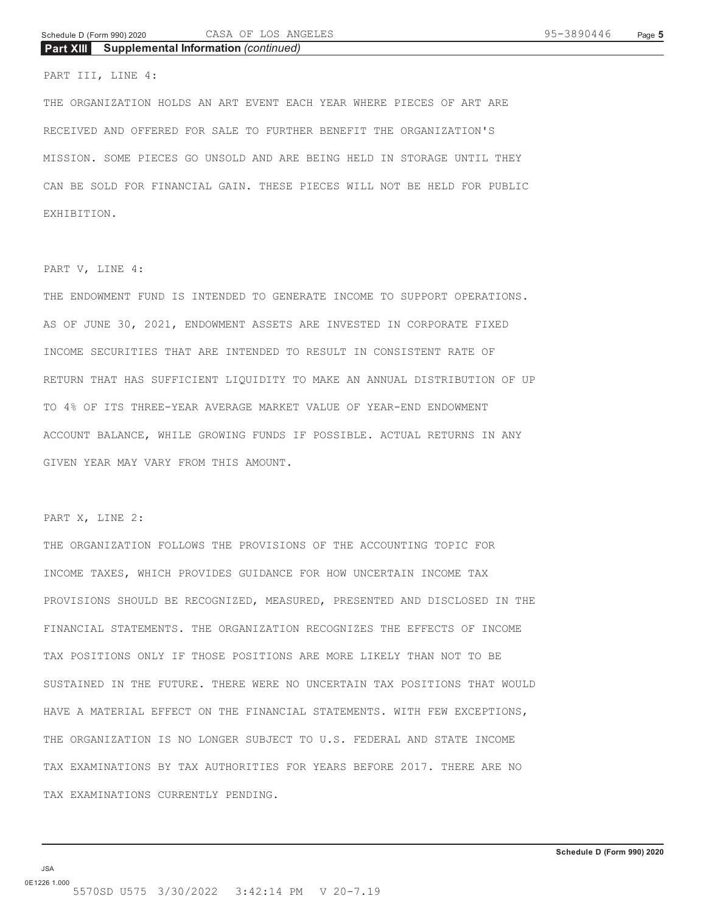## Part XIII Supplemental Information *(continued)*

PART III, LINE 4:

THE ORGANIZATION HOLDS AN ART EVENT EACH YEAR WHERE PIECES OF ART ARE RECEIVED AND OFFERED FOR SALE TO FURTHER BENEFIT THE ORGANIZATION'S MISSION. SOME PIECES GO UNSOLD AND ARE BEING HELD IN STORAGE UNTIL THEY CAN BE SOLD FOR FINANCIAL GAIN. THESE PIECES WILL NOT BE HELD FOR PUBLIC EXHIBITION.

PART V, LINE 4:

THE ENDOWMENT FUND IS INTENDED TO GENERATE INCOME TO SUPPORT OPERATIONS. AS OF JUNE 30, 2021, ENDOWMENT ASSETS ARE INVESTED IN CORPORATE FIXED INCOME SECURITIES THAT ARE INTENDED TO RESULT IN CONSISTENT RATE OF RETURN THAT HAS SUFFICIENT LIQUIDITY TO MAKE AN ANNUAL DISTRIBUTION OF UP TO 4% OF ITS THREE-YEAR AVERAGE MARKET VALUE OF YEAR-END ENDOWMENT ACCOUNT BALANCE, WHILE GROWING FUNDS IF POSSIBLE. ACTUAL RETURNS IN ANY GIVEN YEAR MAY VARY FROM THIS AMOUNT.

PART X, LINE 2:

THE ORGANIZATION FOLLOWS THE PROVISIONS OF THE ACCOUNTING TOPIC FOR INCOME TAXES, WHICH PROVIDES GUIDANCE FOR HOW UNCERTAIN INCOME TAX PROVISIONS SHOULD BE RECOGNIZED, MEASURED, PRESENTED AND DISCLOSED IN THE FINANCIAL STATEMENTS. THE ORGANIZATION RECOGNIZES THE EFFECTS OF INCOME TAX POSITIONS ONLY IF THOSE POSITIONS ARE MORE LIKELY THAN NOT TO BE SUSTAINED IN THE FUTURE. THERE WERE NO UNCERTAIN TAX POSITIONS THAT WOULD HAVE A MATERIAL EFFECT ON THE FINANCIAL STATEMENTS. WITH FEW EXCEPTIONS, THE ORGANIZATION IS NO LONGER SUBJECT TO U.S. FEDERAL AND STATE INCOME TAX EXAMINATIONS BY TAX AUTHORITIES FOR YEARS BEFORE 2017. THERE ARE NO TAX EXAMINATIONS CURRENTLY PENDING.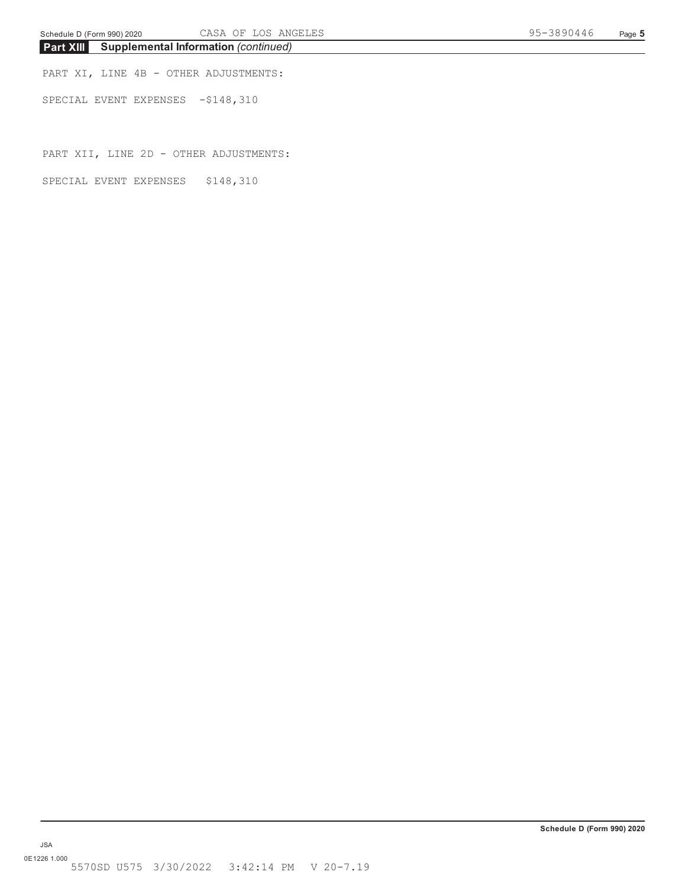## Part XIII Supplemental Information *(continued)*

PART XI, LINE 4B - OTHER ADJUSTMENTS:

SPECIAL EVENT EXPENSES -$148,310

PART XII, LINE 2D - OTHER ADJUSTMENTS:

SPECIAL EVENT EXPENSES $148,310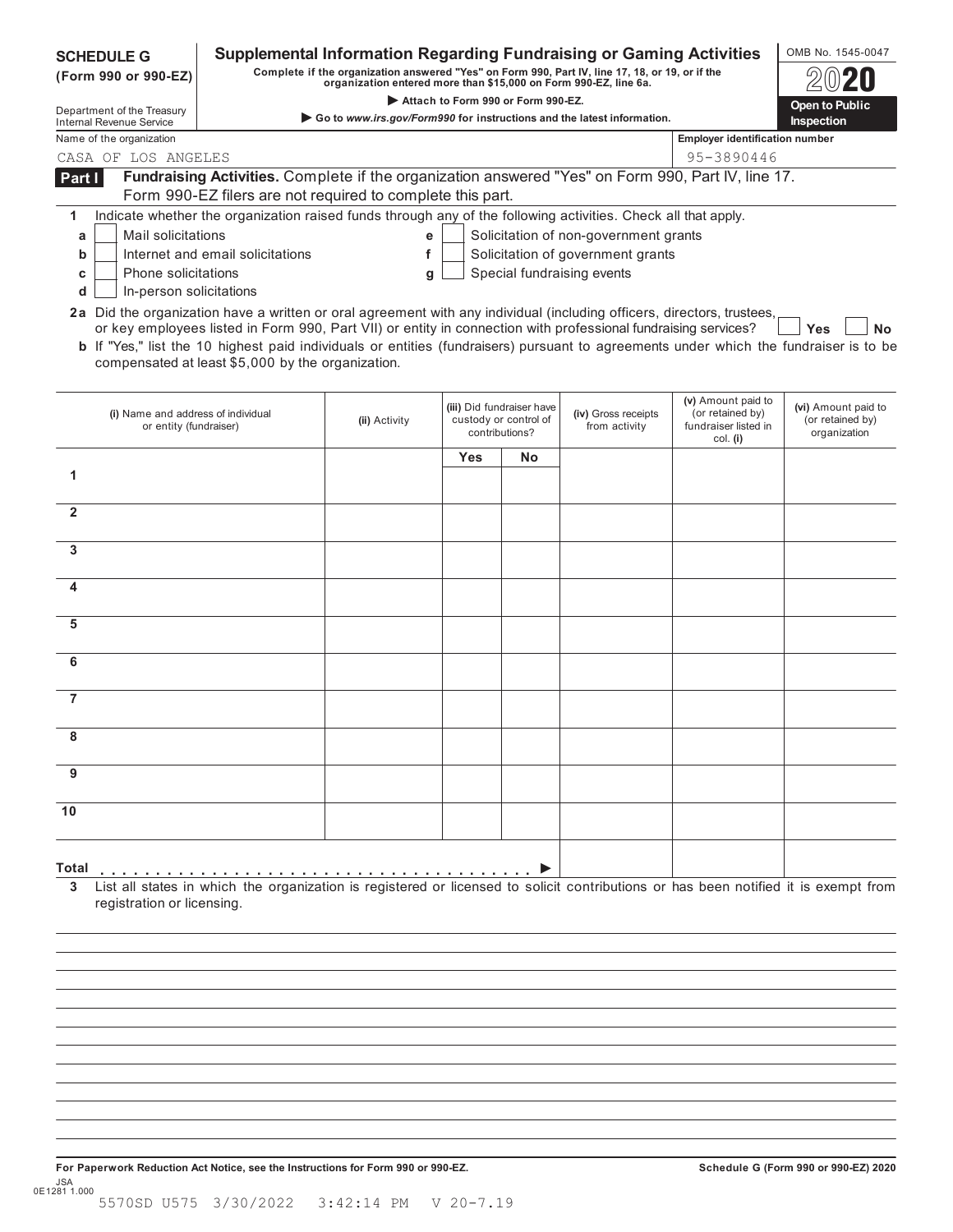# SCHEDULE G (Form 990 or 990-EZ)

Department of the Treasury
Internal Revenue Service

## Supplemental Information Regarding Fundraising or Gaming Activities

**Complete if the organization answered "Yes" on Form 990, Part IV, line 17, 18, or 19, or if the organization entered more than $15,000 on Form 990-EZ, line 6a.**

▶ **Attach to Form 990 or Form 990-EZ.**

▶ **Go to *www.irs.gov/Form990* for instructions and the latest information.**

OMB No. 1545-0047

**2020**

**Open to Public Inspection**

Name of the organization: CASA OF LOS ANGELES

Employer identification number: 95-3890446

**Part I** **Fundraising Activities.** Complete if the organization answered "Yes" on Form 990, Part IV, line 17. Form 990-EZ filers are not required to complete this part.

**1** Indicate whether the organization raised funds through any of the following activities. Check all that apply.

- **a** ☐ Mail solicitations
- **b** ☐ Internet and email solicitations
- **c** ☐ Phone solicitations
- **d** ☐ In-person solicitations
- **e** ☐ Solicitation of non-government grants
- **f** ☐ Solicitation of government grants
- **g** ☐ Special fundraising events

**2a** Did the organization have a written or oral agreement with any individual (including officers, directors, trustees, or key employees listed in Form 990, Part VII) or entity in connection with professional fundraising services? ☐ **Yes** ☐ **No**

**b** If "Yes," list the 10 highest paid individuals or entities (fundraisers) pursuant to agreements under which the fundraiser is to be compensated at least $5,000 by the organization.

| | (i) Name and address of individual or entity (fundraiser) | (ii) Activity | (iii) Did fundraiser have custody or control of contributions? | | (iv) Gross receipts from activity | (v) Amount paid to (or retained by) fundraiser listed in col. (i) | (vi) Amount paid to (or retained by) organization |
|---|---|---|---|---|---|---|---|
| | | | Yes | No | | | |
| 1 | | | | | | | |
| 2 | | | | | | | |
| 3 | | | | | | | |
| 4 | | | | | | | |
| 5 | | | | | | | |
| 6 | | | | | | | |
| 7 | | | | | | | |
| 8 | | | | | | | |
| 9 | | | | | | | |
| 10 | | | | | | | |
| **Total** . . . . . . . . . . ▶ | | | | | | | |

**3** List all states in which the organization is registered or licensed to solicit contributions or has been notified it is exempt from registration or licensing.

**For Paperwork Reduction Act Notice, see the Instructions for Form 990 or 990-EZ.**

**Schedule G (Form 990 or 990-EZ) 2020**

JSA
0E1281 1.000

5570SD U575 3/30/2022 3:42:14 PM V 20-7.19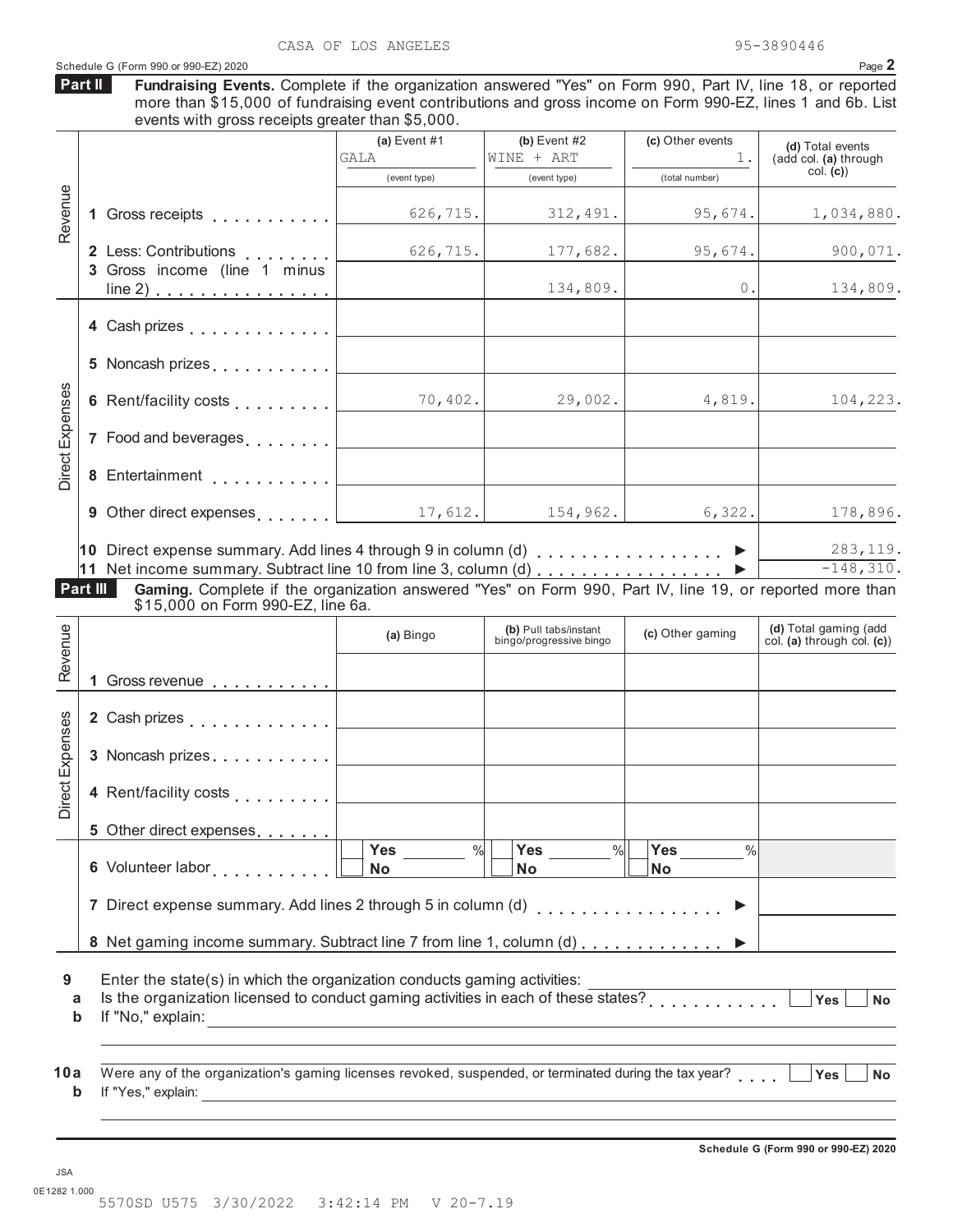CASA OF LOS ANGELES 95-3890446

Schedule G (Form 990 or 990-EZ) 2020

**Part II** **Fundraising Events.** Complete if the organization answered "Yes" on Form 990, Part IV, line 18, or reported more than $15,000 of fundraising event contributions and gross income on Form 990-EZ, lines 1 and 6b. List events with gross receipts greater than $5,000.

| | | (a) Event #1 GALA (event type) | (b) Event #2 WINE + ART (event type) | (c) Other events 1. (total number) | (d) Total events (add col. (a) through col. (c)) |
|---|---|---|---|---|---|
| Revenue | 1 Gross receipts | 626,715. | 312,491. | 95,674. | 1,034,880. |
| | 2 Less: Contributions | 626,715. | 177,682. | 95,674. | 900,071. |
| | 3 Gross income (line 1 minus line 2) | | 134,809. | 0. | 134,809. |
| Direct Expenses | 4 Cash prizes | | | | |
| | 5 Noncash prizes | | | | |
| | 6 Rent/facility costs | 70,402. | 29,002. | 4,819. | 104,223. |
| | 7 Food and beverages | | | | |
| | 8 Entertainment | | | | |
| | 9 Other direct expenses | 17,612. | 154,962. | 6,322. | 178,896. |
| | 10 Direct expense summary. Add lines 4 through 9 in column (d) | | | ▶ | 283,119. |
| | 11 Net income summary. Subtract line 10 from line 3, column (d) | | | ▶ | -148,310. |

**Part III** **Gaming.** Complete if the organization answered "Yes" on Form 990, Part IV, line 19, or reported more than $15,000 on Form 990-EZ, line 6a.

| | | (a) Bingo | (b) Pull tabs/instant bingo/progressive bingo | (c) Other gaming | (d) Total gaming (add col. (a) through col. (c)) |
|---|---|---|---|---|---|
| Revenue | 1 Gross revenue | | | | |
| Direct Expenses | 2 Cash prizes | | | | |
| | 3 Noncash prizes | | | | |
| | 4 Rent/facility costs | | | | |
| | 5 Other direct expenses | | | | |
| | 6 Volunteer labor | Yes ___ % No | Yes ___ % No | Yes ___ % No | |
| | 7 Direct expense summary. Add lines 2 through 5 in column (d) | | | ▶ | |
| | 8 Net gaming income summary. Subtract line 7 from line 1, column (d) | | | ▶ | |

**9** Enter the state(s) in which the organization conducts gaming activities: ____________

**a** Is the organization licensed to conduct gaming activities in each of these states? Yes / No

**b** If "No," explain: ____________

**10a** Were any of the organization's gaming licenses revoked, suspended, or terminated during the tax year? Yes / No

**b** If "Yes," explain: ____________

**Schedule G (Form 990 or 990-EZ) 2020**

JSA
0E1282 1.000
5570SD U575 3/30/2022 3:42:14 PM V 20-7.19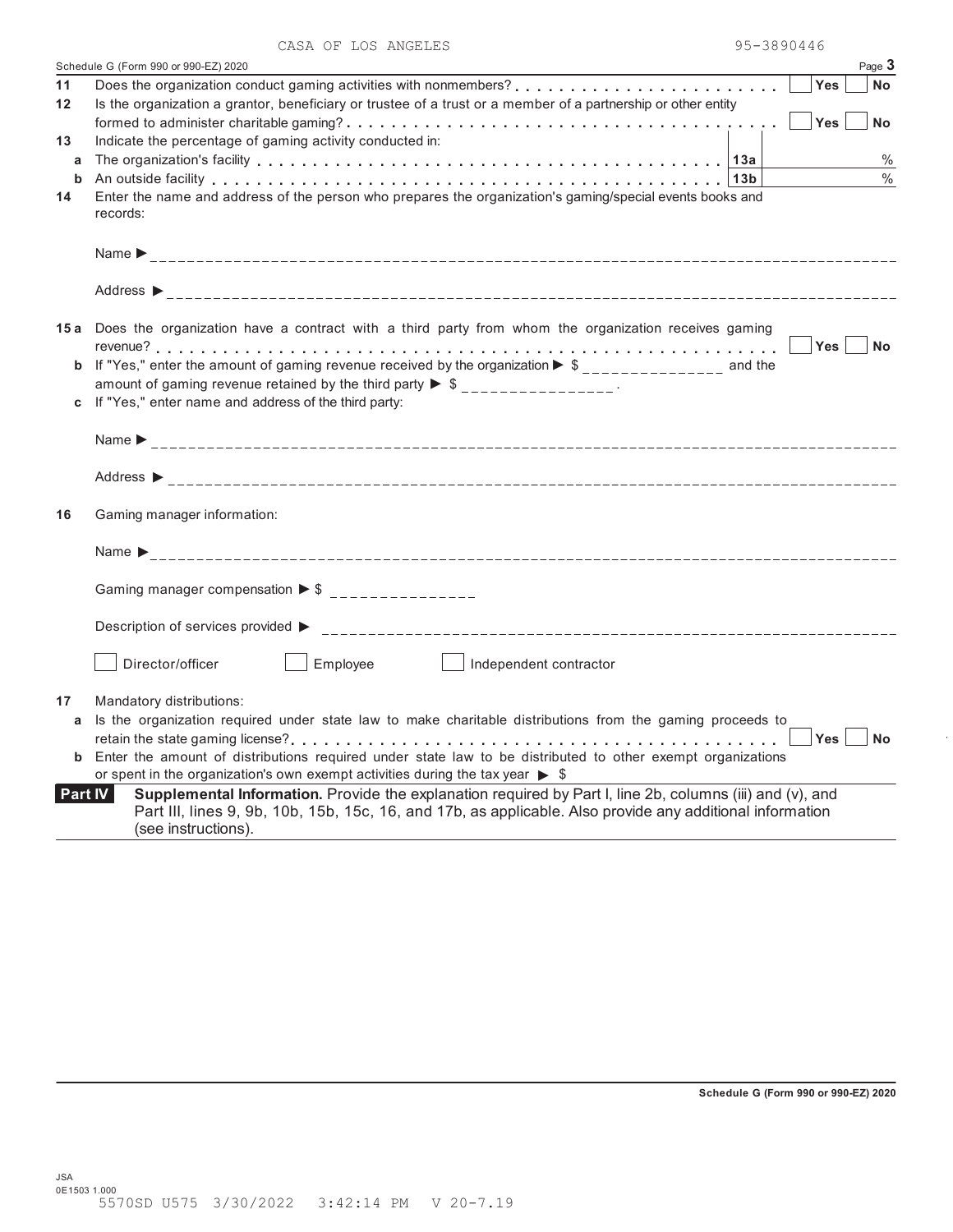CASA OF LOS ANGELES 95-3890446

Schedule G (Form 990 or 990-EZ) 2020 Page **3**

**11** Does the organization conduct gaming activities with nonmembers? . . . . . . . . . . . . . . . . . . . . . . . ☐ Yes ☐ No

**12** Is the organization a grantor, beneficiary or trustee of a trust or a member of a partnership or other entity formed to administer charitable gaming? . . . . . . . . . . . . . . . . . . . . . . . . . . . . . . . . . . . . ☐ Yes ☐ No

**13** Indicate the percentage of gaming activity conducted in:

**a** The organization's facility . . . . . . . . . . . . . . . . . . . . . . . . . . . . . . . . . . . . . . . . . **13a** %

**b** An outside facility . . . . . . . . . . . . . . . . . . . . . . . . . . . . . . . . . . . . . . . . . . . . . **13b** %

**14** Enter the name and address of the person who prepares the organization's gaming/special events books and records:

Name ▶ ____________________

Address ▶ ____________________

**15a** Does the organization have a contract with a third party from whom the organization receives gaming revenue? . . . . . . . . . . . . . . . . . . . . . . . . . . . . . . . . . . . . . . . . . . . . . . . . . . . ☐ Yes ☐ No

**b** If "Yes," enter the amount of gaming revenue received by the organization ▶ $ ______________ and the amount of gaming revenue retained by the third party ▶ $ ______________ .

**c** If "Yes," enter name and address of the third party:

Name ▶ ____________________

Address ▶ ____________________

**16** Gaming manager information:

Name ▶ ____________________

Gaming manager compensation ▶ $ ______________

Description of services provided ▶ ____________________

☐ Director/officer ☐ Employee ☐ Independent contractor

**17** Mandatory distributions:

**a** Is the organization required under state law to make charitable distributions from the gaming proceeds to retain the state gaming license? . . . . . . . . . . . . . . . . . . . . . . . . . . . . . . . . . . . . . . . ☐ Yes ☐ No

**b** Enter the amount of distributions required under state law to be distributed to other exempt organizations or spent in the organization's own exempt activities during the tax year ▶ $

**Part IV** **Supplemental Information.** Provide the explanation required by Part I, line 2b, columns (iii) and (v), and Part III, lines 9, 9b, 10b, 15b, 15c, 16, and 17b, as applicable. Also provide any additional information (see instructions).

**Schedule G (Form 990 or 990-EZ) 2020**

JSA
0E1503 1.000
5570SD U575 3/30/2022 3:42:14 PM V 20-7.19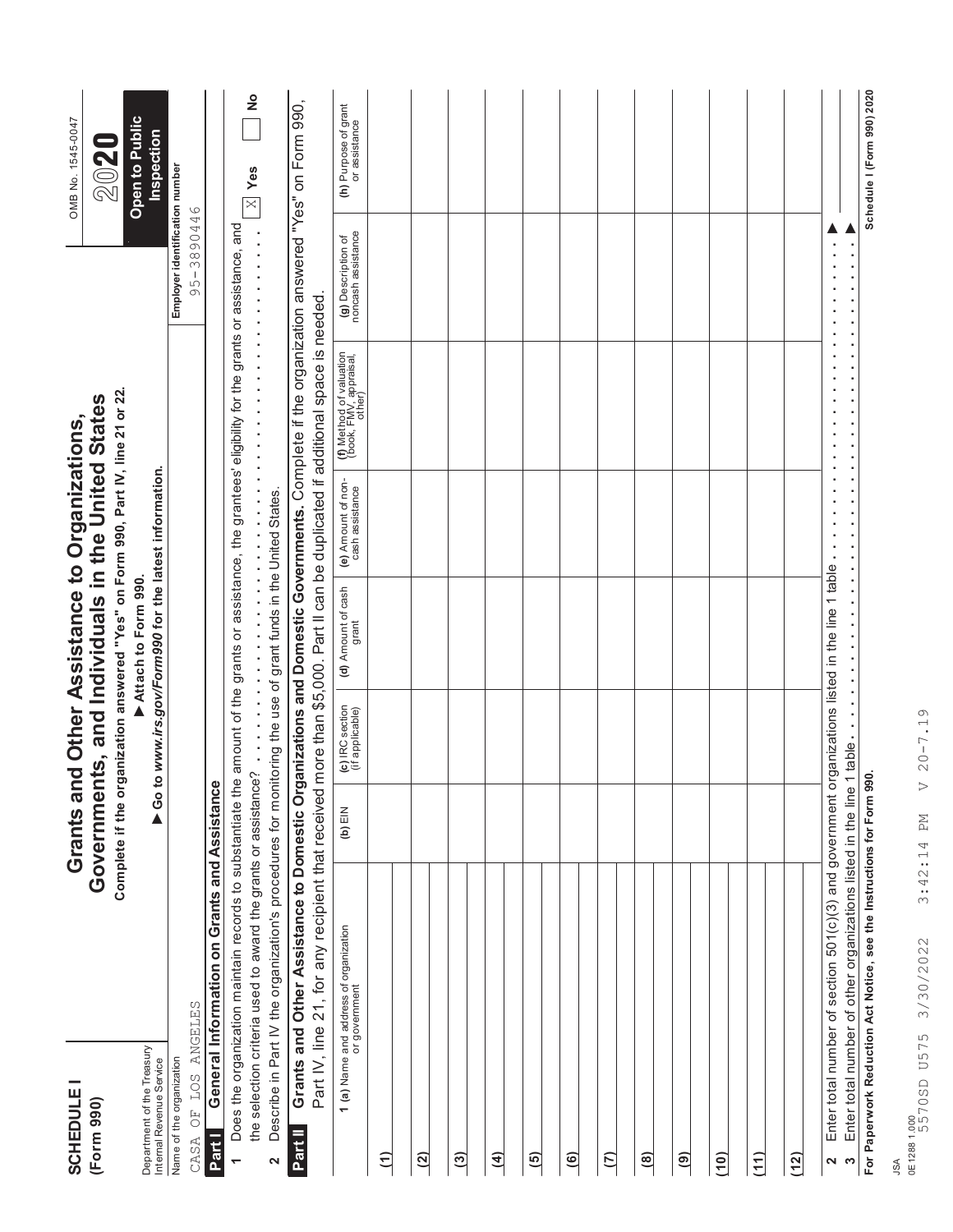**SCHEDULE I**
**(Form 990)**

Department of the Treasury
Internal Revenue Service

# Grants and Other Assistance to Organizations, Governments, and Individuals in the United States

**Complete if the organization answered "Yes" on Form 990, Part IV, line 21 or 22.**

▶ **Attach to Form 990.**

▶ **Go to *www.irs.gov/Form990* for the latest information.**

OMB No. 1545-0047

**2020**

**Open to Public Inspection**

Name of the organization: CASA OF LOS ANGELES

Employer identification number: 95-3890446

## Part I General Information on Grants and Assistance

1 Does the organization maintain records to substantiate the amount of the grants or assistance, the grantees' eligibility for the grants or assistance, and the selection criteria used to award the grants or assistance? . . . . . . . . . . . . . . . . . . . . . . . . . . . . . . . . . . . . . . X **Yes** ☐ **No**

2 Describe in Part IV the organization's procedures for monitoring the use of grant funds in the United States.

## Part II Grants and Other Assistance to Domestic Organizations and Domestic Governments. 

Complete if the organization answered "Yes" on Form 990, Part IV, line 21, for any recipient that received more than $5,000. Part II can be duplicated if additional space is needed.

| 1 (a) Name and address of organization or government | (b) EIN | (c) IRC section (if applicable) | (d) Amount of cash grant | (e) Amount of non-cash assistance | (f) Method of valuation (book, FMV, appraisal, other) | (g) Description of noncash assistance | (h) Purpose of grant or assistance |
|---|---|---|---|---|---|---|---|
| (1) | | | | | | | |
| (2) | | | | | | | |
| (3) | | | | | | | |
| (4) | | | | | | | |
| (5) | | | | | | | |
| (6) | | | | | | | |
| (7) | | | | | | | |
| (8) | | | | | | | |
| (9) | | | | | | | |
| (10) | | | | | | | |
| (11) | | | | | | | |
| (12) | | | | | | | |

2 Enter total number of section 501(c)(3) and government organizations listed in the line 1 table . . . . . . . . . . . . . . . . . . . . . . . . ▶

3 Enter total number of other organizations listed in the line 1 table . . . . . . . . . . . . . . . . . . . . . . . . . . . . . . . . . . . . ▶

**For Paperwork Reduction Act Notice, see the Instructions for Form 990.** **Schedule I (Form 990) 2020**

JSA
0E1288 1.000
5570SD U575 3/30/2022 3:42:14 PM V 20-7.19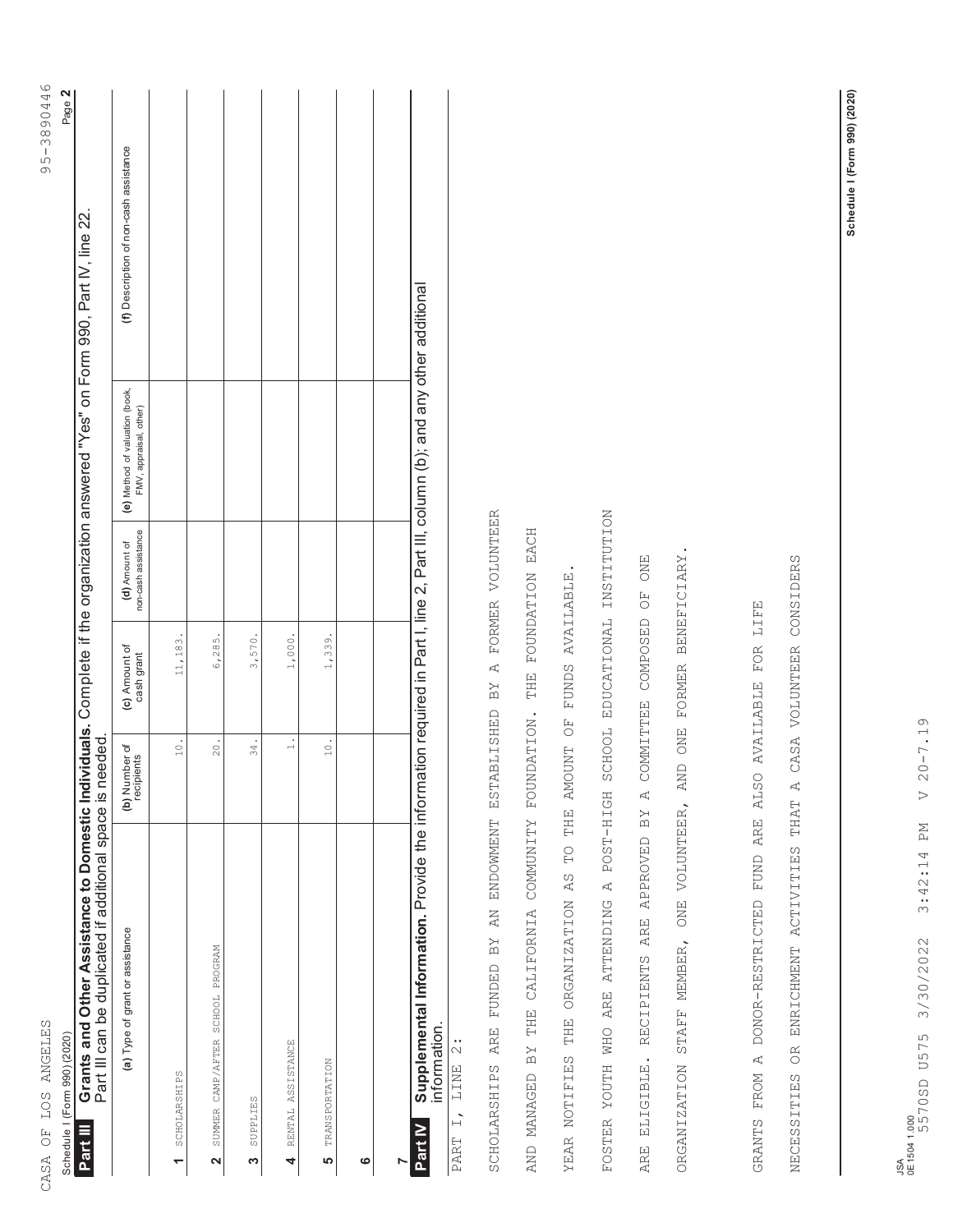CASA OF LOS ANGELES 95-3890446

Schedule I (Form 990) (2020)

## Part III Grants and Other Assistance to Domestic Individuals. Complete if the organization answered "Yes" on Form 990, Part IV, line 22.

Part III can be duplicated if additional space is needed.

| | (a) Type of grant or assistance | (b) Number of recipients | (c) Amount of cash grant | (d) Amount of non-cash assistance | (e) Method of valuation (book, FMV, appraisal, other) | (f) Description of non-cash assistance |
|---|---|---|---|---|---|---|
| 1 | SCHOLARSHIPS | 10. | 11,183. | | | |
| 2 | SUMMER CAMP/AFTER SCHOOL PROGRAM | 20. | 6,285. | | | |
| 3 | SUPPLIES | 34. | 3,570. | | | |
| 4 | RENTAL ASSISTANCE | 1. | 1,000. | | | |
| 5 | TRANSPORTATION | 10. | 1,339. | | | |
| 6 | | | | | | |
| 7 | | | | | | |

## Part IV Supplemental Information. Provide the information required in Part I, line 2, Part III, column (b); and any other additional information.

PART I, LINE 2:

SCHOLARSHIPS ARE FUNDED BY AN ENDOWMENT ESTABLISHED BY A FORMER VOLUNTEER AND MANAGED BY THE CALIFORNIA COMMUNITY FOUNDATION. THE FOUNDATION EACH YEAR NOTIFIES THE ORGANIZATION AS TO THE AMOUNT OF FUNDS AVAILABLE. FOSTER YOUTH WHO ARE ATTENDING A POST-HIGH SCHOOL EDUCATIONAL INSTITUTION ARE ELIGIBLE. RECIPIENTS ARE APPROVED BY A COMMITTEE COMPOSED OF ONE ORGANIZATION STAFF MEMBER, ONE VOLUNTEER, AND ONE FORMER BENEFICIARY.

GRANTS FROM A DONOR-RESTRICTED FUND ARE ALSO AVAILABLE FOR LIFE NECESSITIES OR ENRICHMENT ACTIVITIES THAT A CASA VOLUNTEER CONSIDERS

Schedule I (Form 990) (2020)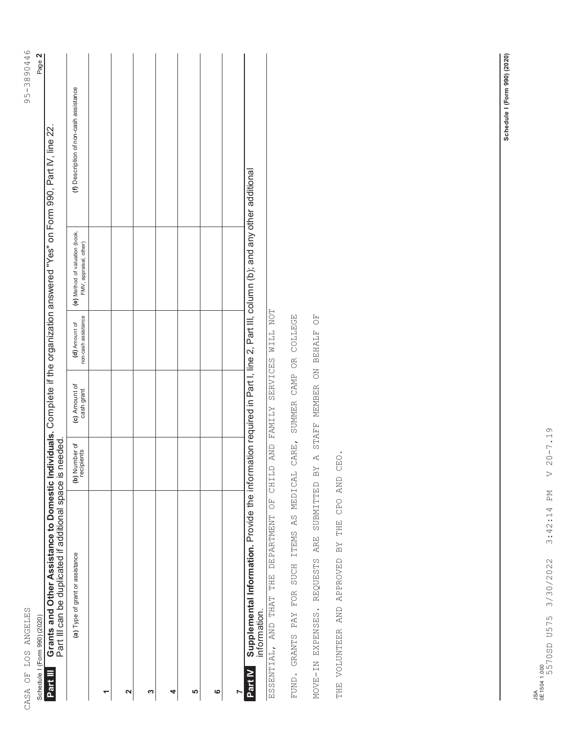CASA OF LOS ANGELES 95-3890446

Schedule I (Form 990) (2020) Page **2**

**Part III Grants and Other Assistance to Domestic Individuals.** Complete if the organization answered "Yes" on Form 990, Part IV, line 22. Part III can be duplicated if additional space is needed.

| | (a) Type of grant or assistance | (b) Number of recipients | (c) Amount of cash grant | (d) Amount of non-cash assistance | (e) Method of valuation (book, FMV, appraisal, other) | (f) Description of non-cash assistance |
|---|---|---|---|---|---|---|
| 1 | | | | | | |
| 2 | | | | | | |
| 3 | | | | | | |
| 4 | | | | | | |
| 5 | | | | | | |
| 6 | | | | | | |
| 7 | | | | | | |

**Part IV Supplemental Information.** Provide the information required in Part I, line 2, Part III, column (b); and any other additional information.

ESSENTIAL, AND THAT THE DEPARTMENT OF CHILD AND FAMILY SERVICES WILL NOT

FUND. GRANTS PAY FOR SUCH ITEMS AS MEDICAL CARE, SUMMER CAMP OR COLLEGE

MOVE-IN EXPENSES. REQUESTS ARE SUBMITTED BY A STAFF MEMBER ON BEHALF OF

THE VOLUNTEER AND APPROVED BY THE CPO AND CEO.

Schedule I (Form 990) (2020)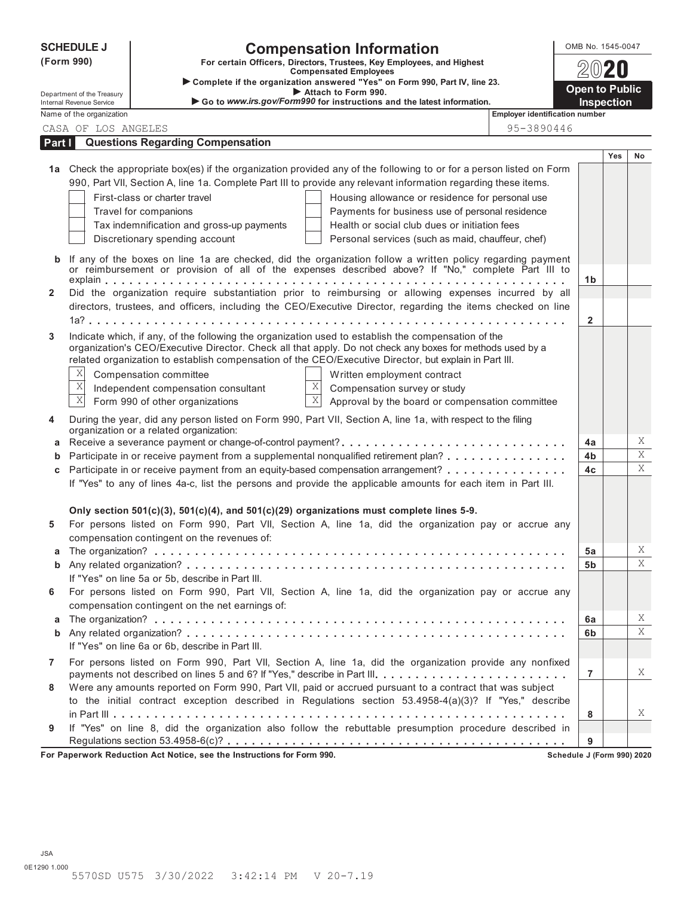**SCHEDULE J**
**(Form 990)**

Department of the Treasury
Internal Revenue Service

# Compensation Information

**For certain Officers, Directors, Trustees, Key Employees, and Highest Compensated Employees**

▶ **Complete if the organization answered "Yes" on Form 990, Part IV, line 23.**
▶ **Attach to Form 990.**
▶ **Go to *www.irs.gov/Form990* for instructions and the latest information.**

OMB No. 1545-0047

**2020**

**Open to Public Inspection**

Name of the organization: CASA OF LOS ANGELES

Employer identification number: 95-3890446

## Part I — Questions Regarding Compensation

| | | | Yes | No |
|---|---|---|---|---|
| **1a** | Check the appropriate box(es) if the organization provided any of the following to or for a person listed on Form 990, Part VII, Section A, line 1a. Complete Part III to provide any relevant information regarding these items.<br>☐ First-class or charter travel ☐ Housing allowance or residence for personal use<br>☐ Travel for companions ☐ Payments for business use of personal residence<br>☐ Tax indemnification and gross-up payments ☐ Health or social club dues or initiation fees<br>☐ Discretionary spending account ☐ Personal services (such as maid, chauffeur, chef) | | | |
| **b** | If any of the boxes on line 1a are checked, did the organization follow a written policy regarding payment or reimbursement or provision of all of the expenses described above? If "No," complete Part III to explain | **1b** | | |
| **2** | Did the organization require substantiation prior to reimbursing or allowing expenses incurred by all directors, trustees, and officers, including the CEO/Executive Director, regarding the items checked on line 1a? | **2** | | |
| **3** | Indicate which, if any, of the following the organization used to establish the compensation of the organization's CEO/Executive Director. Check all that apply. Do not check any boxes for methods used by a related organization to establish compensation of the CEO/Executive Director, but explain in Part III.<br>☒ Compensation committee ☒ Written employment contract<br>☒ Independent compensation consultant ☒ Compensation survey or study<br>☒ Form 990 of other organizations ☒ Approval by the board or compensation committee | | | |
| **4** | During the year, did any person listed on Form 990, Part VII, Section A, line 1a, with respect to the filing organization or a related organization: | | | |
| **a** | Receive a severance payment or change-of-control payment? | **4a** | | X |
| **b** | Participate in or receive payment from a supplemental nonqualified retirement plan? | **4b** | | X |
| **c** | Participate in or receive payment from an equity-based compensation arrangement? | **4c** | | X |
| | If "Yes" to any of lines 4a-c, list the persons and provide the applicable amounts for each item in Part III. | | | |
| | **Only section 501(c)(3), 501(c)(4), and 501(c)(29) organizations must complete lines 5-9.** | | | |
| **5** | For persons listed on Form 990, Part VII, Section A, line 1a, did the organization pay or accrue any compensation contingent on the revenues of: | | | |
| **a** | The organization? | **5a** | | X |
| **b** | Any related organization? | **5b** | | X |
| | If "Yes" on line 5a or 5b, describe in Part III. | | | |
| **6** | For persons listed on Form 990, Part VII, Section A, line 1a, did the organization pay or accrue any compensation contingent on the net earnings of: | | | |
| **a** | The organization? | **6a** | | X |
| **b** | Any related organization? | **6b** | | X |
| | If "Yes" on line 6a or 6b, describe in Part III. | | | |
| **7** | For persons listed on Form 990, Part VII, Section A, line 1a, did the organization provide any nonfixed payments not described on lines 5 and 6? If "Yes," describe in Part III | **7** | | X |
| **8** | Were any amounts reported on Form 990, Part VII, paid or accrued pursuant to a contract that was subject to the initial contract exception described in Regulations section 53.4958-4(a)(3)? If "Yes," describe in Part III | **8** | | X |
| **9** | If "Yes" on line 8, did the organization also follow the rebuttable presumption procedure described in Regulations section 53.4958-6(c)? | **9** | | |

**For Paperwork Reduction Act Notice, see the Instructions for Form 990.** **Schedule J (Form 990) 2020**

JSA
0E1290 1.000
5570SD U575 3/30/2022 3:42:14 PM V 20-7.19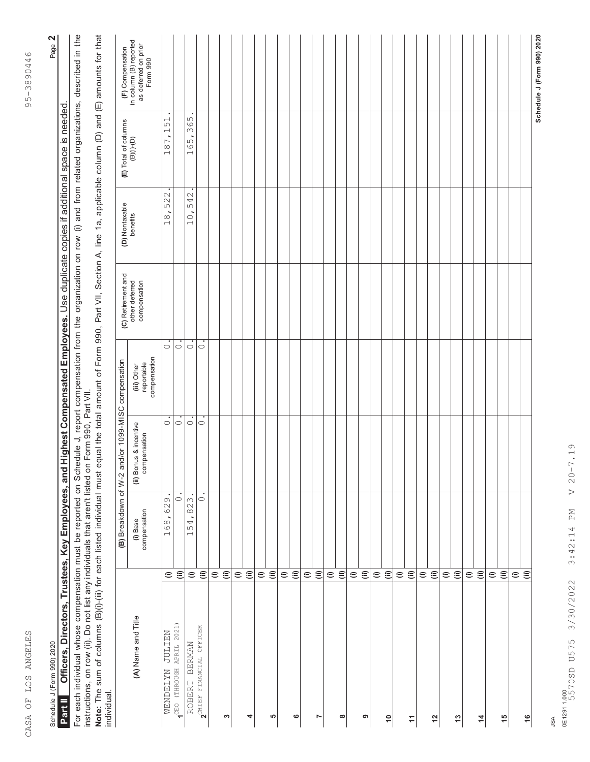Schedule J (Form 990) 2020

CASA OF LOS ANGELES 95-3890446

**Part II** **Officers, Directors, Trustees, Key Employees, and Highest Compensated Employees.** Use duplicate copies if additional space is needed.

For each individual whose compensation must be reported on Schedule J, report compensation from the organization on row (i) and from related organizations, described in the instructions, on row (ii). Do not list any individuals that aren't listed on Form 990, Part VII.

**Note:** The sum of columns (B)(i)-(iii) for each listed individual must equal the total amount of Form 990, Part VII, Section A, line 1a, applicable column (D) and (E) amounts for that individual.

| (A) Name and Title | | (B) Breakdown of W-2 and/or 1099-MISC compensation | | | (C) Retirement and other deferred compensation | (D) Nontaxable benefits | (E) Total of columns (B)(i)-(D) | (F) Compensation in column (B) reported as deferred on prior Form 990 |
|---|---|---|---|---|---|---|---|---|
| | | (i) Base compensation | (ii) Bonus & incentive compensation | (iii) Other reportable compensation | | | | |
| 1 WENDELYN JULIEN CEO (THROUGH APRIL 2021) | (i) | 168,629. | 0. | 0. | | 18,522. | 187,151. | |
| | (ii) | 0. | 0. | 0. | | | | |
| 2 ROBERT BERMAN CHIEF FINANCIAL OFFICER | (i) | 154,823. | 0. | 0. | | 10,542. | 165,365. | |
| | (ii) | 0. | 0. | 0. | | | | |
| 3 | (i) | | | | | | | |
| | (ii) | | | | | | | |
| 4 | (i) | | | | | | | |
| | (ii) | | | | | | | |
| 5 | (i) | | | | | | | |
| | (ii) | | | | | | | |
| 6 | (i) | | | | | | | |
| | (ii) | | | | | | | |
| 7 | (i) | | | | | | | |
| | (ii) | | | | | | | |
| 8 | (i) | | | | | | | |
| | (ii) | | | | | | | |
| 9 | (i) | | | | | | | |
| | (ii) | | | | | | | |
| 10 | (i) | | | | | | | |
| | (ii) | | | | | | | |
| 11 | (i) | | | | | | | |
| | (ii) | | | | | | | |
| 12 | (i) | | | | | | | |
| | (ii) | | | | | | | |
| 13 | (i) | | | | | | | |
| | (ii) | | | | | | | |
| 14 | (i) | | | | | | | |
| | (ii) | | | | | | | |
| 15 | (i) | | | | | | | |
| | (ii) | | | | | | | |
| 16 | (i) | | | | | | | |
| | (ii) | | | | | | | |

Schedule J (Form 990) 2020

JSA
0E1291 1.000
5570SD U575 3/30/2022 3:42:14 PM V 20-7.19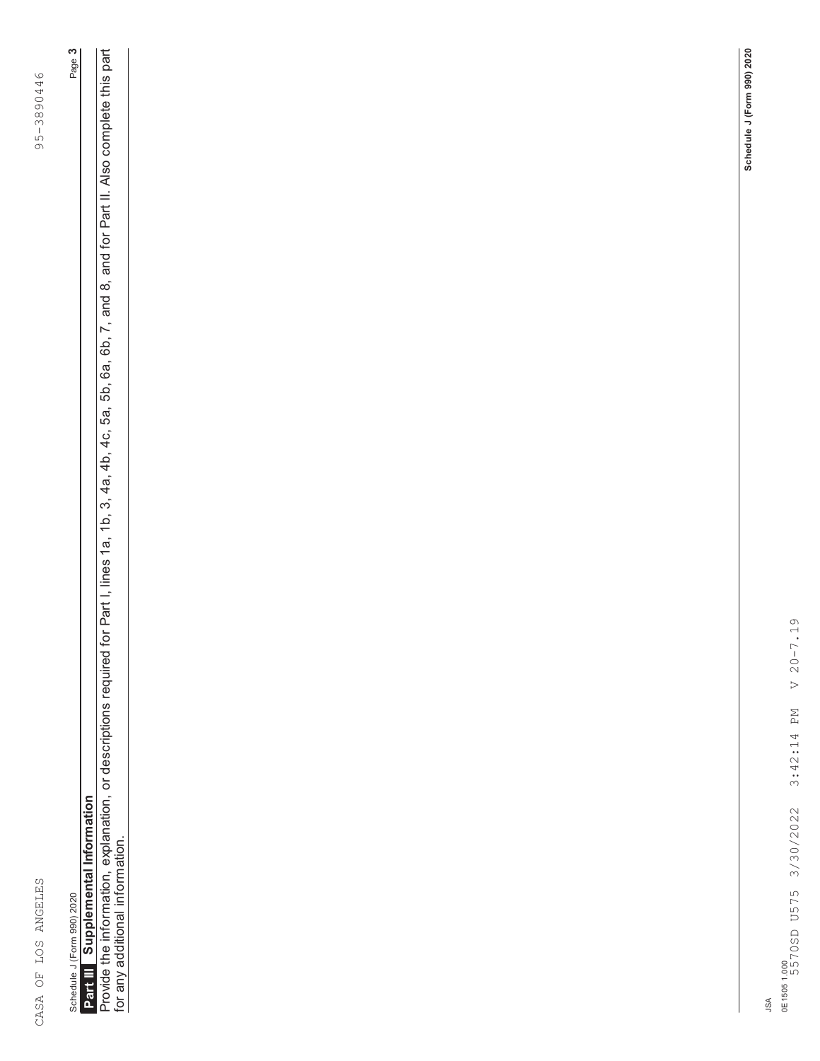CASA OF LOS ANGELES 95-3890446

Schedule J (Form 990) 2020

## Part III Supplemental Information

Provide the information, explanation, or descriptions required for Part I, lines 1a, 1b, 3, 4a, 4b, 4c, 5a, 5b, 6a, 6b, 7, and 8, and for Part II. Also complete this part for any additional information.

Schedule J (Form 990) 2020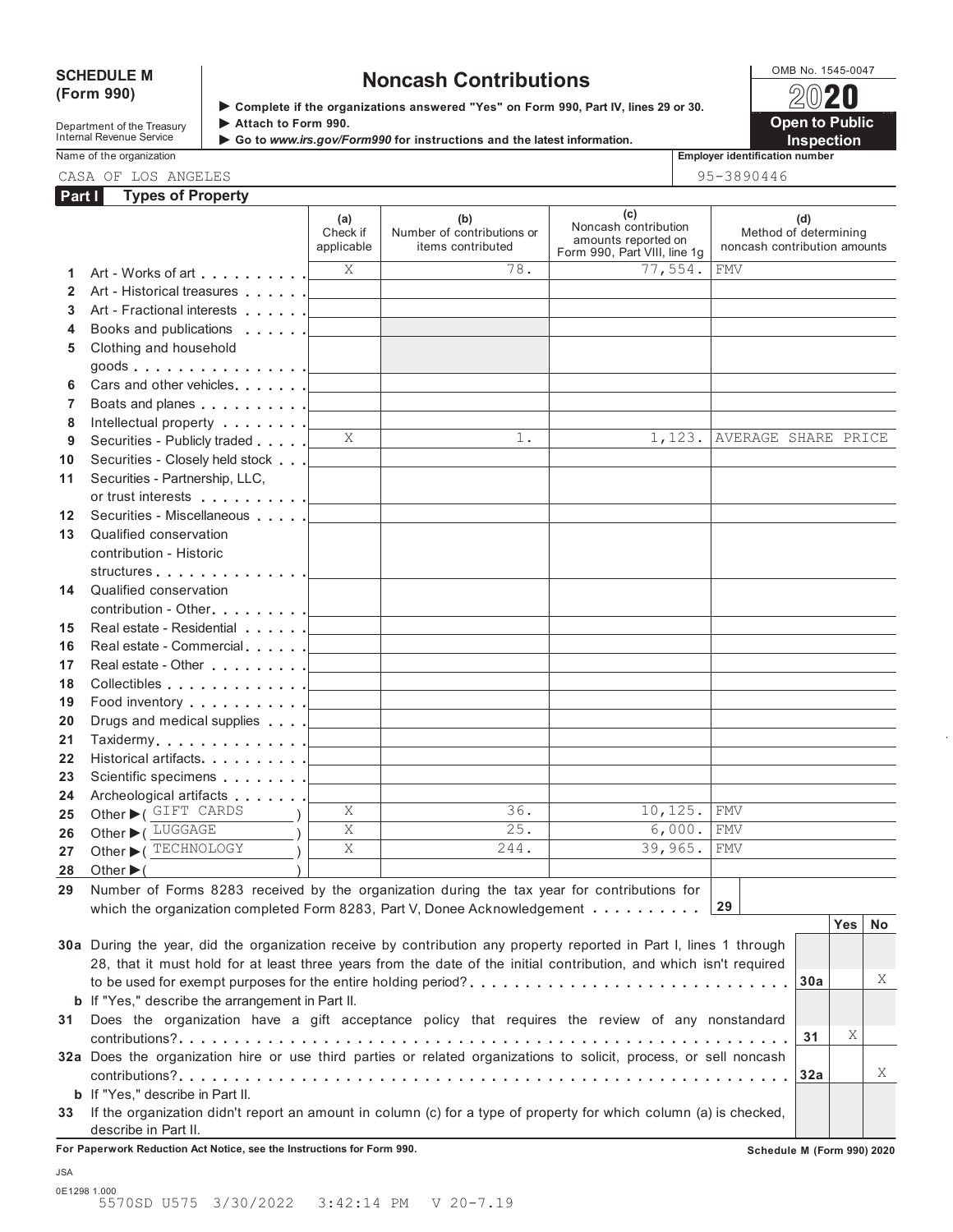**SCHEDULE M (Form 990)**

Department of the Treasury
Internal Revenue Service

# Noncash Contributions

▶ Complete if the organizations answered "Yes" on Form 990, Part IV, lines 29 or 30.
▶ Attach to Form 990.
▶ Go to *www.irs.gov/Form990* for instructions and the latest information.

OMB No. 1545-0047

**2020**

**Open to Public Inspection**

Name of the organization: CASA OF LOS ANGELES

Employer identification number: 95-3890446

## Part I Types of Property

| | | (a) Check if applicable | (b) Number of contributions or items contributed | (c) Noncash contribution amounts reported on Form 990, Part VIII, line 1g | (d) Method of determining noncash contribution amounts |
|---|---|---|---|---|---|
| 1 | Art - Works of art | X | 78. | 77,554. | FMV |
| 2 | Art - Historical treasures | | | | |
| 3 | Art - Fractional interests | | | | |
| 4 | Books and publications | | | | |
| 5 | Clothing and household goods | | | | |
| 6 | Cars and other vehicles | | | | |
| 7 | Boats and planes | | | | |
| 8 | Intellectual property | | | | |
| 9 | Securities - Publicly traded | X | 1. | 1,123. | AVERAGE SHARE PRICE |
| 10 | Securities - Closely held stock | | | | |
| 11 | Securities - Partnership, LLC, or trust interests | | | | |
| 12 | Securities - Miscellaneous | | | | |
| 13 | Qualified conservation contribution - Historic structures | | | | |
| 14 | Qualified conservation contribution - Other | | | | |
| 15 | Real estate - Residential | | | | |
| 16 | Real estate - Commercial | | | | |
| 17 | Real estate - Other | | | | |
| 18 | Collectibles | | | | |
| 19 | Food inventory | | | | |
| 20 | Drugs and medical supplies | | | | |
| 21 | Taxidermy | | | | |
| 22 | Historical artifacts | | | | |
| 23 | Scientific specimens | | | | |
| 24 | Archeological artifacts | | | | |
| 25 | Other ▶ ( GIFT CARDS ) | X | 36. | 10,125. | FMV |
| 26 | Other ▶ ( LUGGAGE ) | X | 25. | 6,000. | FMV |
| 27 | Other ▶ ( TECHNOLOGY ) | X | 244. | 39,965. | FMV |
| 28 | Other ▶ ( ) | | | | |

29 Number of Forms 8283 received by the organization during the tax year for contributions for which the organization completed Form 8283, Part V, Donee Acknowledgement . . . . . . . . . . **29**

| | | | Yes | No |
|---|---|---|---|---|
| 30a | During the year, did the organization receive by contribution any property reported in Part I, lines 1 through 28, that it must hold for at least three years from the date of the initial contribution, and which isn't required to be used for exempt purposes for the entire holding period? | 30a | | X |
| b | If "Yes," describe the arrangement in Part II. | | | |
| 31 | Does the organization have a gift acceptance policy that requires the review of any nonstandard contributions? | 31 | X | |
| 32a | Does the organization hire or use third parties or related organizations to solicit, process, or sell noncash contributions? | 32a | | X |
| b | If "Yes," describe in Part II. | | | |
| 33 | If the organization didn't report an amount in column (c) for a type of property for which column (a) is checked, describe in Part II. | | | |

**For Paperwork Reduction Act Notice, see the Instructions for Form 990.** **Schedule M (Form 990) 2020**

JSA
0E1298 1.000
5570SD U575 3/30/2022 3:42:14 PM V 20-7.19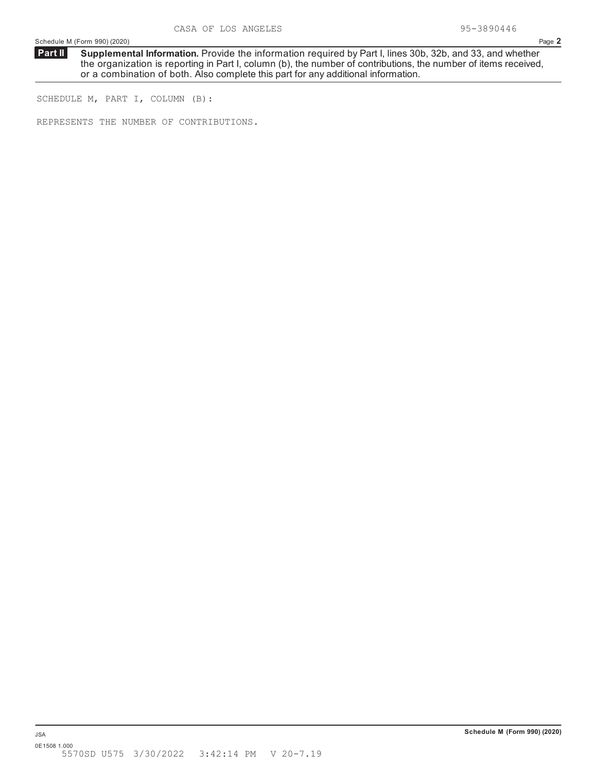## Part II Supplemental Information.

**Supplemental Information.** Provide the information required by Part I, lines 30b, 32b, and 33, and whether the organization is reporting in Part I, column (b), the number of contributions, the number of items received, or a combination of both. Also complete this part for any additional information.

SCHEDULE M, PART I, COLUMN (B):

REPRESENTS THE NUMBER OF CONTRIBUTIONS.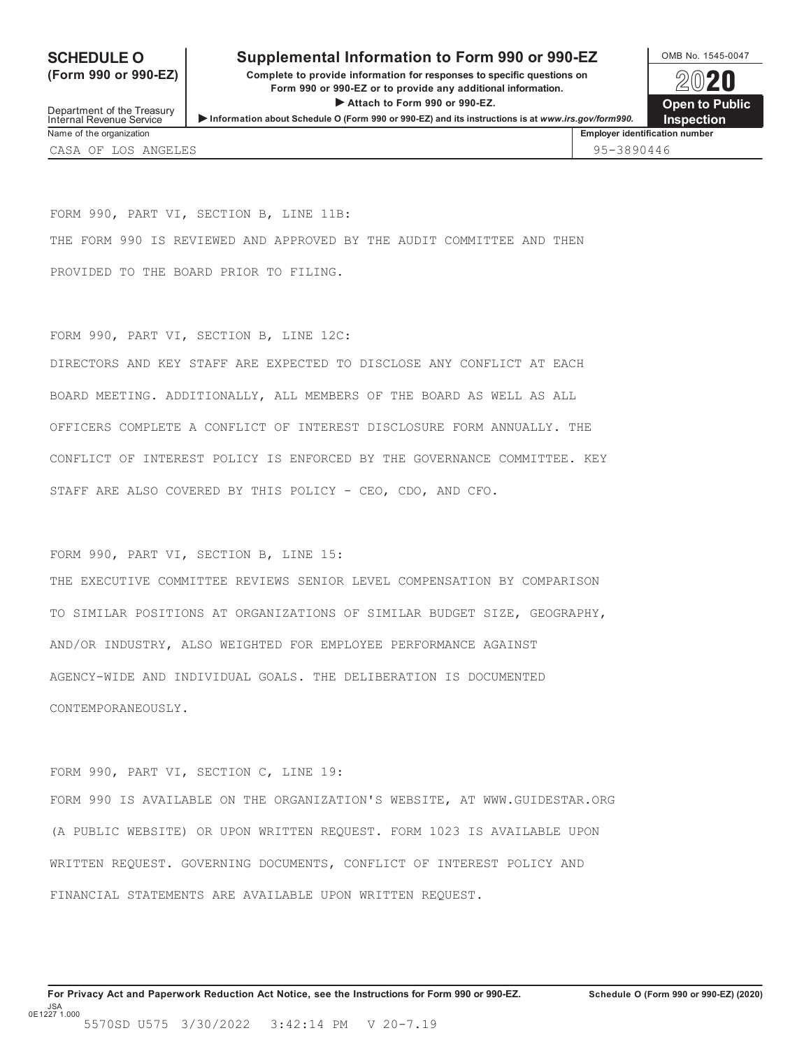# SCHEDULE O (Form 990 or 990-EZ)

## Supplemental Information to Form 990 or 990-EZ

**Complete to provide information for responses to specific questions on Form 990 or 990-EZ or to provide any additional information.**

▶ **Attach to Form 990 or 990-EZ.**

▶ **Information about Schedule O (Form 990 or 990-EZ) and its instructions is at** ***www.irs.gov/form990.***

Department of the Treasury
Internal Revenue Service

OMB No. 1545-0047

**2020**

**Open to Public Inspection**

| Name of the organization | Employer identification number |
|---|---|
| CASA OF LOS ANGELES | 95-3890446 |

FORM 990, PART VI, SECTION B, LINE 11B:

THE FORM 990 IS REVIEWED AND APPROVED BY THE AUDIT COMMITTEE AND THEN PROVIDED TO THE BOARD PRIOR TO FILING.

FORM 990, PART VI, SECTION B, LINE 12C:

DIRECTORS AND KEY STAFF ARE EXPECTED TO DISCLOSE ANY CONFLICT AT EACH BOARD MEETING. ADDITIONALLY, ALL MEMBERS OF THE BOARD AS WELL AS ALL OFFICERS COMPLETE A CONFLICT OF INTEREST DISCLOSURE FORM ANNUALLY. THE CONFLICT OF INTEREST POLICY IS ENFORCED BY THE GOVERNANCE COMMITTEE. KEY STAFF ARE ALSO COVERED BY THIS POLICY - CEO, CDO, AND CFO.

FORM 990, PART VI, SECTION B, LINE 15:

THE EXECUTIVE COMMITTEE REVIEWS SENIOR LEVEL COMPENSATION BY COMPARISON TO SIMILAR POSITIONS AT ORGANIZATIONS OF SIMILAR BUDGET SIZE, GEOGRAPHY, AND/OR INDUSTRY, ALSO WEIGHTED FOR EMPLOYEE PERFORMANCE AGAINST AGENCY-WIDE AND INDIVIDUAL GOALS. THE DELIBERATION IS DOCUMENTED CONTEMPORANEOUSLY.

FORM 990, PART VI, SECTION C, LINE 19:

FORM 990 IS AVAILABLE ON THE ORGANIZATION'S WEBSITE, AT WWW.GUIDESTAR.ORG (A PUBLIC WEBSITE) OR UPON WRITTEN REQUEST. FORM 1023 IS AVAILABLE UPON WRITTEN REQUEST. GOVERNING DOCUMENTS, CONFLICT OF INTEREST POLICY AND FINANCIAL STATEMENTS ARE AVAILABLE UPON WRITTEN REQUEST.

**For Privacy Act and Paperwork Reduction Act Notice, see the Instructions for Form 990 or 990-EZ.** **Schedule O (Form 990 or 990-EZ) (2020)**

JSA
0E1227 1.000
5570SD U575 3/30/2022 3:42:14 PM V 20-7.19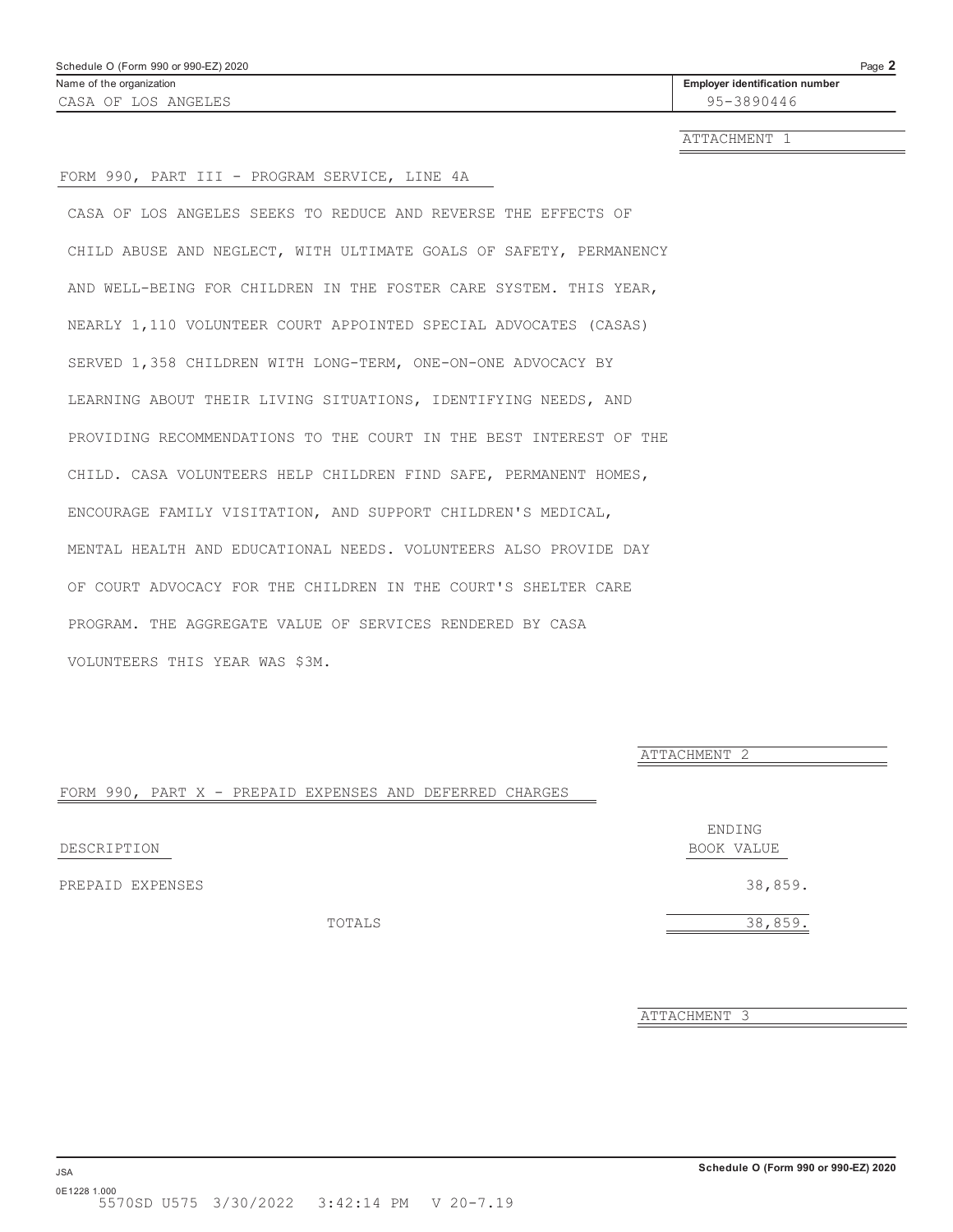Name of the organization: CASA OF LOS ANGELES

Employer identification number: 95-3890446

ATTACHMENT 1

FORM 990, PART III - PROGRAM SERVICE, LINE 4A

CASA OF LOS ANGELES SEEKS TO REDUCE AND REVERSE THE EFFECTS OF CHILD ABUSE AND NEGLECT, WITH ULTIMATE GOALS OF SAFETY, PERMANENCY AND WELL-BEING FOR CHILDREN IN THE FOSTER CARE SYSTEM. THIS YEAR, NEARLY 1,110 VOLUNTEER COURT APPOINTED SPECIAL ADVOCATES (CASAS) SERVED 1,358 CHILDREN WITH LONG-TERM, ONE-ON-ONE ADVOCACY BY LEARNING ABOUT THEIR LIVING SITUATIONS, IDENTIFYING NEEDS, AND PROVIDING RECOMMENDATIONS TO THE COURT IN THE BEST INTEREST OF THE CHILD. CASA VOLUNTEERS HELP CHILDREN FIND SAFE, PERMANENT HOMES, ENCOURAGE FAMILY VISITATION, AND SUPPORT CHILDREN'S MEDICAL, MENTAL HEALTH AND EDUCATIONAL NEEDS. VOLUNTEERS ALSO PROVIDE DAY OF COURT ADVOCACY FOR THE CHILDREN IN THE COURT'S SHELTER CARE PROGRAM. THE AGGREGATE VALUE OF SERVICES RENDERED BY CASA VOLUNTEERS THIS YEAR WAS $3M.

ATTACHMENT 2

FORM 990, PART X - PREPAID EXPENSES AND DEFERRED CHARGES

| DESCRIPTION | ENDING BOOK VALUE |
|---|---|
| PREPAID EXPENSES | 38,859. |
| TOTALS | 38,859. |

ATTACHMENT 3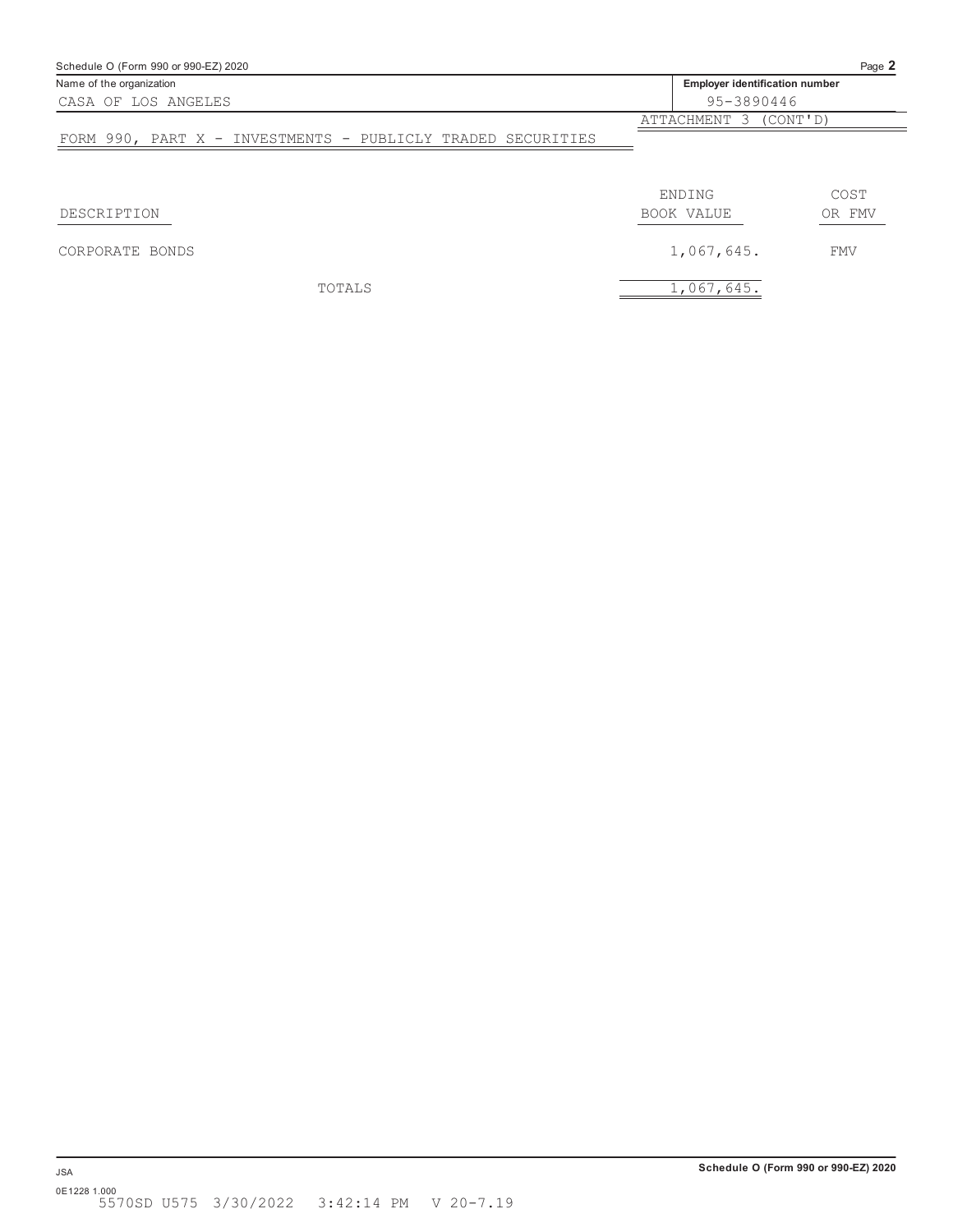Name of the organization: CASA OF LOS ANGELES

Employer identification number: 95-3890446

ATTACHMENT 3 (CONT'D)

FORM 990, PART X - INVESTMENTS - PUBLICLY TRADED SECURITIES

| DESCRIPTION | ENDING BOOK VALUE | COST OR FMV |
|---|---|---|
| CORPORATE BONDS | 1,067,645. | FMV |
| TOTALS | 1,067,645. | |